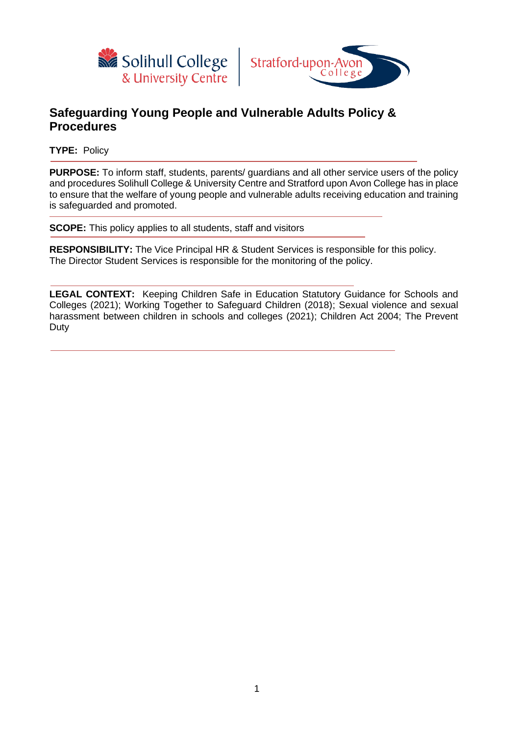# Safeguarding Young People and Vulnerable Adults Policy & Procedures

**TYPE:** Policy

---

**PURPOSE:** To inform staff, students, parents/ guardians and all other service users of the policy and procedures Solihull College & University Centre and Stratford upon Avon College has in place to ensure that the welfare of young people and vulnerable adults receiving education and training is safeguarded and promoted.

---

**SCOPE:** This policy applies to all students, staff and visitors

---

**RESPONSIBILITY:** The Vice Principal HR & Student Services is responsible for this policy. The Director Student Services is responsible for the monitoring of the policy.

---

**LEGAL CONTEXT:** Keeping Children Safe in Education Statutory Guidance for Schools and Colleges (2021); Working Together to Safeguard Children (2018); Sexual violence and sexual harassment between children in schools and colleges (2021); Children Act 2004; The Prevent Duty

---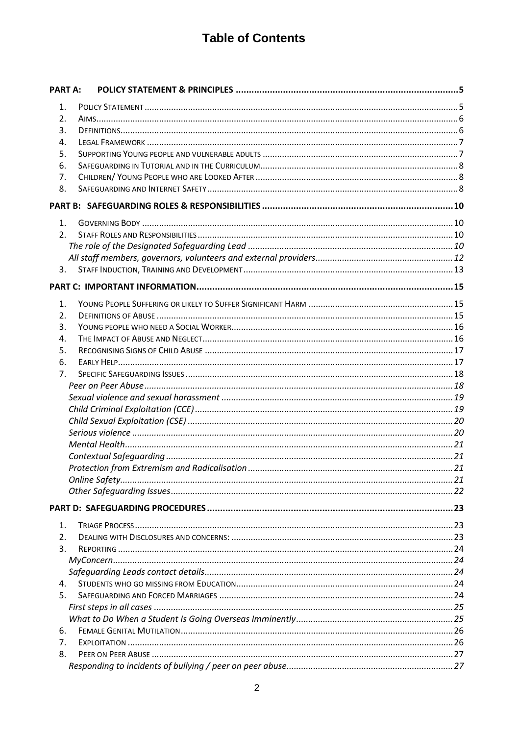# Table of Contents

**PART A: POLICY STATEMENT & PRINCIPLES** ..... 5

1. Policy Statement ..... 5
2. Aims ..... 6
3. Definitions ..... 6
4. Legal Framework ..... 7
5. Supporting Young people and vulnerable adults ..... 7
6. Safeguarding in Tutorial and in the Curriculum ..... 8
7. Children/ Young People who are Looked After ..... 8
8. Safeguarding and Internet Safety ..... 8

**PART B: SAFEGUARDING ROLES & RESPONSIBILITIES** ..... 10

1. Governing Body ..... 10
2. Staff Roles and Responsibilities ..... 10
   - *The role of the Designated Safeguarding Lead* ..... 10
   - *All staff members, governors, volunteers and external providers* ..... 12
3. Staff Induction, Training and Development ..... 13

**PART C: IMPORTANT INFORMATION** ..... 15

1. Young People Suffering or likely to Suffer Significant Harm ..... 15
2. Definitions of Abuse ..... 15
3. Young people who need a Social Worker ..... 16
4. The Impact of Abuse and Neglect ..... 16
5. Recognising Signs of Child Abuse ..... 17
6. Early Help ..... 17
7. Specific Safeguarding Issues ..... 18
   - *Peer on Peer Abuse* ..... 18
   - *Sexual violence and sexual harassment* ..... 19
   - *Child Criminal Exploitation (CCE)* ..... 19
   - *Child Sexual Exploitation (CSE)* ..... 20
   - *Serious violence* ..... 20
   - *Mental Health* ..... 21
   - *Contextual Safeguarding* ..... 21
   - *Protection from Extremism and Radicalisation* ..... 21
   - *Online Safety* ..... 21
   - *Other Safeguarding Issues* ..... 22

**PART D: SAFEGUARDING PROCEDURES** ..... 23

1. Triage Process ..... 23
2. Dealing with Disclosures and concerns: ..... 23
3. Reporting ..... 24
   - *MyConcern* ..... 24
   - *Safeguarding Leads contact details* ..... 24
4. Students who go missing from Education ..... 24
5. Safeguarding and Forced Marriages ..... 24
   - *First steps in all cases* ..... 25
   - *What to Do When a Student Is Going Overseas Imminently* ..... 25
6. Female Genital Mutilation ..... 26
7. Exploitation ..... 26
8. Peer on Peer Abuse ..... 27
   - *Responding to incidents of bullying / peer on peer abuse* ..... 27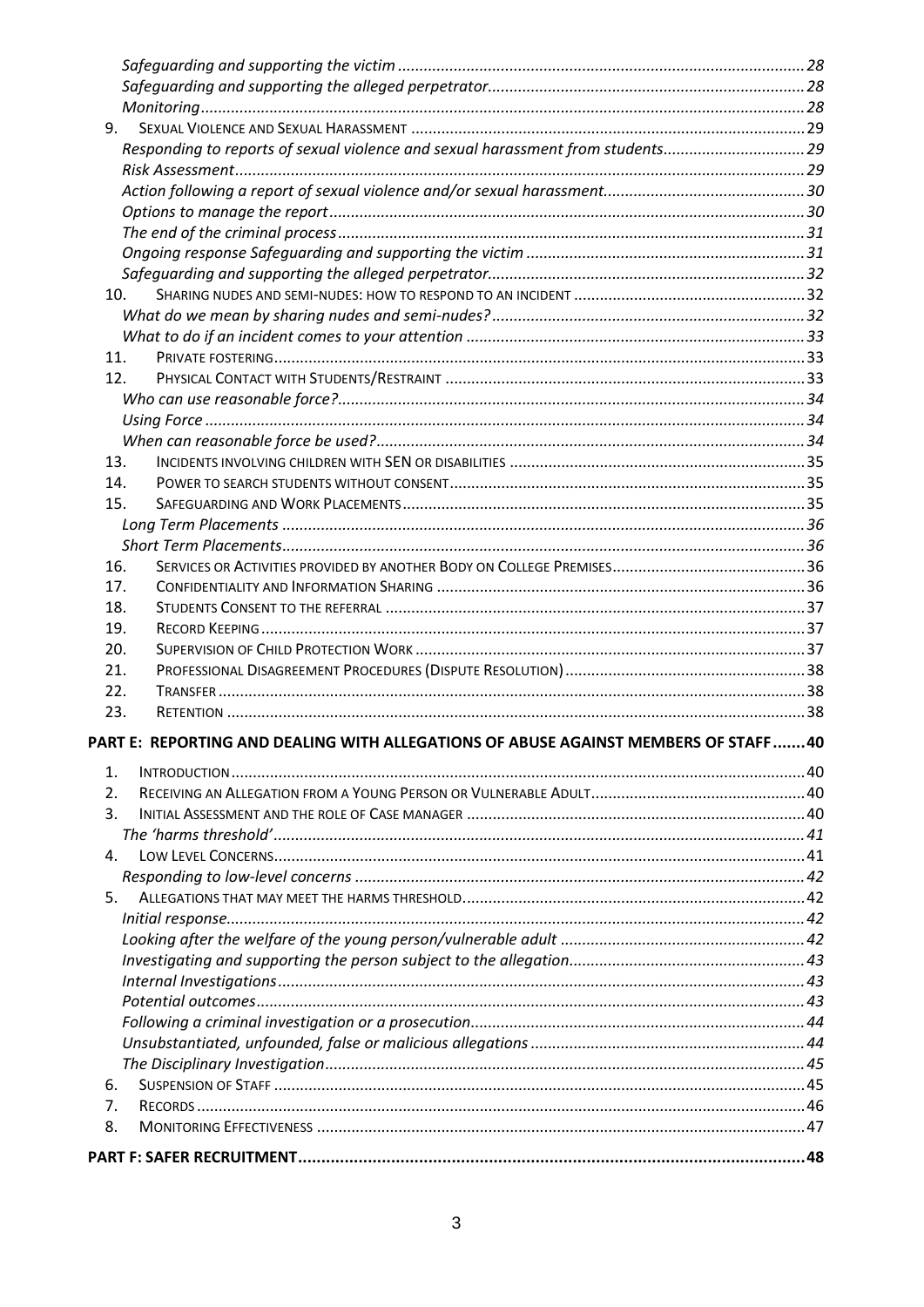*Safeguarding and supporting the victim* ........ 28
*Safeguarding and supporting the alleged perpetrator* ........ 28
*Monitoring* ........ 28

9. SEXUAL VIOLENCE AND SEXUAL HARASSMENT ........ 29
   *Responding to reports of sexual violence and sexual harassment from students* ........ 29
   *Risk Assessment* ........ 29
   *Action following a report of sexual violence and/or sexual harassment* ........ 30
   *Options to manage the report* ........ 30
   *The end of the criminal process* ........ 31
   *Ongoing response Safeguarding and supporting the victim* ........ 31
   *Safeguarding and supporting the alleged perpetrator* ........ 32
10. SHARING NUDES AND SEMI-NUDES: HOW TO RESPOND TO AN INCIDENT ........ 32
   *What do we mean by sharing nudes and semi-nudes?* ........ 32
   *What to do if an incident comes to your attention* ........ 33
11. PRIVATE FOSTERING ........ 33
12. PHYSICAL CONTACT WITH STUDENTS/RESTRAINT ........ 33
   *Who can use reasonable force?* ........ 34
   *Using Force* ........ 34
   *When can reasonable force be used?* ........ 34
13. INCIDENTS INVOLVING CHILDREN WITH SEN OR DISABILITIES ........ 35
14. POWER TO SEARCH STUDENTS WITHOUT CONSENT ........ 35
15. SAFEGUARDING AND WORK PLACEMENTS ........ 35
   *Long Term Placements* ........ 36
   *Short Term Placements* ........ 36
16. SERVICES OR ACTIVITIES PROVIDED BY ANOTHER BODY ON COLLEGE PREMISES ........ 36
17. CONFIDENTIALITY AND INFORMATION SHARING ........ 36
18. STUDENTS CONSENT TO THE REFERRAL ........ 37
19. RECORD KEEPING ........ 37
20. SUPERVISION OF CHILD PROTECTION WORK ........ 37
21. PROFESSIONAL DISAGREEMENT PROCEDURES (DISPUTE RESOLUTION) ........ 38
22. TRANSFER ........ 38
23. RETENTION ........ 38

**PART E: REPORTING AND DEALING WITH ALLEGATIONS OF ABUSE AGAINST MEMBERS OF STAFF ........ 40**

1. INTRODUCTION ........ 40
2. RECEIVING AN ALLEGATION FROM A YOUNG PERSON OR VULNERABLE ADULT ........ 40
3. INITIAL ASSESSMENT AND THE ROLE OF CASE MANAGER ........ 40
   *The 'harms threshold'* ........ 41
4. LOW LEVEL CONCERNS ........ 41
   *Responding to low-level concerns* ........ 42
5. ALLEGATIONS THAT MAY MEET THE HARMS THRESHOLD ........ 42
   *Initial response* ........ 42
   *Looking after the welfare of the young person/vulnerable adult* ........ 42
   *Investigating and supporting the person subject to the allegation* ........ 43
   *Internal Investigations* ........ 43
   *Potential outcomes* ........ 43
   *Following a criminal investigation or a prosecution* ........ 44
   *Unsubstantiated, unfounded, false or malicious allegations* ........ 44
   *The Disciplinary Investigation* ........ 45
6. SUSPENSION OF STAFF ........ 45
7. RECORDS ........ 46
8. MONITORING EFFECTIVENESS ........ 47

**PART F: SAFER RECRUITMENT ........ 48**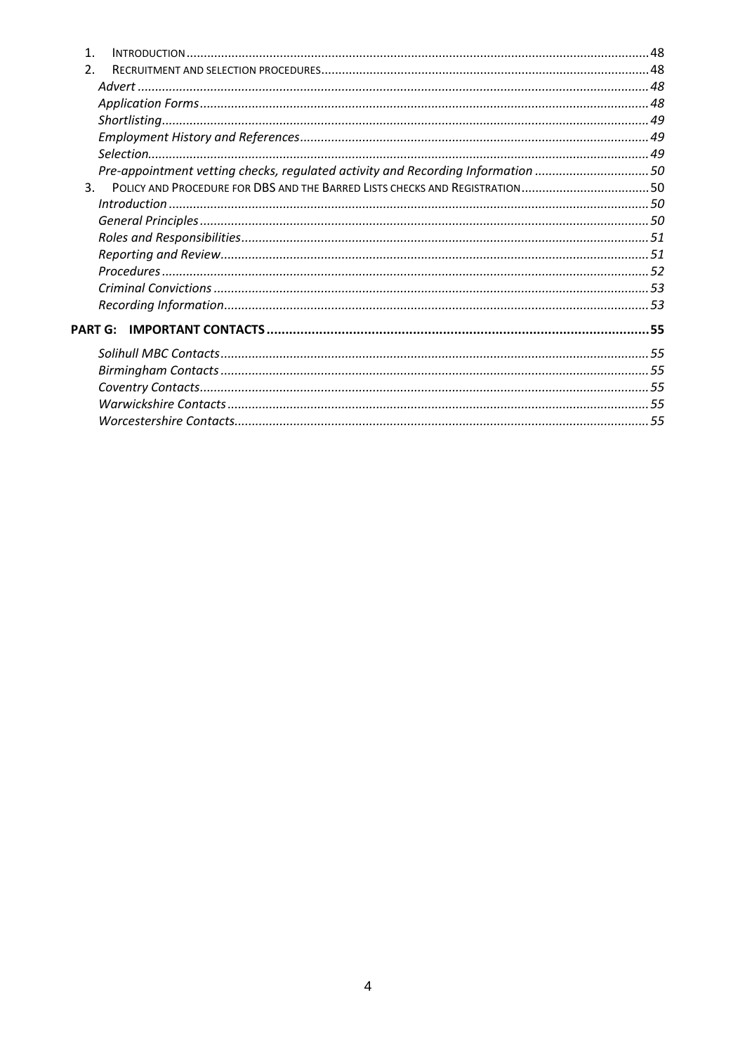1. Introduction ..... 48
2. Recruitment and selection procedures ..... 48
   - *Advert* ..... 48
   - *Application Forms* ..... 48
   - *Shortlisting* ..... 49
   - *Employment History and References* ..... 49
   - *Selection* ..... 49
   - *Pre-appointment vetting checks, regulated activity and Recording Information* ..... 50
3. Policy and Procedure for DBS and the Barred Lists checks and Registration ..... 50
   - *Introduction* ..... 50
   - *General Principles* ..... 50
   - *Roles and Responsibilities* ..... 51
   - *Reporting and Review* ..... 51
   - *Procedures* ..... 52
   - *Criminal Convictions* ..... 53
   - *Recording Information* ..... 53

**PART G: IMPORTANT CONTACTS ..... 55**

- *Solihull MBC Contacts* ..... 55
- *Birmingham Contacts* ..... 55
- *Coventry Contacts* ..... 55
- *Warwickshire Contacts* ..... 55
- *Worcestershire Contacts* ..... 55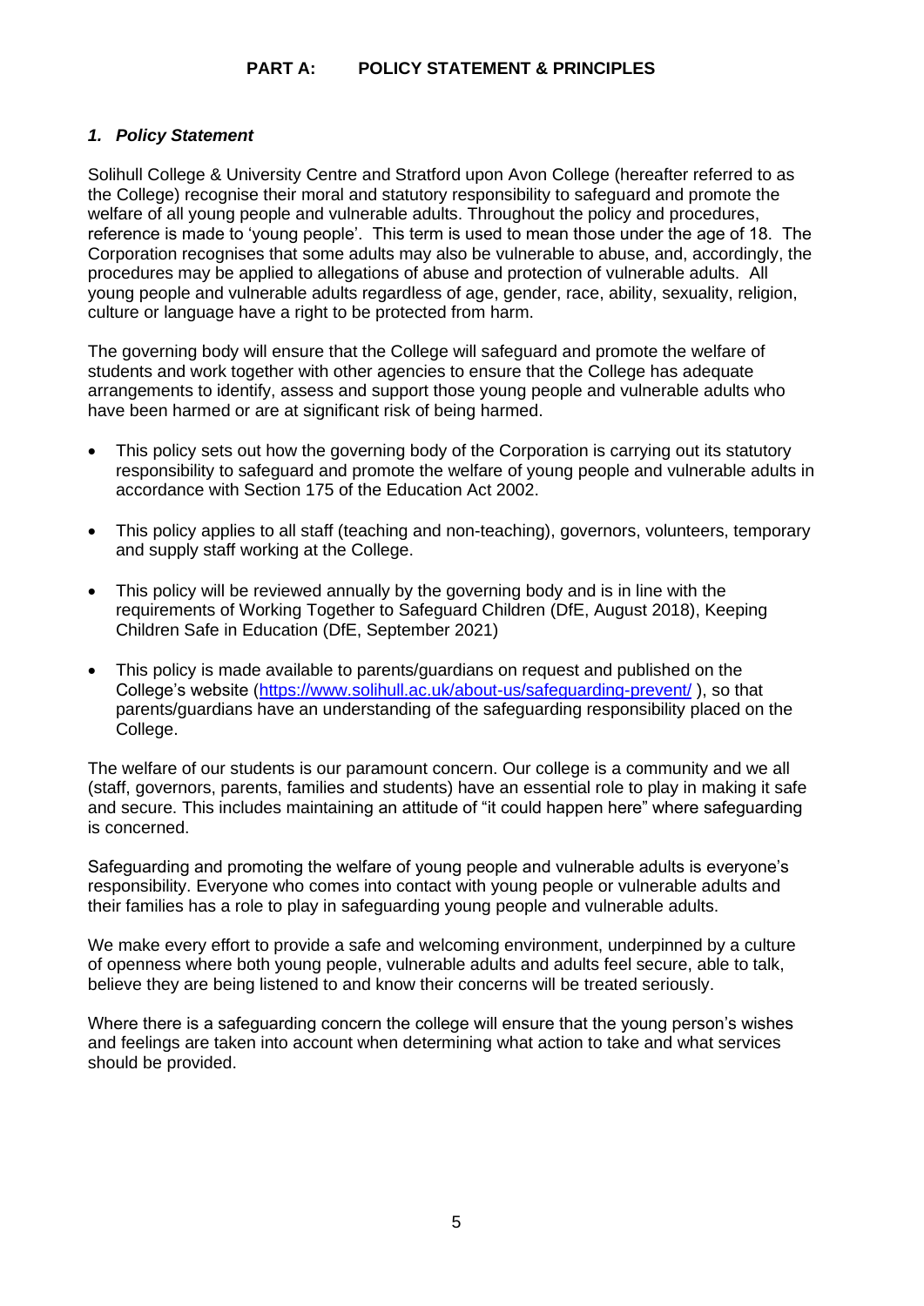## PART A: POLICY STATEMENT & PRINCIPLES

### *1. Policy Statement*

Solihull College & University Centre and Stratford upon Avon College (hereafter referred to as the College) recognise their moral and statutory responsibility to safeguard and promote the welfare of all young people and vulnerable adults. Throughout the policy and procedures, reference is made to 'young people'. This term is used to mean those under the age of 18. The Corporation recognises that some adults may also be vulnerable to abuse, and, accordingly, the procedures may be applied to allegations of abuse and protection of vulnerable adults. All young people and vulnerable adults regardless of age, gender, race, ability, sexuality, religion, culture or language have a right to be protected from harm.

The governing body will ensure that the College will safeguard and promote the welfare of students and work together with other agencies to ensure that the College has adequate arrangements to identify, assess and support those young people and vulnerable adults who have been harmed or are at significant risk of being harmed.

- This policy sets out how the governing body of the Corporation is carrying out its statutory responsibility to safeguard and promote the welfare of young people and vulnerable adults in accordance with Section 175 of the Education Act 2002.
- This policy applies to all staff (teaching and non-teaching), governors, volunteers, temporary and supply staff working at the College.
- This policy will be reviewed annually by the governing body and is in line with the requirements of Working Together to Safeguard Children (DfE, August 2018), Keeping Children Safe in Education (DfE, September 2021)
- This policy is made available to parents/guardians on request and published on the College's website (https://www.solihull.ac.uk/about-us/safeguarding-prevent/ ), so that parents/guardians have an understanding of the safeguarding responsibility placed on the College.

The welfare of our students is our paramount concern. Our college is a community and we all (staff, governors, parents, families and students) have an essential role to play in making it safe and secure. This includes maintaining an attitude of "it could happen here" where safeguarding is concerned.

Safeguarding and promoting the welfare of young people and vulnerable adults is everyone's responsibility. Everyone who comes into contact with young people or vulnerable adults and their families has a role to play in safeguarding young people and vulnerable adults.

We make every effort to provide a safe and welcoming environment, underpinned by a culture of openness where both young people, vulnerable adults and adults feel secure, able to talk, believe they are being listened to and know their concerns will be treated seriously.

Where there is a safeguarding concern the college will ensure that the young person's wishes and feelings are taken into account when determining what action to take and what services should be provided.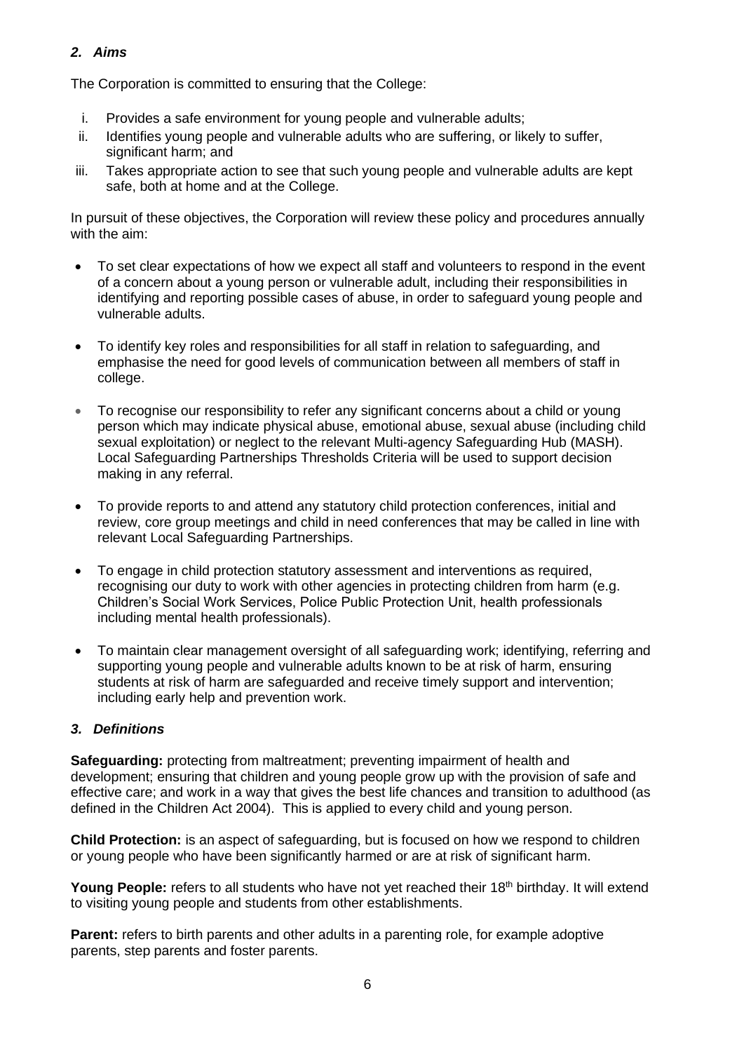### *2. Aims*

The Corporation is committed to ensuring that the College:

i. Provides a safe environment for young people and vulnerable adults;
ii. Identifies young people and vulnerable adults who are suffering, or likely to suffer, significant harm; and
iii. Takes appropriate action to see that such young people and vulnerable adults are kept safe, both at home and at the College.

In pursuit of these objectives, the Corporation will review these policy and procedures annually with the aim:

- To set clear expectations of how we expect all staff and volunteers to respond in the event of a concern about a young person or vulnerable adult, including their responsibilities in identifying and reporting possible cases of abuse, in order to safeguard young people and vulnerable adults.

- To identify key roles and responsibilities for all staff in relation to safeguarding, and emphasise the need for good levels of communication between all members of staff in college.

- To recognise our responsibility to refer any significant concerns about a child or young person which may indicate physical abuse, emotional abuse, sexual abuse (including child sexual exploitation) or neglect to the relevant Multi-agency Safeguarding Hub (MASH). Local Safeguarding Partnerships Thresholds Criteria will be used to support decision making in any referral.

- To provide reports to and attend any statutory child protection conferences, initial and review, core group meetings and child in need conferences that may be called in line with relevant Local Safeguarding Partnerships.

- To engage in child protection statutory assessment and interventions as required, recognising our duty to work with other agencies in protecting children from harm (e.g. Children's Social Work Services, Police Public Protection Unit, health professionals including mental health professionals).

- To maintain clear management oversight of all safeguarding work; identifying, referring and supporting young people and vulnerable adults known to be at risk of harm, ensuring students at risk of harm are safeguarded and receive timely support and intervention; including early help and prevention work.

### *3. Definitions*

**Safeguarding:** protecting from maltreatment; preventing impairment of health and development; ensuring that children and young people grow up with the provision of safe and effective care; and work in a way that gives the best life chances and transition to adulthood (as defined in the Children Act 2004). This is applied to every child and young person.

**Child Protection:** is an aspect of safeguarding, but is focused on how we respond to children or young people who have been significantly harmed or are at risk of significant harm.

**Young People:** refers to all students who have not yet reached their 18th birthday. It will extend to visiting young people and students from other establishments.

**Parent:** refers to birth parents and other adults in a parenting role, for example adoptive parents, step parents and foster parents.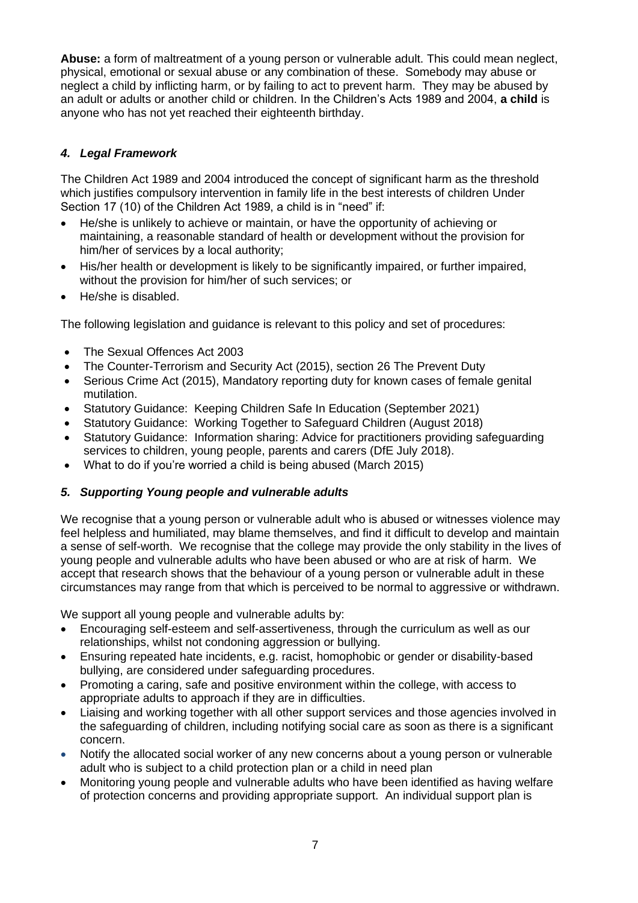**Abuse:** a form of maltreatment of a young person or vulnerable adult. This could mean neglect, physical, emotional or sexual abuse or any combination of these. Somebody may abuse or neglect a child by inflicting harm, or by failing to act to prevent harm. They may be abused by an adult or adults or another child or children. In the Children's Acts 1989 and 2004, **a child** is anyone who has not yet reached their eighteenth birthday.

### *4. Legal Framework*

The Children Act 1989 and 2004 introduced the concept of significant harm as the threshold which justifies compulsory intervention in family life in the best interests of children Under Section 17 (10) of the Children Act 1989, a child is in "need" if:

- He/she is unlikely to achieve or maintain, or have the opportunity of achieving or maintaining, a reasonable standard of health or development without the provision for him/her of services by a local authority;
- His/her health or development is likely to be significantly impaired, or further impaired, without the provision for him/her of such services; or
- He/she is disabled.

The following legislation and guidance is relevant to this policy and set of procedures:

- The Sexual Offences Act 2003
- The Counter-Terrorism and Security Act (2015), section 26 The Prevent Duty
- Serious Crime Act (2015), Mandatory reporting duty for known cases of female genital mutilation.
- Statutory Guidance: Keeping Children Safe In Education (September 2021)
- Statutory Guidance: Working Together to Safeguard Children (August 2018)
- Statutory Guidance: Information sharing: Advice for practitioners providing safeguarding services to children, young people, parents and carers (DfE July 2018).
- What to do if you're worried a child is being abused (March 2015)

### *5. Supporting Young people and vulnerable adults*

We recognise that a young person or vulnerable adult who is abused or witnesses violence may feel helpless and humiliated, may blame themselves, and find it difficult to develop and maintain a sense of self-worth. We recognise that the college may provide the only stability in the lives of young people and vulnerable adults who have been abused or who are at risk of harm. We accept that research shows that the behaviour of a young person or vulnerable adult in these circumstances may range from that which is perceived to be normal to aggressive or withdrawn.

We support all young people and vulnerable adults by:

- Encouraging self-esteem and self-assertiveness, through the curriculum as well as our relationships, whilst not condoning aggression or bullying.
- Ensuring repeated hate incidents, e.g. racist, homophobic or gender or disability-based bullying, are considered under safeguarding procedures.
- Promoting a caring, safe and positive environment within the college, with access to appropriate adults to approach if they are in difficulties.
- Liaising and working together with all other support services and those agencies involved in the safeguarding of children, including notifying social care as soon as there is a significant concern.
- Notify the allocated social worker of any new concerns about a young person or vulnerable adult who is subject to a child protection plan or a child in need plan
- Monitoring young people and vulnerable adults who have been identified as having welfare of protection concerns and providing appropriate support. An individual support plan is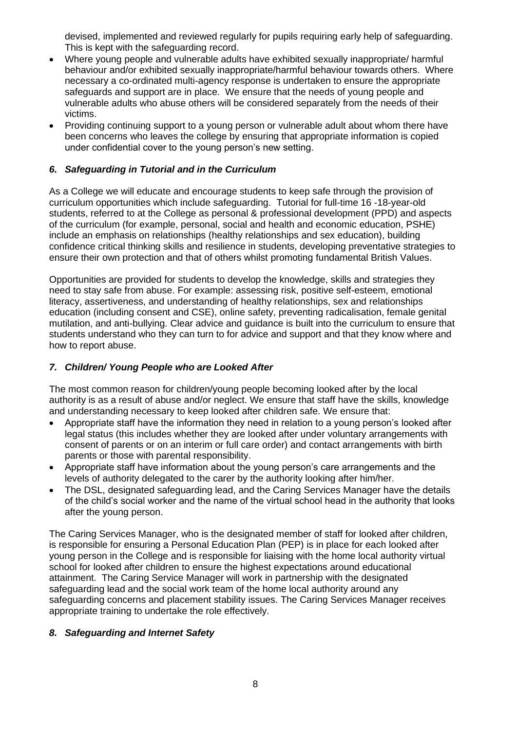devised, implemented and reviewed regularly for pupils requiring early help of safeguarding. This is kept with the safeguarding record.

- Where young people and vulnerable adults have exhibited sexually inappropriate/ harmful behaviour and/or exhibited sexually inappropriate/harmful behaviour towards others. Where necessary a co-ordinated multi-agency response is undertaken to ensure the appropriate safeguards and support are in place. We ensure that the needs of young people and vulnerable adults who abuse others will be considered separately from the needs of their victims.
- Providing continuing support to a young person or vulnerable adult about whom there have been concerns who leaves the college by ensuring that appropriate information is copied under confidential cover to the young person's new setting.

### *6. Safeguarding in Tutorial and in the Curriculum*

As a College we will educate and encourage students to keep safe through the provision of curriculum opportunities which include safeguarding. Tutorial for full-time 16 -18-year-old students, referred to at the College as personal & professional development (PPD) and aspects of the curriculum (for example, personal, social and health and economic education, PSHE) include an emphasis on relationships (healthy relationships and sex education), building confidence critical thinking skills and resilience in students, developing preventative strategies to ensure their own protection and that of others whilst promoting fundamental British Values.

Opportunities are provided for students to develop the knowledge, skills and strategies they need to stay safe from abuse. For example: assessing risk, positive self-esteem, emotional literacy, assertiveness, and understanding of healthy relationships, sex and relationships education (including consent and CSE), online safety, preventing radicalisation, female genital mutilation, and anti-bullying. Clear advice and guidance is built into the curriculum to ensure that students understand who they can turn to for advice and support and that they know where and how to report abuse.

### *7. Children/ Young People who are Looked After*

The most common reason for children/young people becoming looked after by the local authority is as a result of abuse and/or neglect. We ensure that staff have the skills, knowledge and understanding necessary to keep looked after children safe. We ensure that:

- Appropriate staff have the information they need in relation to a young person's looked after legal status (this includes whether they are looked after under voluntary arrangements with consent of parents or on an interim or full care order) and contact arrangements with birth parents or those with parental responsibility.
- Appropriate staff have information about the young person's care arrangements and the levels of authority delegated to the carer by the authority looking after him/her.
- The DSL, designated safeguarding lead, and the Caring Services Manager have the details of the child's social worker and the name of the virtual school head in the authority that looks after the young person.

The Caring Services Manager, who is the designated member of staff for looked after children, is responsible for ensuring a Personal Education Plan (PEP) is in place for each looked after young person in the College and is responsible for liaising with the home local authority virtual school for looked after children to ensure the highest expectations around educational attainment. The Caring Service Manager will work in partnership with the designated safeguarding lead and the social work team of the home local authority around any safeguarding concerns and placement stability issues. The Caring Services Manager receives appropriate training to undertake the role effectively.

### *8. Safeguarding and Internet Safety*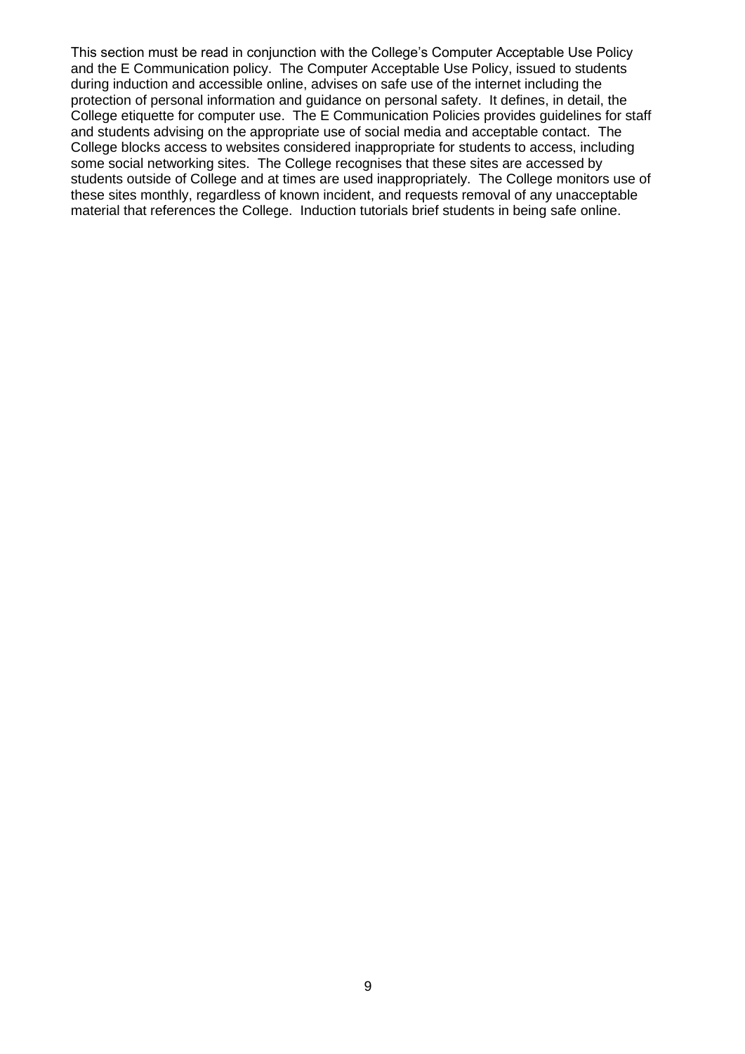This section must be read in conjunction with the College's Computer Acceptable Use Policy and the E Communication policy. The Computer Acceptable Use Policy, issued to students during induction and accessible online, advises on safe use of the internet including the protection of personal information and guidance on personal safety. It defines, in detail, the College etiquette for computer use. The E Communication Policies provides guidelines for staff and students advising on the appropriate use of social media and acceptable contact. The College blocks access to websites considered inappropriate for students to access, including some social networking sites. The College recognises that these sites are accessed by students outside of College and at times are used inappropriately. The College monitors use of these sites monthly, regardless of known incident, and requests removal of any unacceptable material that references the College. Induction tutorials brief students in being safe online.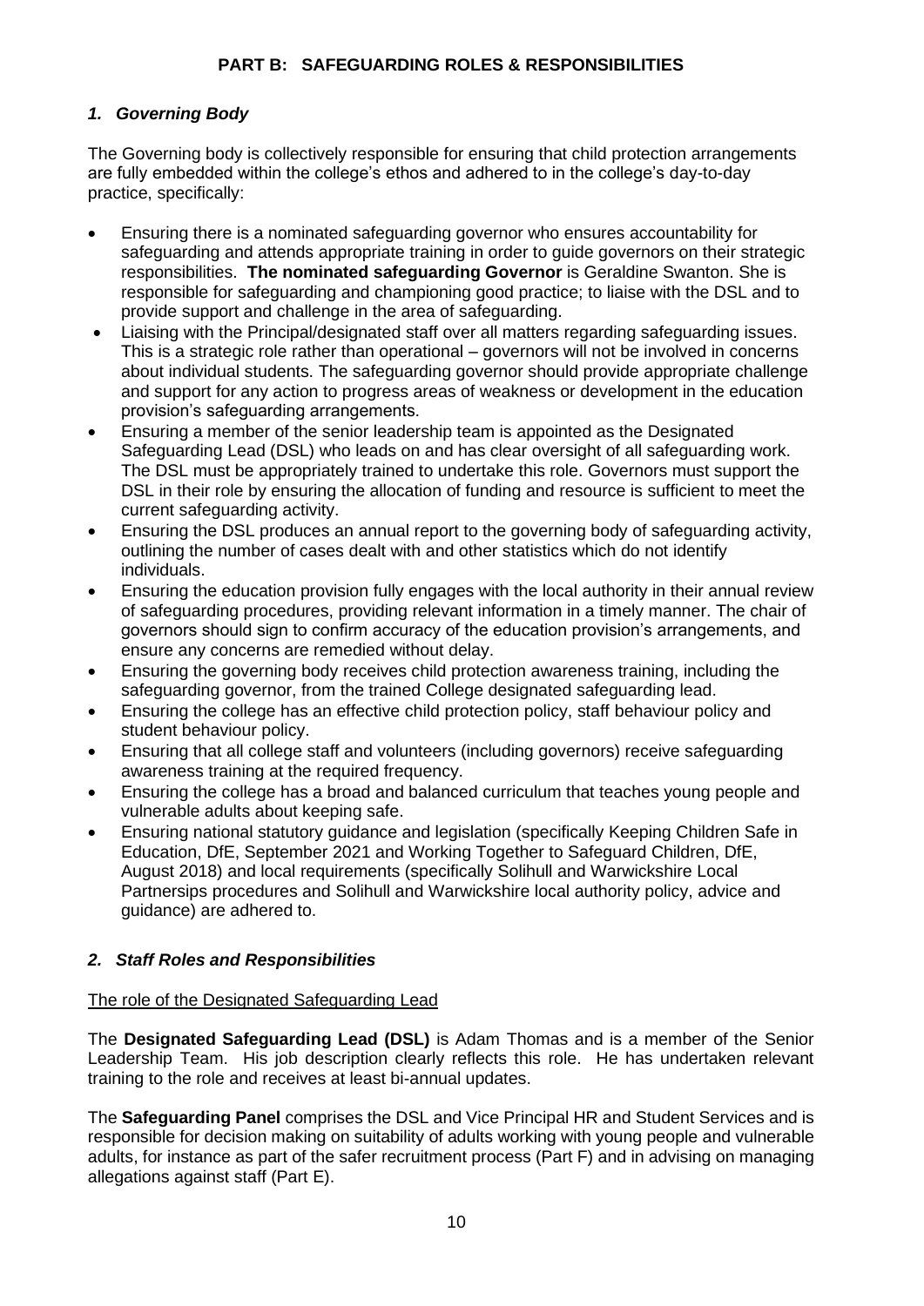## PART B: SAFEGUARDING ROLES & RESPONSIBILITIES

### *1. Governing Body*

The Governing body is collectively responsible for ensuring that child protection arrangements are fully embedded within the college's ethos and adhered to in the college's day-to-day practice, specifically:

- Ensuring there is a nominated safeguarding governor who ensures accountability for safeguarding and attends appropriate training in order to guide governors on their strategic responsibilities. **The nominated safeguarding Governor** is Geraldine Swanton. She is responsible for safeguarding and championing good practice; to liaise with the DSL and to provide support and challenge in the area of safeguarding.
- Liaising with the Principal/designated staff over all matters regarding safeguarding issues. This is a strategic role rather than operational – governors will not be involved in concerns about individual students. The safeguarding governor should provide appropriate challenge and support for any action to progress areas of weakness or development in the education provision's safeguarding arrangements.
- Ensuring a member of the senior leadership team is appointed as the Designated Safeguarding Lead (DSL) who leads on and has clear oversight of all safeguarding work. The DSL must be appropriately trained to undertake this role. Governors must support the DSL in their role by ensuring the allocation of funding and resource is sufficient to meet the current safeguarding activity.
- Ensuring the DSL produces an annual report to the governing body of safeguarding activity, outlining the number of cases dealt with and other statistics which do not identify individuals.
- Ensuring the education provision fully engages with the local authority in their annual review of safeguarding procedures, providing relevant information in a timely manner. The chair of governors should sign to confirm accuracy of the education provision's arrangements, and ensure any concerns are remedied without delay.
- Ensuring the governing body receives child protection awareness training, including the safeguarding governor, from the trained College designated safeguarding lead.
- Ensuring the college has an effective child protection policy, staff behaviour policy and student behaviour policy.
- Ensuring that all college staff and volunteers (including governors) receive safeguarding awareness training at the required frequency.
- Ensuring the college has a broad and balanced curriculum that teaches young people and vulnerable adults about keeping safe.
- Ensuring national statutory guidance and legislation (specifically Keeping Children Safe in Education, DfE, September 2021 and Working Together to Safeguard Children, DfE, August 2018) and local requirements (specifically Solihull and Warwickshire Local Partnersips procedures and Solihull and Warwickshire local authority policy, advice and guidance) are adhered to.

### *2. Staff Roles and Responsibilities*

<u>The role of the Designated Safeguarding Lead</u>

The **Designated Safeguarding Lead (DSL)** is Adam Thomas and is a member of the Senior Leadership Team. His job description clearly reflects this role. He has undertaken relevant training to the role and receives at least bi-annual updates.

The **Safeguarding Panel** comprises the DSL and Vice Principal HR and Student Services and is responsible for decision making on suitability of adults working with young people and vulnerable adults, for instance as part of the safer recruitment process (Part F) and in advising on managing allegations against staff (Part E).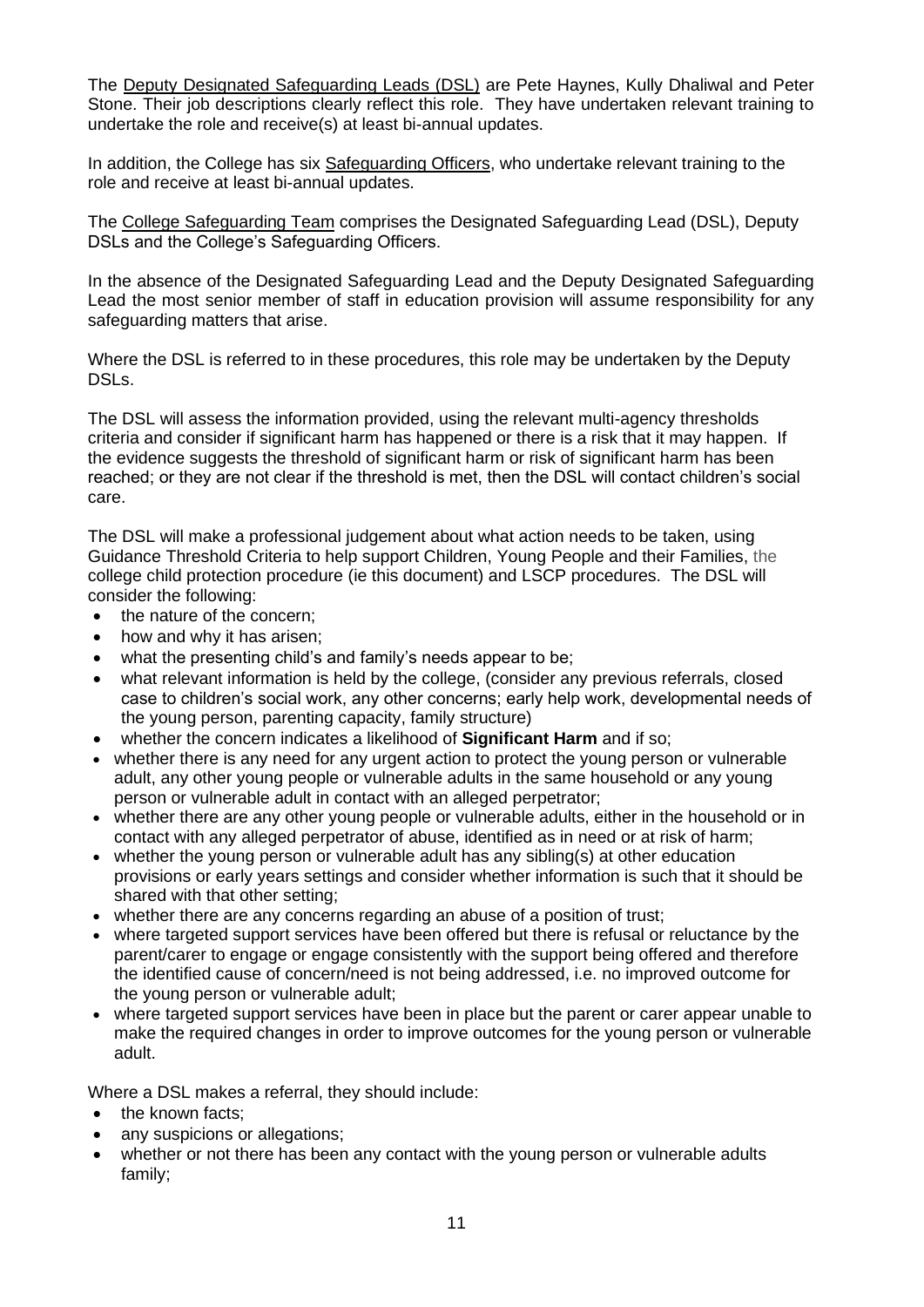The Deputy Designated Safeguarding Leads (DSL) are Pete Haynes, Kully Dhaliwal and Peter Stone. Their job descriptions clearly reflect this role. They have undertaken relevant training to undertake the role and receive(s) at least bi-annual updates.

In addition, the College has six Safeguarding Officers, who undertake relevant training to the role and receive at least bi-annual updates.

The College Safeguarding Team comprises the Designated Safeguarding Lead (DSL), Deputy DSLs and the College's Safeguarding Officers.

In the absence of the Designated Safeguarding Lead and the Deputy Designated Safeguarding Lead the most senior member of staff in education provision will assume responsibility for any safeguarding matters that arise.

Where the DSL is referred to in these procedures, this role may be undertaken by the Deputy DSLs.

The DSL will assess the information provided, using the relevant multi-agency thresholds criteria and consider if significant harm has happened or there is a risk that it may happen. If the evidence suggests the threshold of significant harm or risk of significant harm has been reached; or they are not clear if the threshold is met, then the DSL will contact children's social care.

The DSL will make a professional judgement about what action needs to be taken, using Guidance Threshold Criteria to help support Children, Young People and their Families, the college child protection procedure (ie this document) and LSCP procedures. The DSL will consider the following:

- the nature of the concern;
- how and why it has arisen;
- what the presenting child's and family's needs appear to be;
- what relevant information is held by the college, (consider any previous referrals, closed case to children's social work, any other concerns; early help work, developmental needs of the young person, parenting capacity, family structure)
- whether the concern indicates a likelihood of **Significant Harm** and if so;
- whether there is any need for any urgent action to protect the young person or vulnerable adult, any other young people or vulnerable adults in the same household or any young person or vulnerable adult in contact with an alleged perpetrator;
- whether there are any other young people or vulnerable adults, either in the household or in contact with any alleged perpetrator of abuse, identified as in need or at risk of harm;
- whether the young person or vulnerable adult has any sibling(s) at other education provisions or early years settings and consider whether information is such that it should be shared with that other setting;
- whether there are any concerns regarding an abuse of a position of trust;
- where targeted support services have been offered but there is refusal or reluctance by the parent/carer to engage or engage consistently with the support being offered and therefore the identified cause of concern/need is not being addressed, i.e. no improved outcome for the young person or vulnerable adult;
- where targeted support services have been in place but the parent or carer appear unable to make the required changes in order to improve outcomes for the young person or vulnerable adult.

Where a DSL makes a referral, they should include:

- the known facts;
- any suspicions or allegations;
- whether or not there has been any contact with the young person or vulnerable adults family;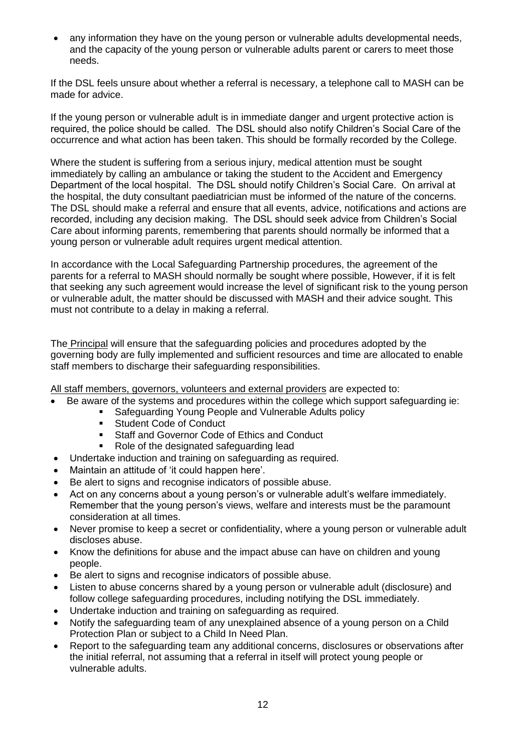- any information they have on the young person or vulnerable adults developmental needs, and the capacity of the young person or vulnerable adults parent or carers to meet those needs.

If the DSL feels unsure about whether a referral is necessary, a telephone call to MASH can be made for advice.

If the young person or vulnerable adult is in immediate danger and urgent protective action is required, the police should be called. The DSL should also notify Children's Social Care of the occurrence and what action has been taken. This should be formally recorded by the College.

Where the student is suffering from a serious injury, medical attention must be sought immediately by calling an ambulance or taking the student to the Accident and Emergency Department of the local hospital. The DSL should notify Children's Social Care. On arrival at the hospital, the duty consultant paediatrician must be informed of the nature of the concerns. The DSL should make a referral and ensure that all events, advice, notifications and actions are recorded, including any decision making. The DSL should seek advice from Children's Social Care about informing parents, remembering that parents should normally be informed that a young person or vulnerable adult requires urgent medical attention.

In accordance with the Local Safeguarding Partnership procedures, the agreement of the parents for a referral to MASH should normally be sought where possible, However, if it is felt that seeking any such agreement would increase the level of significant risk to the young person or vulnerable adult, the matter should be discussed with MASH and their advice sought. This must not contribute to a delay in making a referral.

The Principal will ensure that the safeguarding policies and procedures adopted by the governing body are fully implemented and sufficient resources and time are allocated to enable staff members to discharge their safeguarding responsibilities.

All staff members, governors, volunteers and external providers are expected to:

- Be aware of the systems and procedures within the college which support safeguarding ie:
  - Safeguarding Young People and Vulnerable Adults policy
  - Student Code of Conduct
  - Staff and Governor Code of Ethics and Conduct
  - Role of the designated safeguarding lead
- Undertake induction and training on safeguarding as required.
- Maintain an attitude of 'it could happen here'.
- Be alert to signs and recognise indicators of possible abuse.
- Act on any concerns about a young person's or vulnerable adult's welfare immediately. Remember that the young person's views, welfare and interests must be the paramount consideration at all times.
- Never promise to keep a secret or confidentiality, where a young person or vulnerable adult discloses abuse.
- Know the definitions for abuse and the impact abuse can have on children and young people.
- Be alert to signs and recognise indicators of possible abuse.
- Listen to abuse concerns shared by a young person or vulnerable adult (disclosure) and follow college safeguarding procedures, including notifying the DSL immediately.
- Undertake induction and training on safeguarding as required.
- Notify the safeguarding team of any unexplained absence of a young person on a Child Protection Plan or subject to a Child In Need Plan.
- Report to the safeguarding team any additional concerns, disclosures or observations after the initial referral, not assuming that a referral in itself will protect young people or vulnerable adults.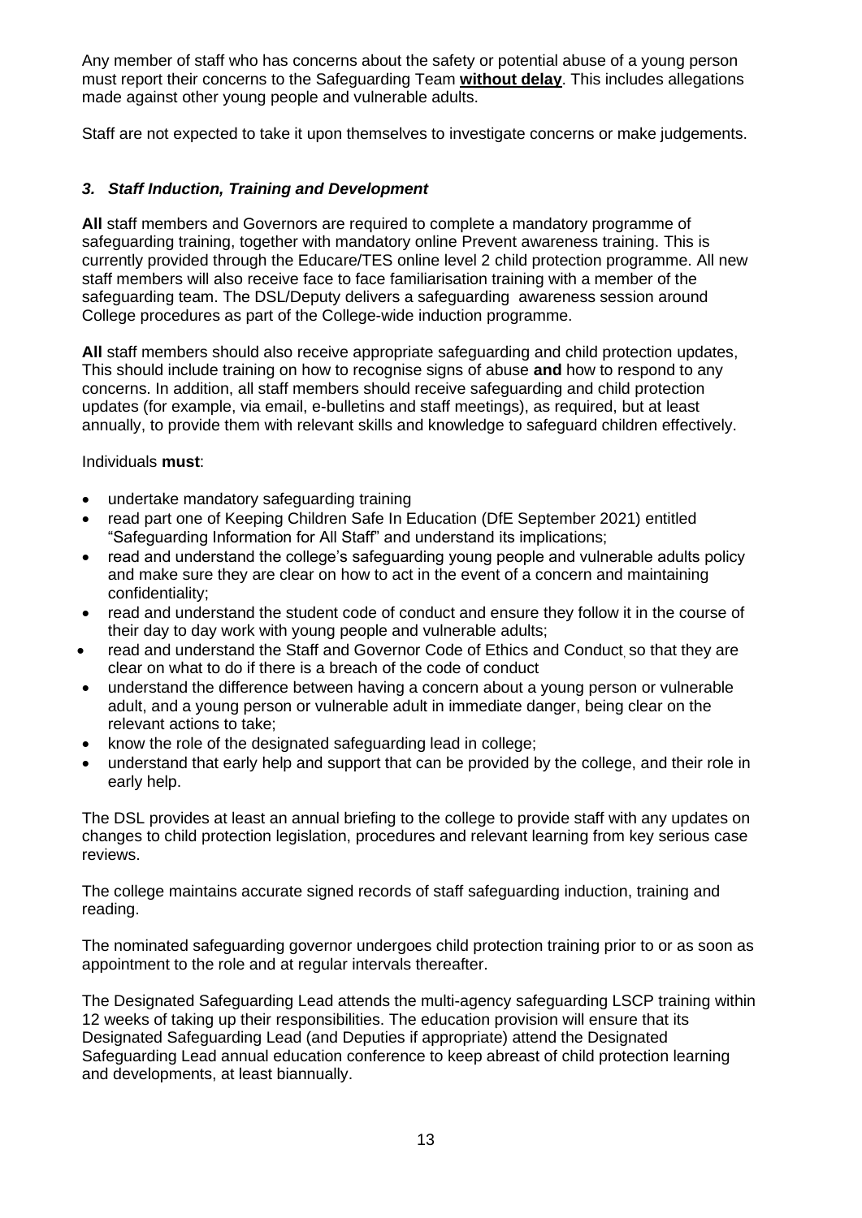Any member of staff who has concerns about the safety or potential abuse of a young person must report their concerns to the Safeguarding Team **without delay**. This includes allegations made against other young people and vulnerable adults.

Staff are not expected to take it upon themselves to investigate concerns or make judgements.

### *3. Staff Induction, Training and Development*

**All** staff members and Governors are required to complete a mandatory programme of safeguarding training, together with mandatory online Prevent awareness training. This is currently provided through the Educare/TES online level 2 child protection programme. All new staff members will also receive face to face familiarisation training with a member of the safeguarding team. The DSL/Deputy delivers a safeguarding awareness session around College procedures as part of the College-wide induction programme.

**All** staff members should also receive appropriate safeguarding and child protection updates, This should include training on how to recognise signs of abuse **and** how to respond to any concerns. In addition, all staff members should receive safeguarding and child protection updates (for example, via email, e-bulletins and staff meetings), as required, but at least annually, to provide them with relevant skills and knowledge to safeguard children effectively.

Individuals **must**:

- undertake mandatory safeguarding training
- read part one of Keeping Children Safe In Education (DfE September 2021) entitled "Safeguarding Information for All Staff" and understand its implications;
- read and understand the college's safeguarding young people and vulnerable adults policy and make sure they are clear on how to act in the event of a concern and maintaining confidentiality;
- read and understand the student code of conduct and ensure they follow it in the course of their day to day work with young people and vulnerable adults;
- read and understand the Staff and Governor Code of Ethics and Conduct, so that they are clear on what to do if there is a breach of the code of conduct
- understand the difference between having a concern about a young person or vulnerable adult, and a young person or vulnerable adult in immediate danger, being clear on the relevant actions to take;
- know the role of the designated safeguarding lead in college;
- understand that early help and support that can be provided by the college, and their role in early help.

The DSL provides at least an annual briefing to the college to provide staff with any updates on changes to child protection legislation, procedures and relevant learning from key serious case reviews.

The college maintains accurate signed records of staff safeguarding induction, training and reading.

The nominated safeguarding governor undergoes child protection training prior to or as soon as appointment to the role and at regular intervals thereafter.

The Designated Safeguarding Lead attends the multi-agency safeguarding LSCP training within 12 weeks of taking up their responsibilities. The education provision will ensure that its Designated Safeguarding Lead (and Deputies if appropriate) attend the Designated Safeguarding Lead annual education conference to keep abreast of child protection learning and developments, at least biannually.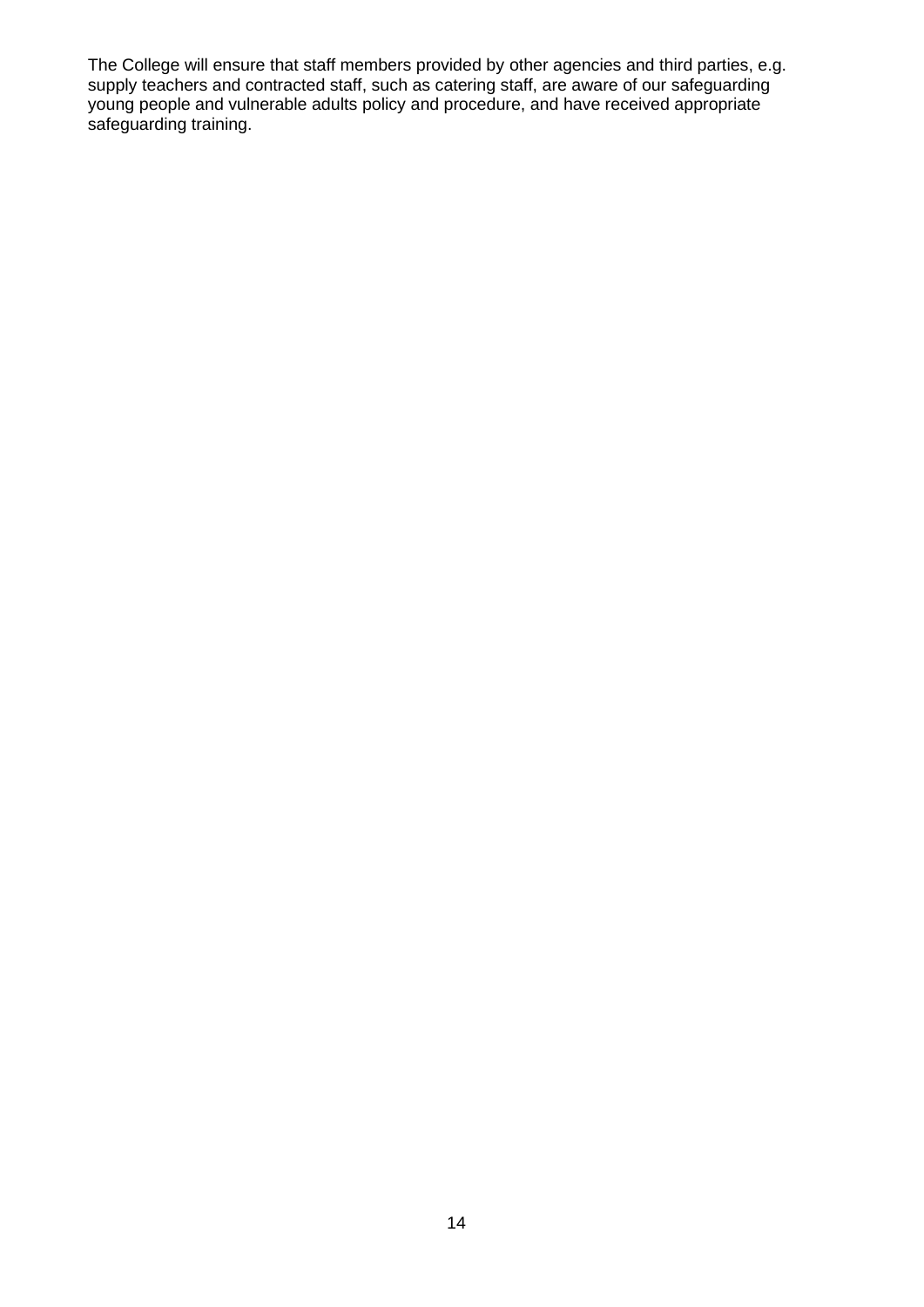The College will ensure that staff members provided by other agencies and third parties, e.g. supply teachers and contracted staff, such as catering staff, are aware of our safeguarding young people and vulnerable adults policy and procedure, and have received appropriate safeguarding training.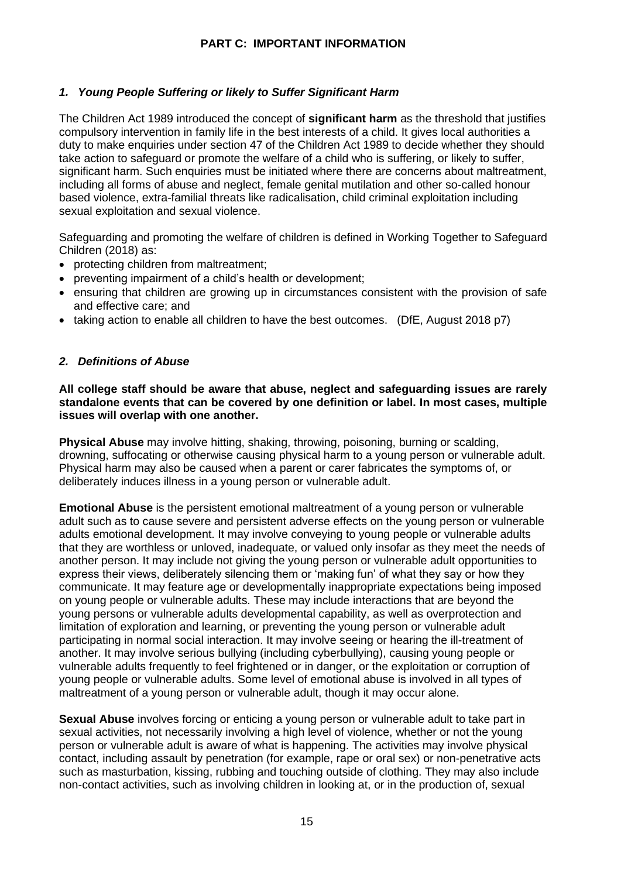## PART C: IMPORTANT INFORMATION

### *1. Young People Suffering or likely to Suffer Significant Harm*

The Children Act 1989 introduced the concept of **significant harm** as the threshold that justifies compulsory intervention in family life in the best interests of a child. It gives local authorities a duty to make enquiries under section 47 of the Children Act 1989 to decide whether they should take action to safeguard or promote the welfare of a child who is suffering, or likely to suffer, significant harm. Such enquiries must be initiated where there are concerns about maltreatment, including all forms of abuse and neglect, female genital mutilation and other so-called honour based violence, extra-familial threats like radicalisation, child criminal exploitation including sexual exploitation and sexual violence.

Safeguarding and promoting the welfare of children is defined in Working Together to Safeguard Children (2018) as:

- protecting children from maltreatment;
- preventing impairment of a child's health or development;
- ensuring that children are growing up in circumstances consistent with the provision of safe and effective care; and
- taking action to enable all children to have the best outcomes. (DfE, August 2018 p7)

### *2. Definitions of Abuse*

**All college staff should be aware that abuse, neglect and safeguarding issues are rarely standalone events that can be covered by one definition or label. In most cases, multiple issues will overlap with one another.**

**Physical Abuse** may involve hitting, shaking, throwing, poisoning, burning or scalding, drowning, suffocating or otherwise causing physical harm to a young person or vulnerable adult. Physical harm may also be caused when a parent or carer fabricates the symptoms of, or deliberately induces illness in a young person or vulnerable adult.

**Emotional Abuse** is the persistent emotional maltreatment of a young person or vulnerable adult such as to cause severe and persistent adverse effects on the young person or vulnerable adults emotional development. It may involve conveying to young people or vulnerable adults that they are worthless or unloved, inadequate, or valued only insofar as they meet the needs of another person. It may include not giving the young person or vulnerable adult opportunities to express their views, deliberately silencing them or 'making fun' of what they say or how they communicate. It may feature age or developmentally inappropriate expectations being imposed on young people or vulnerable adults. These may include interactions that are beyond the young persons or vulnerable adults developmental capability, as well as overprotection and limitation of exploration and learning, or preventing the young person or vulnerable adult participating in normal social interaction. It may involve seeing or hearing the ill-treatment of another. It may involve serious bullying (including cyberbullying), causing young people or vulnerable adults frequently to feel frightened or in danger, or the exploitation or corruption of young people or vulnerable adults. Some level of emotional abuse is involved in all types of maltreatment of a young person or vulnerable adult, though it may occur alone.

**Sexual Abuse** involves forcing or enticing a young person or vulnerable adult to take part in sexual activities, not necessarily involving a high level of violence, whether or not the young person or vulnerable adult is aware of what is happening. The activities may involve physical contact, including assault by penetration (for example, rape or oral sex) or non-penetrative acts such as masturbation, kissing, rubbing and touching outside of clothing. They may also include non-contact activities, such as involving children in looking at, or in the production of, sexual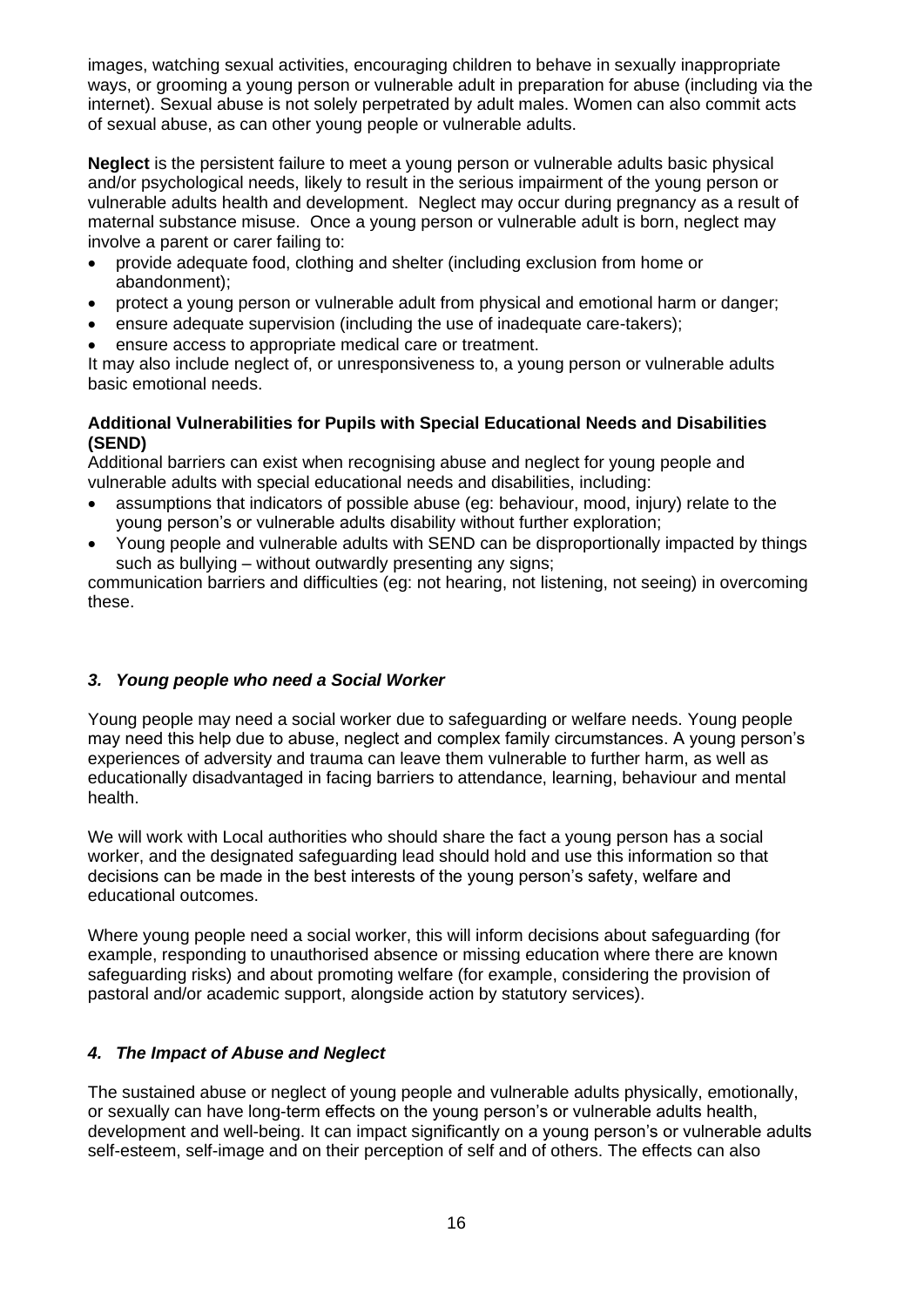images, watching sexual activities, encouraging children to behave in sexually inappropriate ways, or grooming a young person or vulnerable adult in preparation for abuse (including via the internet). Sexual abuse is not solely perpetrated by adult males. Women can also commit acts of sexual abuse, as can other young people or vulnerable adults.

**Neglect** is the persistent failure to meet a young person or vulnerable adults basic physical and/or psychological needs, likely to result in the serious impairment of the young person or vulnerable adults health and development. Neglect may occur during pregnancy as a result of maternal substance misuse. Once a young person or vulnerable adult is born, neglect may involve a parent or carer failing to:

- provide adequate food, clothing and shelter (including exclusion from home or abandonment);
- protect a young person or vulnerable adult from physical and emotional harm or danger;
- ensure adequate supervision (including the use of inadequate care-takers);
- ensure access to appropriate medical care or treatment.

It may also include neglect of, or unresponsiveness to, a young person or vulnerable adults basic emotional needs.

**Additional Vulnerabilities for Pupils with Special Educational Needs and Disabilities (SEND)**

Additional barriers can exist when recognising abuse and neglect for young people and vulnerable adults with special educational needs and disabilities, including:

- assumptions that indicators of possible abuse (eg: behaviour, mood, injury) relate to the young person's or vulnerable adults disability without further exploration;
- Young people and vulnerable adults with SEND can be disproportionally impacted by things such as bullying – without outwardly presenting any signs;

communication barriers and difficulties (eg: not hearing, not listening, not seeing) in overcoming these.

### *3. Young people who need a Social Worker*

Young people may need a social worker due to safeguarding or welfare needs. Young people may need this help due to abuse, neglect and complex family circumstances. A young person's experiences of adversity and trauma can leave them vulnerable to further harm, as well as educationally disadvantaged in facing barriers to attendance, learning, behaviour and mental health.

We will work with Local authorities who should share the fact a young person has a social worker, and the designated safeguarding lead should hold and use this information so that decisions can be made in the best interests of the young person's safety, welfare and educational outcomes.

Where young people need a social worker, this will inform decisions about safeguarding (for example, responding to unauthorised absence or missing education where there are known safeguarding risks) and about promoting welfare (for example, considering the provision of pastoral and/or academic support, alongside action by statutory services).

### *4. The Impact of Abuse and Neglect*

The sustained abuse or neglect of young people and vulnerable adults physically, emotionally, or sexually can have long-term effects on the young person's or vulnerable adults health, development and well-being. It can impact significantly on a young person's or vulnerable adults self-esteem, self-image and on their perception of self and of others. The effects can also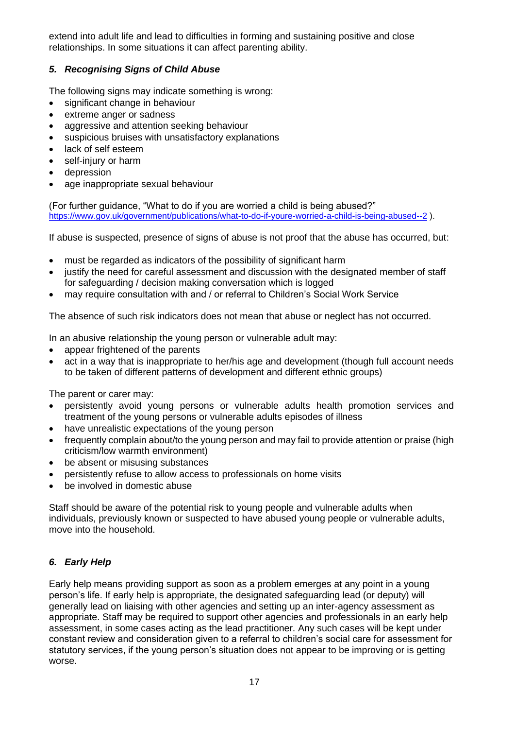extend into adult life and lead to difficulties in forming and sustaining positive and close relationships. In some situations it can affect parenting ability.

### *5. Recognising Signs of Child Abuse*

The following signs may indicate something is wrong:

- significant change in behaviour
- extreme anger or sadness
- aggressive and attention seeking behaviour
- suspicious bruises with unsatisfactory explanations
- lack of self esteem
- self-injury or harm
- depression
- age inappropriate sexual behaviour

(For further guidance, "What to do if you are worried a child is being abused?" https://www.gov.uk/government/publications/what-to-do-if-youre-worried-a-child-is-being-abused--2 ).

If abuse is suspected, presence of signs of abuse is not proof that the abuse has occurred, but:

- must be regarded as indicators of the possibility of significant harm
- justify the need for careful assessment and discussion with the designated member of staff for safeguarding / decision making conversation which is logged
- may require consultation with and / or referral to Children's Social Work Service

The absence of such risk indicators does not mean that abuse or neglect has not occurred.

In an abusive relationship the young person or vulnerable adult may:

- appear frightened of the parents
- act in a way that is inappropriate to her/his age and development (though full account needs to be taken of different patterns of development and different ethnic groups)

The parent or carer may:

- persistently avoid young persons or vulnerable adults health promotion services and treatment of the young persons or vulnerable adults episodes of illness
- have unrealistic expectations of the young person
- frequently complain about/to the young person and may fail to provide attention or praise (high criticism/low warmth environment)
- be absent or misusing substances
- persistently refuse to allow access to professionals on home visits
- be involved in domestic abuse

Staff should be aware of the potential risk to young people and vulnerable adults when individuals, previously known or suspected to have abused young people or vulnerable adults, move into the household.

### *6. Early Help*

Early help means providing support as soon as a problem emerges at any point in a young person's life. If early help is appropriate, the designated safeguarding lead (or deputy) will generally lead on liaising with other agencies and setting up an inter-agency assessment as appropriate. Staff may be required to support other agencies and professionals in an early help assessment, in some cases acting as the lead practitioner. Any such cases will be kept under constant review and consideration given to a referral to children's social care for assessment for statutory services, if the young person's situation does not appear to be improving or is getting worse.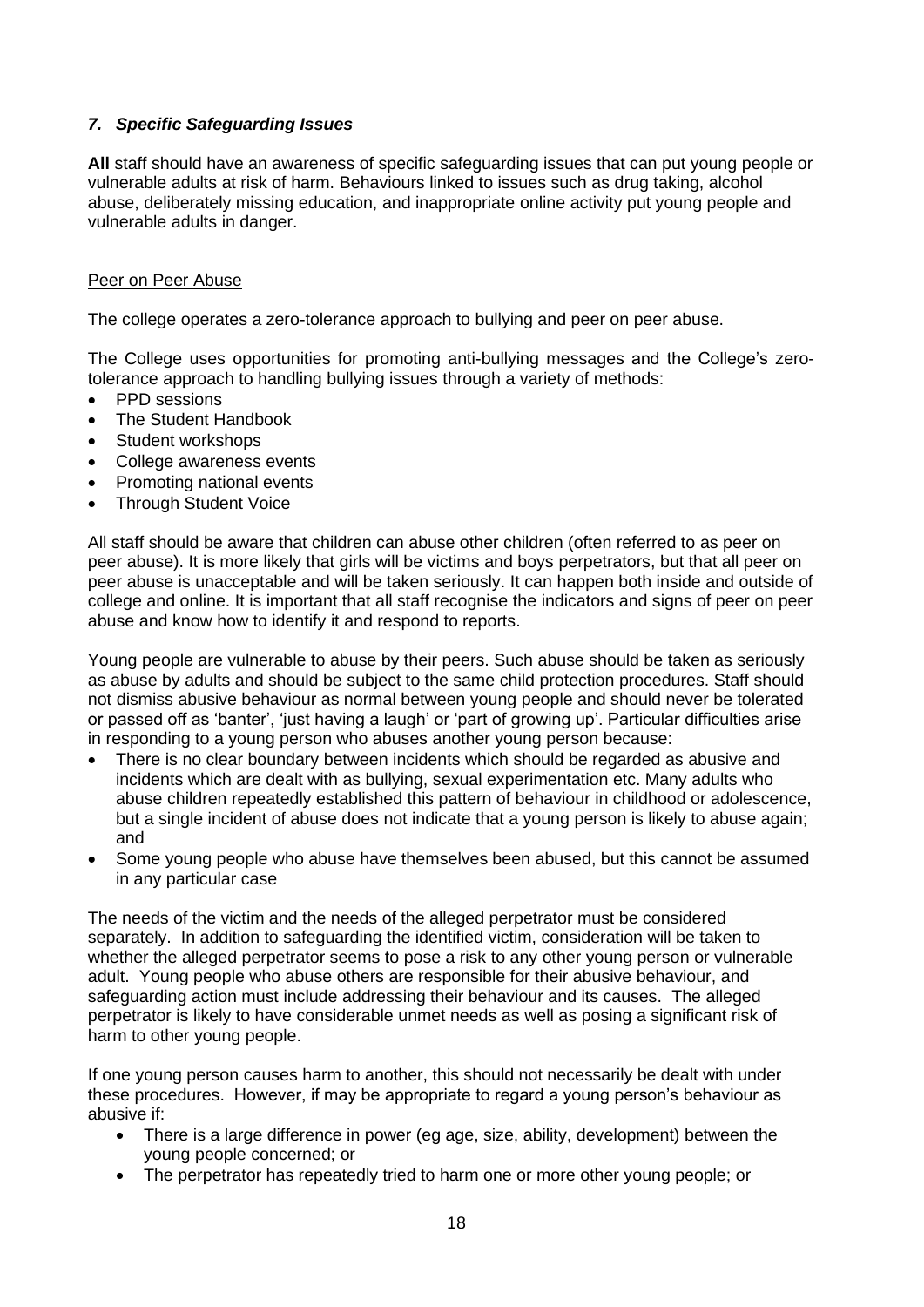## *7. Specific Safeguarding Issues*

**All** staff should have an awareness of specific safeguarding issues that can put young people or vulnerable adults at risk of harm. Behaviours linked to issues such as drug taking, alcohol abuse, deliberately missing education, and inappropriate online activity put young people and vulnerable adults in danger.

### Peer on Peer Abuse

The college operates a zero-tolerance approach to bullying and peer on peer abuse.

The College uses opportunities for promoting anti-bullying messages and the College's zero-tolerance approach to handling bullying issues through a variety of methods:

- PPD sessions
- The Student Handbook
- Student workshops
- College awareness events
- Promoting national events
- Through Student Voice

All staff should be aware that children can abuse other children (often referred to as peer on peer abuse). It is more likely that girls will be victims and boys perpetrators, but that all peer on peer abuse is unacceptable and will be taken seriously. It can happen both inside and outside of college and online. It is important that all staff recognise the indicators and signs of peer on peer abuse and know how to identify it and respond to reports.

Young people are vulnerable to abuse by their peers. Such abuse should be taken as seriously as abuse by adults and should be subject to the same child protection procedures. Staff should not dismiss abusive behaviour as normal between young people and should never be tolerated or passed off as 'banter', 'just having a laugh' or 'part of growing up'. Particular difficulties arise in responding to a young person who abuses another young person because:

- There is no clear boundary between incidents which should be regarded as abusive and incidents which are dealt with as bullying, sexual experimentation etc. Many adults who abuse children repeatedly established this pattern of behaviour in childhood or adolescence, but a single incident of abuse does not indicate that a young person is likely to abuse again; and
- Some young people who abuse have themselves been abused, but this cannot be assumed in any particular case

The needs of the victim and the needs of the alleged perpetrator must be considered separately. In addition to safeguarding the identified victim, consideration will be taken to whether the alleged perpetrator seems to pose a risk to any other young person or vulnerable adult. Young people who abuse others are responsible for their abusive behaviour, and safeguarding action must include addressing their behaviour and its causes. The alleged perpetrator is likely to have considerable unmet needs as well as posing a significant risk of harm to other young people.

If one young person causes harm to another, this should not necessarily be dealt with under these procedures. However, if may be appropriate to regard a young person's behaviour as abusive if:

- There is a large difference in power (eg age, size, ability, development) between the young people concerned; or
- The perpetrator has repeatedly tried to harm one or more other young people; or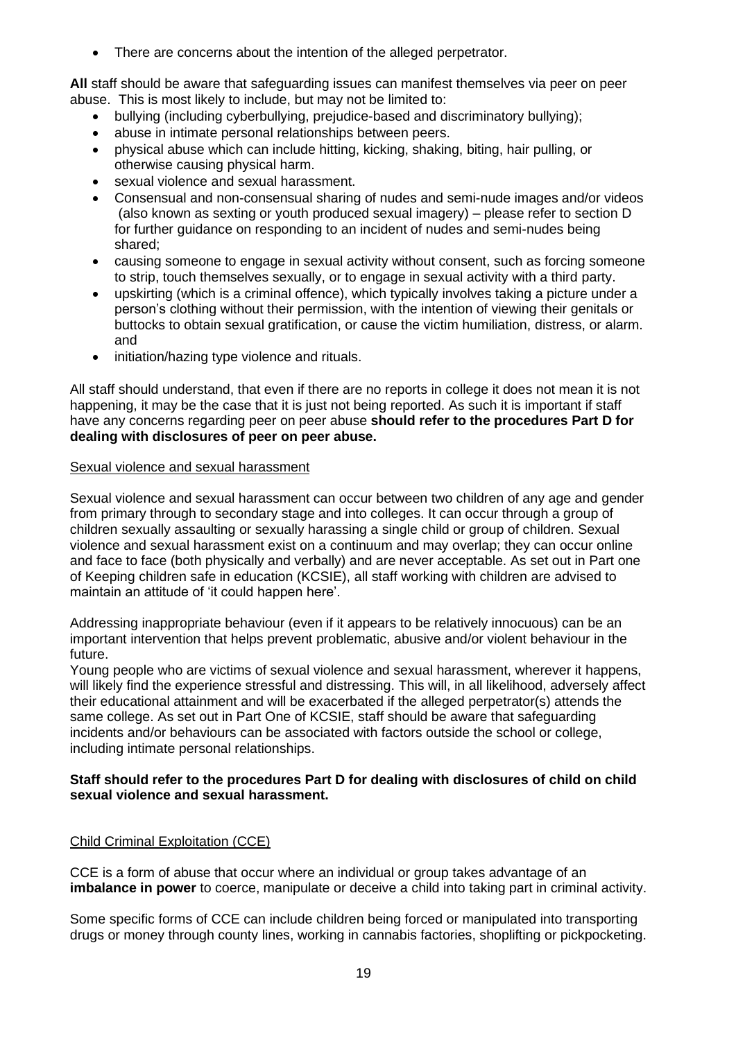- There are concerns about the intention of the alleged perpetrator.

**All** staff should be aware that safeguarding issues can manifest themselves via peer on peer abuse. This is most likely to include, but may not be limited to:

- bullying (including cyberbullying, prejudice-based and discriminatory bullying);
- abuse in intimate personal relationships between peers.
- physical abuse which can include hitting, kicking, shaking, biting, hair pulling, or otherwise causing physical harm.
- sexual violence and sexual harassment.
- Consensual and non-consensual sharing of nudes and semi-nude images and/or videos (also known as sexting or youth produced sexual imagery) – please refer to section D for further guidance on responding to an incident of nudes and semi-nudes being shared;
- causing someone to engage in sexual activity without consent, such as forcing someone to strip, touch themselves sexually, or to engage in sexual activity with a third party.
- upskirting (which is a criminal offence), which typically involves taking a picture under a person's clothing without their permission, with the intention of viewing their genitals or buttocks to obtain sexual gratification, or cause the victim humiliation, distress, or alarm. and
- initiation/hazing type violence and rituals.

All staff should understand, that even if there are no reports in college it does not mean it is not happening, it may be the case that it is just not being reported. As such it is important if staff have any concerns regarding peer on peer abuse **should refer to the procedures Part D for dealing with disclosures of peer on peer abuse.**

<u>Sexual violence and sexual harassment</u>

Sexual violence and sexual harassment can occur between two children of any age and gender from primary through to secondary stage and into colleges. It can occur through a group of children sexually assaulting or sexually harassing a single child or group of children. Sexual violence and sexual harassment exist on a continuum and may overlap; they can occur online and face to face (both physically and verbally) and are never acceptable. As set out in Part one of Keeping children safe in education (KCSIE), all staff working with children are advised to maintain an attitude of 'it could happen here'.

Addressing inappropriate behaviour (even if it appears to be relatively innocuous) can be an important intervention that helps prevent problematic, abusive and/or violent behaviour in the future.

Young people who are victims of sexual violence and sexual harassment, wherever it happens, will likely find the experience stressful and distressing. This will, in all likelihood, adversely affect their educational attainment and will be exacerbated if the alleged perpetrator(s) attends the same college. As set out in Part One of KCSIE, staff should be aware that safeguarding incidents and/or behaviours can be associated with factors outside the school or college, including intimate personal relationships.

**Staff should refer to the procedures Part D for dealing with disclosures of child on child sexual violence and sexual harassment.**

<u>Child Criminal Exploitation (CCE)</u>

CCE is a form of abuse that occur where an individual or group takes advantage of an **imbalance in power** to coerce, manipulate or deceive a child into taking part in criminal activity.

Some specific forms of CCE can include children being forced or manipulated into transporting drugs or money through county lines, working in cannabis factories, shoplifting or pickpocketing.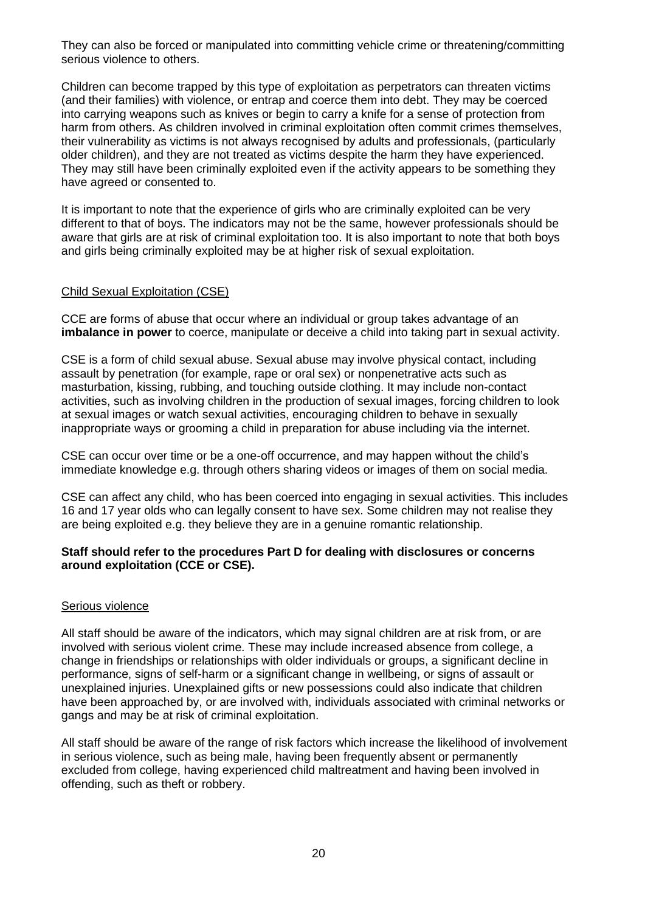They can also be forced or manipulated into committing vehicle crime or threatening/committing serious violence to others.

Children can become trapped by this type of exploitation as perpetrators can threaten victims (and their families) with violence, or entrap and coerce them into debt. They may be coerced into carrying weapons such as knives or begin to carry a knife for a sense of protection from harm from others. As children involved in criminal exploitation often commit crimes themselves, their vulnerability as victims is not always recognised by adults and professionals, (particularly older children), and they are not treated as victims despite the harm they have experienced. They may still have been criminally exploited even if the activity appears to be something they have agreed or consented to.

It is important to note that the experience of girls who are criminally exploited can be very different to that of boys. The indicators may not be the same, however professionals should be aware that girls are at risk of criminal exploitation too. It is also important to note that both boys and girls being criminally exploited may be at higher risk of sexual exploitation.

### Child Sexual Exploitation (CSE)

CCE are forms of abuse that occur where an individual or group takes advantage of an **imbalance in power** to coerce, manipulate or deceive a child into taking part in sexual activity.

CSE is a form of child sexual abuse. Sexual abuse may involve physical contact, including assault by penetration (for example, rape or oral sex) or nonpenetrative acts such as masturbation, kissing, rubbing, and touching outside clothing. It may include non-contact activities, such as involving children in the production of sexual images, forcing children to look at sexual images or watch sexual activities, encouraging children to behave in sexually inappropriate ways or grooming a child in preparation for abuse including via the internet.

CSE can occur over time or be a one-off occurrence, and may happen without the child's immediate knowledge e.g. through others sharing videos or images of them on social media.

CSE can affect any child, who has been coerced into engaging in sexual activities. This includes 16 and 17 year olds who can legally consent to have sex. Some children may not realise they are being exploited e.g. they believe they are in a genuine romantic relationship.

**Staff should refer to the procedures Part D for dealing with disclosures or concerns around exploitation (CCE or CSE).**

### Serious violence

All staff should be aware of the indicators, which may signal children are at risk from, or are involved with serious violent crime. These may include increased absence from college, a change in friendships or relationships with older individuals or groups, a significant decline in performance, signs of self-harm or a significant change in wellbeing, or signs of assault or unexplained injuries. Unexplained gifts or new possessions could also indicate that children have been approached by, or are involved with, individuals associated with criminal networks or gangs and may be at risk of criminal exploitation.

All staff should be aware of the range of risk factors which increase the likelihood of involvement in serious violence, such as being male, having been frequently absent or permanently excluded from college, having experienced child maltreatment and having been involved in offending, such as theft or robbery.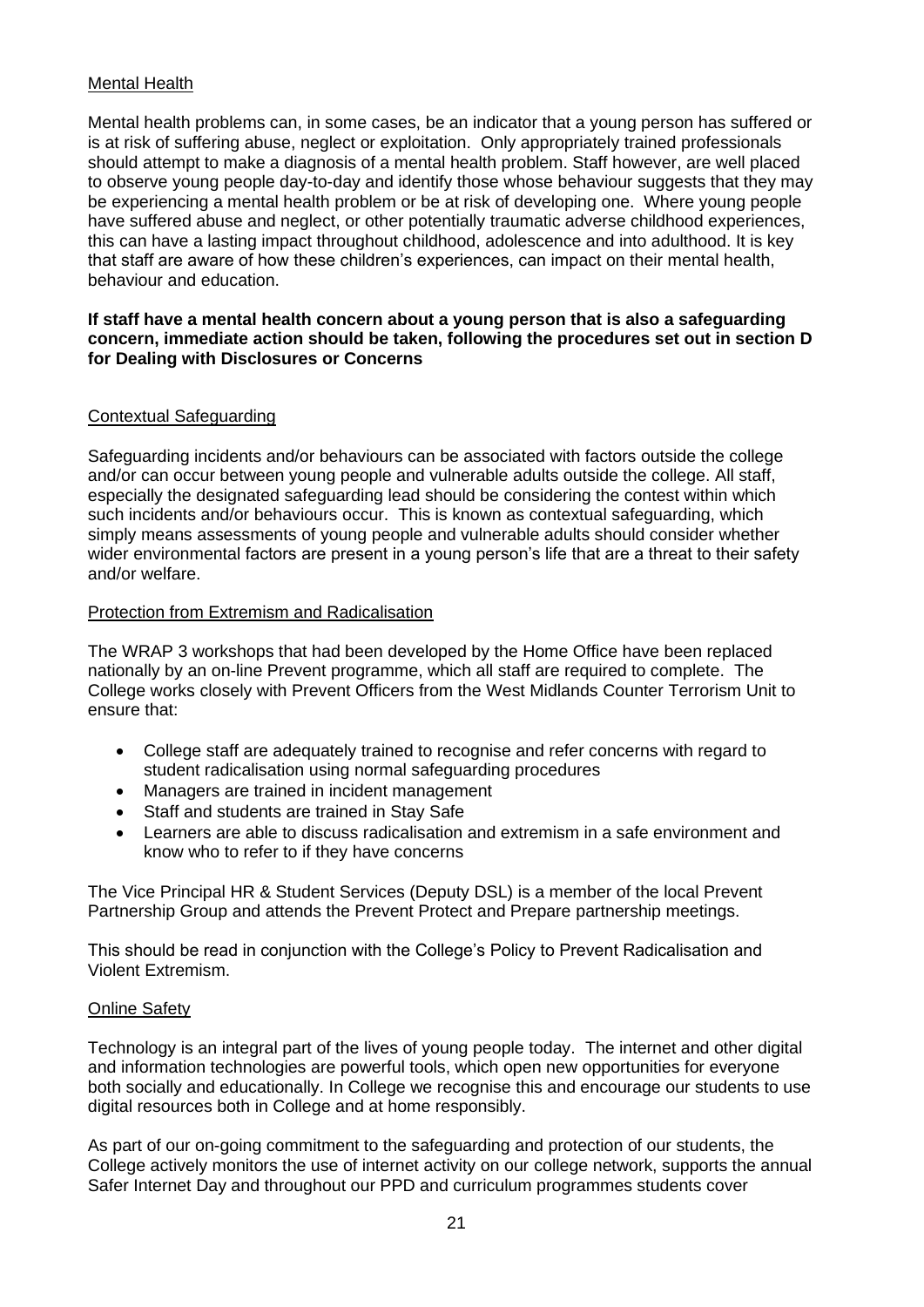Mental Health

Mental health problems can, in some cases, be an indicator that a young person has suffered or is at risk of suffering abuse, neglect or exploitation. Only appropriately trained professionals should attempt to make a diagnosis of a mental health problem. Staff however, are well placed to observe young people day-to-day and identify those whose behaviour suggests that they may be experiencing a mental health problem or be at risk of developing one. Where young people have suffered abuse and neglect, or other potentially traumatic adverse childhood experiences, this can have a lasting impact throughout childhood, adolescence and into adulthood. It is key that staff are aware of how these children's experiences, can impact on their mental health, behaviour and education.

**If staff have a mental health concern about a young person that is also a safeguarding concern, immediate action should be taken, following the procedures set out in section D for Dealing with Disclosures or Concerns**

Contextual Safeguarding

Safeguarding incidents and/or behaviours can be associated with factors outside the college and/or can occur between young people and vulnerable adults outside the college. All staff, especially the designated safeguarding lead should be considering the contest within which such incidents and/or behaviours occur. This is known as contextual safeguarding, which simply means assessments of young people and vulnerable adults should consider whether wider environmental factors are present in a young person's life that are a threat to their safety and/or welfare.

Protection from Extremism and Radicalisation

The WRAP 3 workshops that had been developed by the Home Office have been replaced nationally by an on-line Prevent programme, which all staff are required to complete. The College works closely with Prevent Officers from the West Midlands Counter Terrorism Unit to ensure that:

- College staff are adequately trained to recognise and refer concerns with regard to student radicalisation using normal safeguarding procedures
- Managers are trained in incident management
- Staff and students are trained in Stay Safe
- Learners are able to discuss radicalisation and extremism in a safe environment and know who to refer to if they have concerns

The Vice Principal HR & Student Services (Deputy DSL) is a member of the local Prevent Partnership Group and attends the Prevent Protect and Prepare partnership meetings.

This should be read in conjunction with the College's Policy to Prevent Radicalisation and Violent Extremism.

Online Safety

Technology is an integral part of the lives of young people today. The internet and other digital and information technologies are powerful tools, which open new opportunities for everyone both socially and educationally. In College we recognise this and encourage our students to use digital resources both in College and at home responsibly.

As part of our on-going commitment to the safeguarding and protection of our students, the College actively monitors the use of internet activity on our college network, supports the annual Safer Internet Day and throughout our PPD and curriculum programmes students cover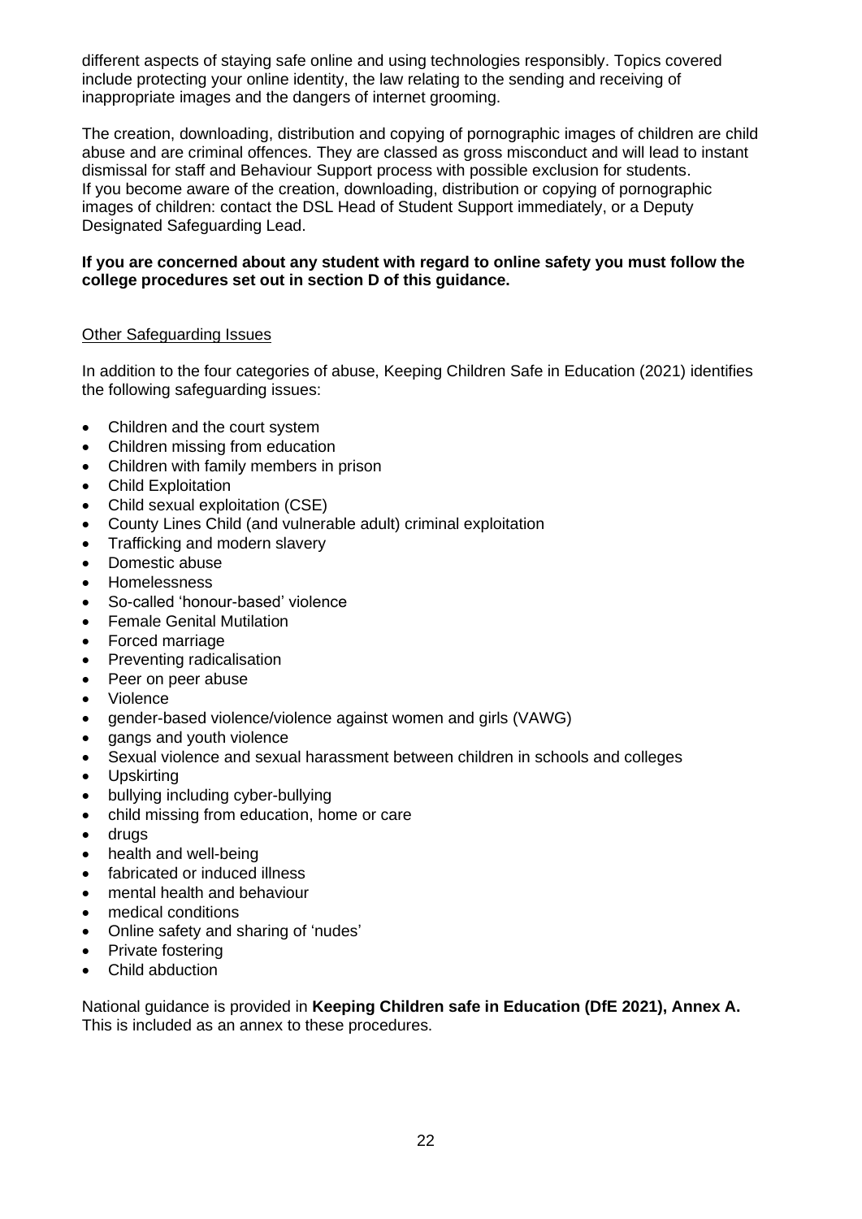different aspects of staying safe online and using technologies responsibly. Topics covered include protecting your online identity, the law relating to the sending and receiving of inappropriate images and the dangers of internet grooming.

The creation, downloading, distribution and copying of pornographic images of children are child abuse and are criminal offences. They are classed as gross misconduct and will lead to instant dismissal for staff and Behaviour Support process with possible exclusion for students.
If you become aware of the creation, downloading, distribution or copying of pornographic images of children: contact the DSL Head of Student Support immediately, or a Deputy Designated Safeguarding Lead.

**If you are concerned about any student with regard to online safety you must follow the college procedures set out in section D of this guidance.**

<u>Other Safeguarding Issues</u>

In addition to the four categories of abuse, Keeping Children Safe in Education (2021) identifies the following safeguarding issues:

- Children and the court system
- Children missing from education
- Children with family members in prison
- Child Exploitation
- Child sexual exploitation (CSE)
- County Lines Child (and vulnerable adult) criminal exploitation
- Trafficking and modern slavery
- Domestic abuse
- Homelessness
- So-called 'honour-based' violence
- Female Genital Mutilation
- Forced marriage
- Preventing radicalisation
- Peer on peer abuse
- Violence
- gender-based violence/violence against women and girls (VAWG)
- gangs and youth violence
- Sexual violence and sexual harassment between children in schools and colleges
- Upskirting
- bullying including cyber-bullying
- child missing from education, home or care
- drugs
- health and well-being
- fabricated or induced illness
- mental health and behaviour
- medical conditions
- Online safety and sharing of 'nudes'
- Private fostering
- Child abduction

National guidance is provided in **Keeping Children safe in Education (DfE 2021), Annex A.** This is included as an annex to these procedures.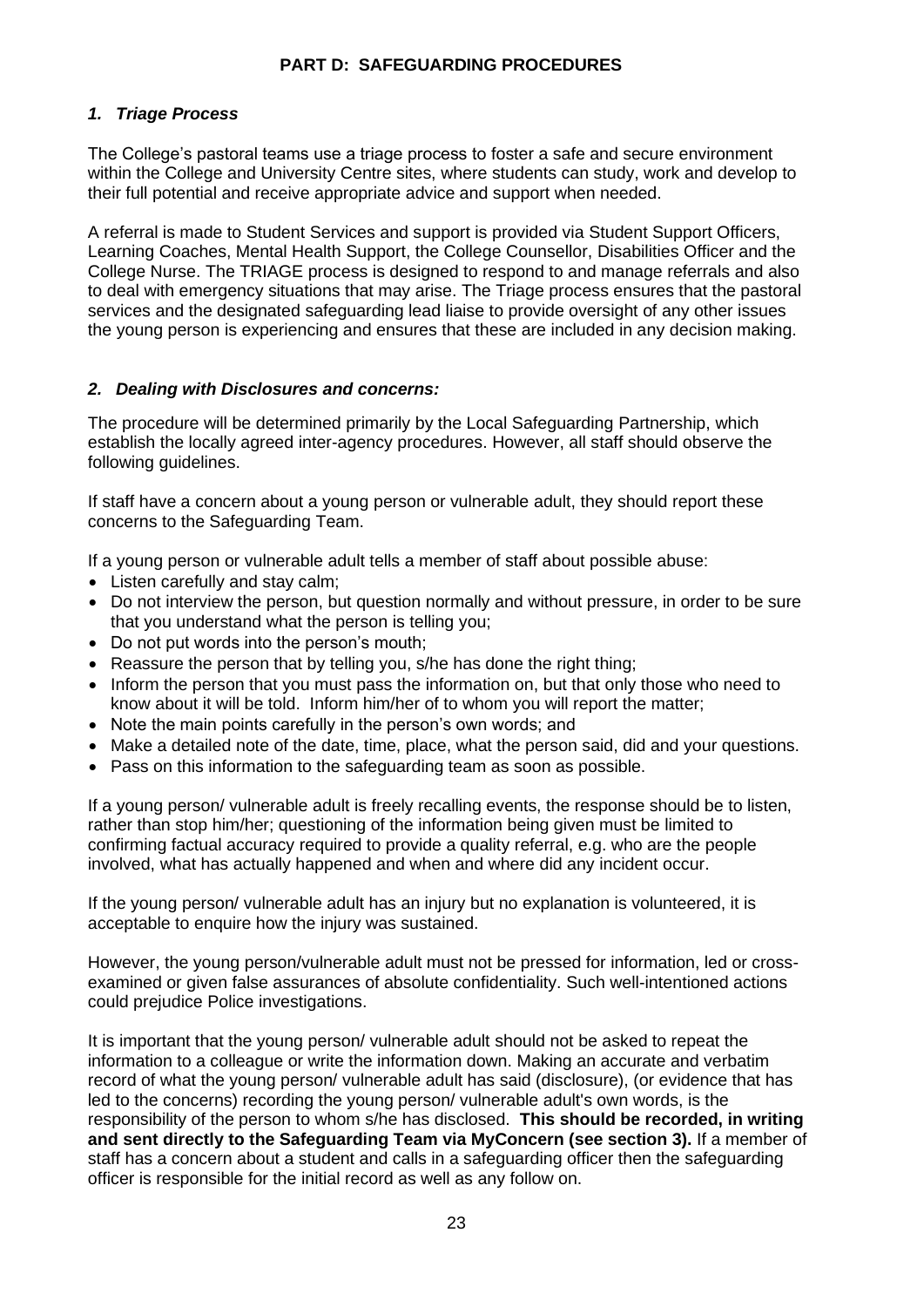# PART D: SAFEGUARDING PROCEDURES

### *1. Triage Process*

The College's pastoral teams use a triage process to foster a safe and secure environment within the College and University Centre sites, where students can study, work and develop to their full potential and receive appropriate advice and support when needed.

A referral is made to Student Services and support is provided via Student Support Officers, Learning Coaches, Mental Health Support, the College Counsellor, Disabilities Officer and the College Nurse. The TRIAGE process is designed to respond to and manage referrals and also to deal with emergency situations that may arise. The Triage process ensures that the pastoral services and the designated safeguarding lead liaise to provide oversight of any other issues the young person is experiencing and ensures that these are included in any decision making.

### *2. Dealing with Disclosures and concerns:*

The procedure will be determined primarily by the Local Safeguarding Partnership, which establish the locally agreed inter-agency procedures. However, all staff should observe the following guidelines.

If staff have a concern about a young person or vulnerable adult, they should report these concerns to the Safeguarding Team.

If a young person or vulnerable adult tells a member of staff about possible abuse:

- Listen carefully and stay calm;
- Do not interview the person, but question normally and without pressure, in order to be sure that you understand what the person is telling you;
- Do not put words into the person's mouth;
- Reassure the person that by telling you, s/he has done the right thing;
- Inform the person that you must pass the information on, but that only those who need to know about it will be told. Inform him/her of to whom you will report the matter;
- Note the main points carefully in the person's own words; and
- Make a detailed note of the date, time, place, what the person said, did and your questions.
- Pass on this information to the safeguarding team as soon as possible.

If a young person/ vulnerable adult is freely recalling events, the response should be to listen, rather than stop him/her; questioning of the information being given must be limited to confirming factual accuracy required to provide a quality referral, e.g. who are the people involved, what has actually happened and when and where did any incident occur.

If the young person/ vulnerable adult has an injury but no explanation is volunteered, it is acceptable to enquire how the injury was sustained.

However, the young person/vulnerable adult must not be pressed for information, led or cross-examined or given false assurances of absolute confidentiality. Such well-intentioned actions could prejudice Police investigations.

It is important that the young person/ vulnerable adult should not be asked to repeat the information to a colleague or write the information down. Making an accurate and verbatim record of what the young person/ vulnerable adult has said (disclosure), (or evidence that has led to the concerns) recording the young person/ vulnerable adult's own words, is the responsibility of the person to whom s/he has disclosed. **This should be recorded, in writing and sent directly to the Safeguarding Team via MyConcern (see section 3).** If a member of staff has a concern about a student and calls in a safeguarding officer then the safeguarding officer is responsible for the initial record as well as any follow on.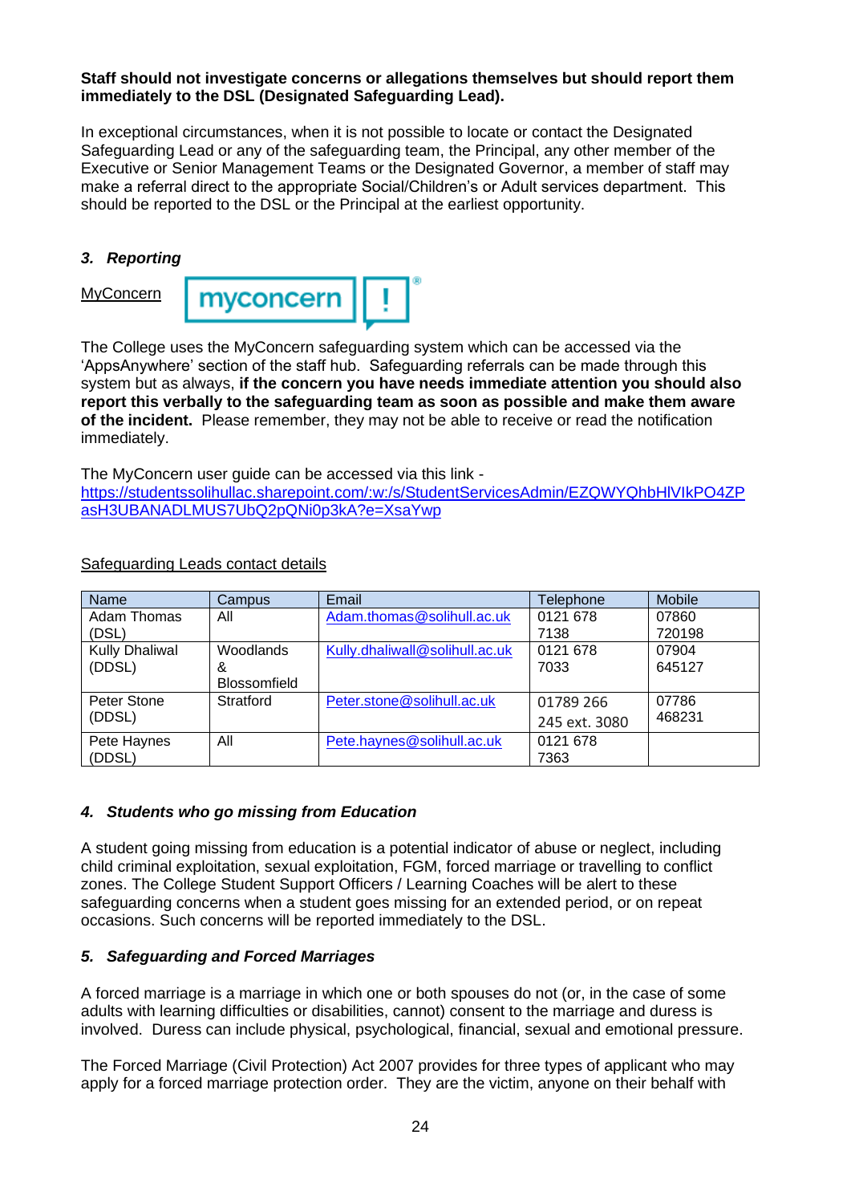**Staff should not investigate concerns or allegations themselves but should report them immediately to the DSL (Designated Safeguarding Lead).**

In exceptional circumstances, when it is not possible to locate or contact the Designated Safeguarding Lead or any of the safeguarding team, the Principal, any other member of the Executive or Senior Management Teams or the Designated Governor, a member of staff may make a referral direct to the appropriate Social/Children's or Adult services department. This should be reported to the DSL or the Principal at the earliest opportunity.

### ***3. Reporting***

MyConcern

The College uses the MyConcern safeguarding system which can be accessed via the 'AppsAnywhere' section of the staff hub. Safeguarding referrals can be made through this system but as always, **if the concern you have needs immediate attention you should also report this verbally to the safeguarding team as soon as possible and make them aware of the incident.** Please remember, they may not be able to receive or read the notification immediately.

The MyConcern user guide can be accessed via this link - https://studentssolihullac.sharepoint.com/:w:/s/StudentServicesAdmin/EZQWYQhbHlVIkPO4ZPasH3UBANADLMUS7UbQ2pQNi0p3kA?e=XsaYwp

Safeguarding Leads contact details

| Name | Campus | Email | Telephone | Mobile |
|---|---|---|---|---|
| Adam Thomas (DSL) | All | Adam.thomas@solihull.ac.uk | 0121 678 7138 | 07860 720198 |
| Kully Dhaliwal (DDSL) | Woodlands & Blossomfield | Kully.dhaliwall@solihull.ac.uk | 0121 678 7033 | 07904 645127 |
| Peter Stone (DDSL) | Stratford | Peter.stone@solihull.ac.uk | 01789 266 245 ext. 3080 | 07786 468231 |
| Pete Haynes (DDSL) | All | Pete.haynes@solihull.ac.uk | 0121 678 7363 | |

### ***4. Students who go missing from Education***

A student going missing from education is a potential indicator of abuse or neglect, including child criminal exploitation, sexual exploitation, FGM, forced marriage or travelling to conflict zones. The College Student Support Officers / Learning Coaches will be alert to these safeguarding concerns when a student goes missing for an extended period, or on repeat occasions. Such concerns will be reported immediately to the DSL.

### ***5. Safeguarding and Forced Marriages***

A forced marriage is a marriage in which one or both spouses do not (or, in the case of some adults with learning difficulties or disabilities, cannot) consent to the marriage and duress is involved. Duress can include physical, psychological, financial, sexual and emotional pressure.

The Forced Marriage (Civil Protection) Act 2007 provides for three types of applicant who may apply for a forced marriage protection order. They are the victim, anyone on their behalf with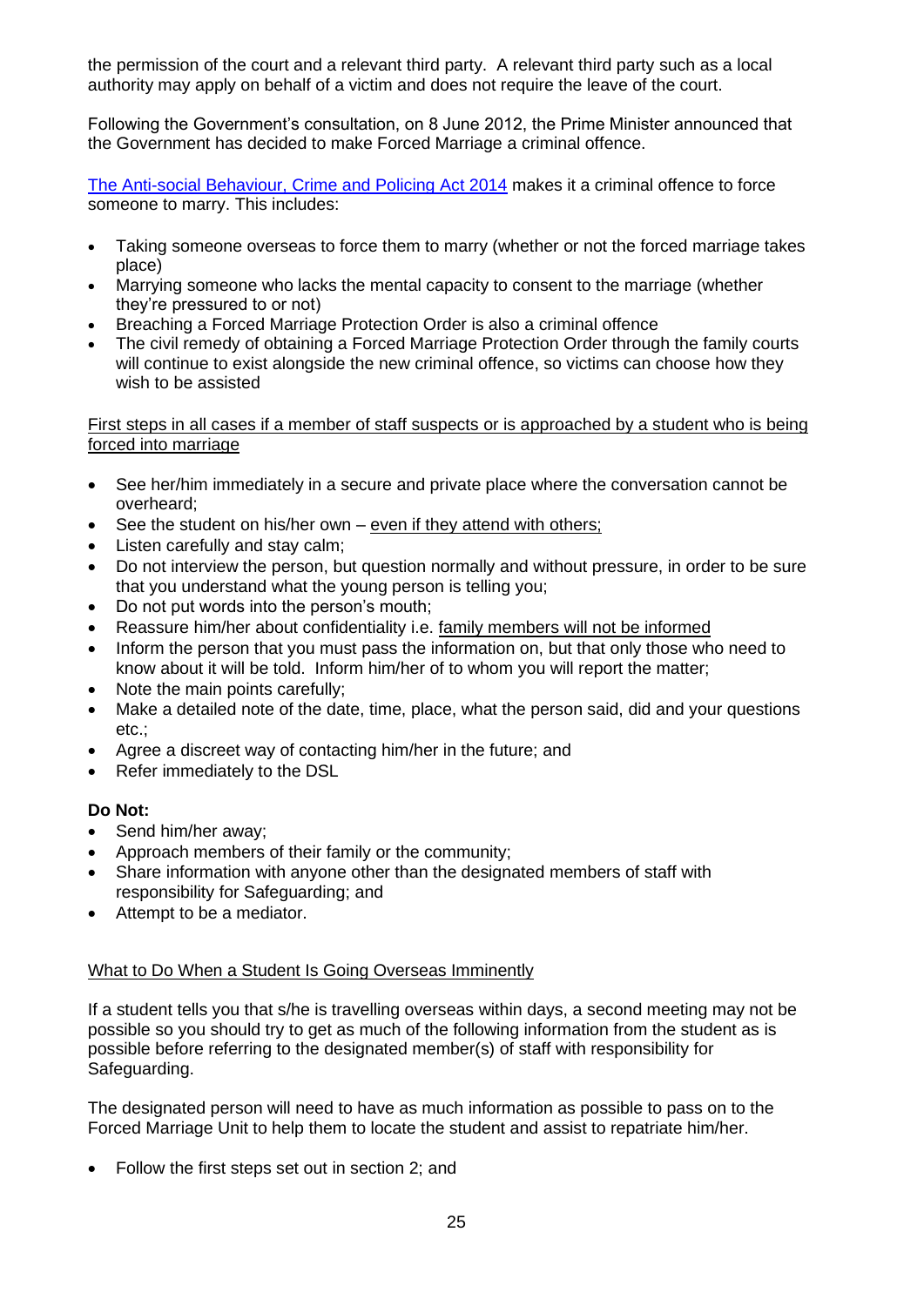the permission of the court and a relevant third party. A relevant third party such as a local authority may apply on behalf of a victim and does not require the leave of the court.

Following the Government's consultation, on 8 June 2012, the Prime Minister announced that the Government has decided to make Forced Marriage a criminal offence.

[The Anti-social Behaviour, Crime and Policing Act 2014](#) makes it a criminal offence to force someone to marry. This includes:

- Taking someone overseas to force them to marry (whether or not the forced marriage takes place)
- Marrying someone who lacks the mental capacity to consent to the marriage (whether they're pressured to or not)
- Breaching a Forced Marriage Protection Order is also a criminal offence
- The civil remedy of obtaining a Forced Marriage Protection Order through the family courts will continue to exist alongside the new criminal offence, so victims can choose how they wish to be assisted

<u>First steps in all cases if a member of staff suspects or is approached by a student who is being forced into marriage</u>

- See her/him immediately in a secure and private place where the conversation cannot be overheard;
- See the student on his/her own – <u>even if they attend with others;</u>
- Listen carefully and stay calm;
- Do not interview the person, but question normally and without pressure, in order to be sure that you understand what the young person is telling you;
- Do not put words into the person's mouth;
- Reassure him/her about confidentiality i.e. <u>family members will not be informed</u>
- Inform the person that you must pass the information on, but that only those who need to know about it will be told. Inform him/her of to whom you will report the matter;
- Note the main points carefully;
- Make a detailed note of the date, time, place, what the person said, did and your questions etc.;
- Agree a discreet way of contacting him/her in the future; and
- Refer immediately to the DSL

**Do Not:**

- Send him/her away;
- Approach members of their family or the community;
- Share information with anyone other than the designated members of staff with responsibility for Safeguarding; and
- Attempt to be a mediator.

<u>What to Do When a Student Is Going Overseas Imminently</u>

If a student tells you that s/he is travelling overseas within days, a second meeting may not be possible so you should try to get as much of the following information from the student as is possible before referring to the designated member(s) of staff with responsibility for Safeguarding.

The designated person will need to have as much information as possible to pass on to the Forced Marriage Unit to help them to locate the student and assist to repatriate him/her.

- Follow the first steps set out in section 2; and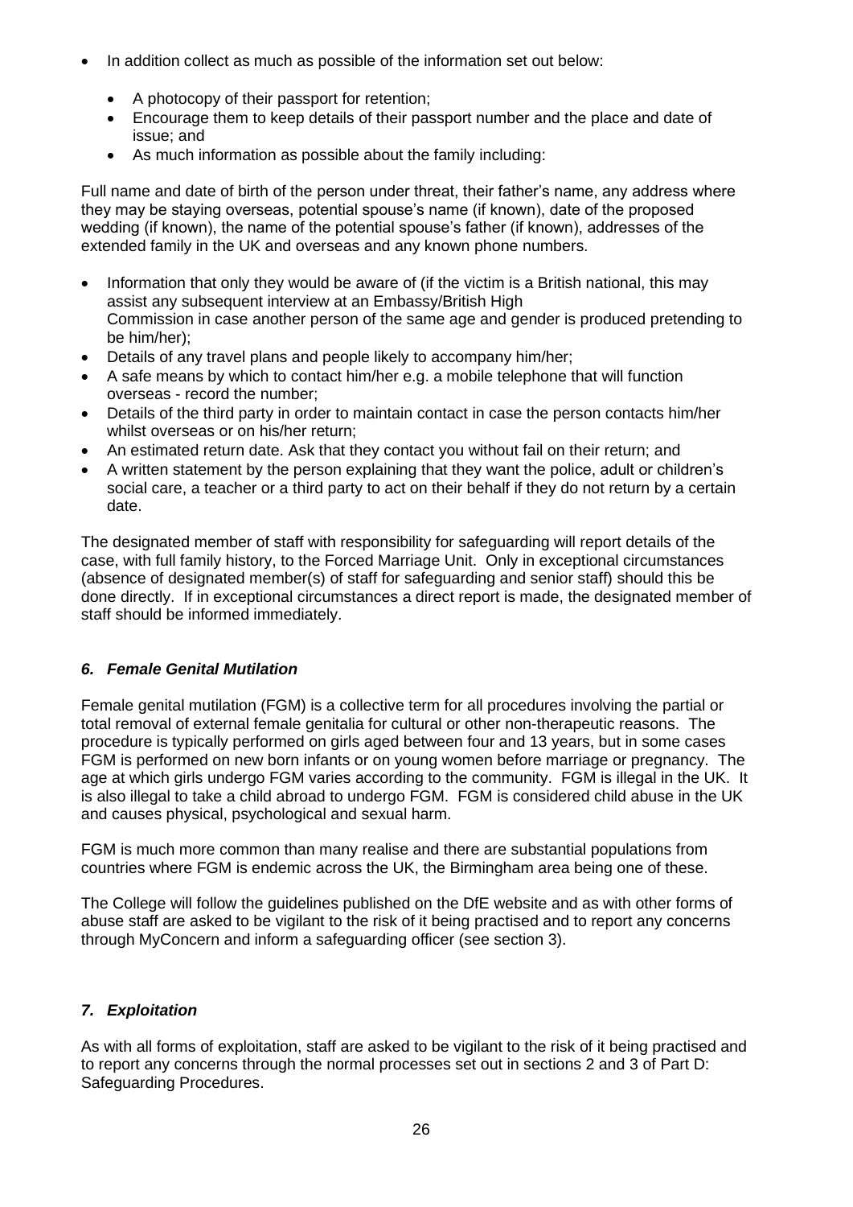- In addition collect as much as possible of the information set out below:
  - A photocopy of their passport for retention;
  - Encourage them to keep details of their passport number and the place and date of issue; and
  - As much information as possible about the family including:

Full name and date of birth of the person under threat, their father's name, any address where they may be staying overseas, potential spouse's name (if known), date of the proposed wedding (if known), the name of the potential spouse's father (if known), addresses of the extended family in the UK and overseas and any known phone numbers.

- Information that only they would be aware of (if the victim is a British national, this may assist any subsequent interview at an Embassy/British High Commission in case another person of the same age and gender is produced pretending to be him/her);
- Details of any travel plans and people likely to accompany him/her;
- A safe means by which to contact him/her e.g. a mobile telephone that will function overseas - record the number;
- Details of the third party in order to maintain contact in case the person contacts him/her whilst overseas or on his/her return;
- An estimated return date. Ask that they contact you without fail on their return; and
- A written statement by the person explaining that they want the police, adult or children's social care, a teacher or a third party to act on their behalf if they do not return by a certain date.

The designated member of staff with responsibility for safeguarding will report details of the case, with full family history, to the Forced Marriage Unit. Only in exceptional circumstances (absence of designated member(s) of staff for safeguarding and senior staff) should this be done directly. If in exceptional circumstances a direct report is made, the designated member of staff should be informed immediately.

### *6. Female Genital Mutilation*

Female genital mutilation (FGM) is a collective term for all procedures involving the partial or total removal of external female genitalia for cultural or other non-therapeutic reasons. The procedure is typically performed on girls aged between four and 13 years, but in some cases FGM is performed on new born infants or on young women before marriage or pregnancy. The age at which girls undergo FGM varies according to the community. FGM is illegal in the UK. It is also illegal to take a child abroad to undergo FGM. FGM is considered child abuse in the UK and causes physical, psychological and sexual harm.

FGM is much more common than many realise and there are substantial populations from countries where FGM is endemic across the UK, the Birmingham area being one of these.

The College will follow the guidelines published on the DfE website and as with other forms of abuse staff are asked to be vigilant to the risk of it being practised and to report any concerns through MyConcern and inform a safeguarding officer (see section 3).

### *7. Exploitation*

As with all forms of exploitation, staff are asked to be vigilant to the risk of it being practised and to report any concerns through the normal processes set out in sections 2 and 3 of Part D: Safeguarding Procedures.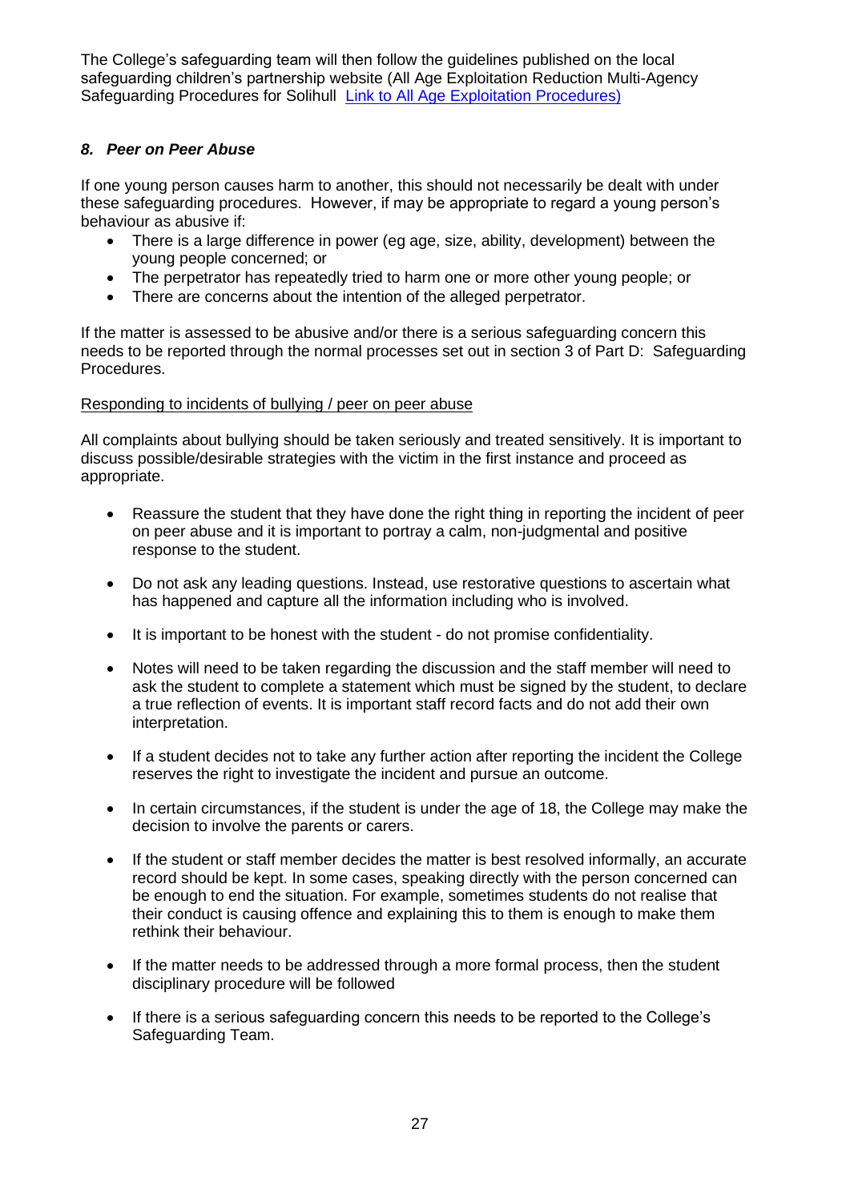The College's safeguarding team will then follow the guidelines published on the local safeguarding children's partnership website (All Age Exploitation Reduction Multi-Agency Safeguarding Procedures for Solihull [Link to All Age Exploitation Procedures)]

### *8. Peer on Peer Abuse*

If one young person causes harm to another, this should not necessarily be dealt with under these safeguarding procedures. However, if may be appropriate to regard a young person's behaviour as abusive if:

- There is a large difference in power (eg age, size, ability, development) between the young people concerned; or
- The perpetrator has repeatedly tried to harm one or more other young people; or
- There are concerns about the intention of the alleged perpetrator.

If the matter is assessed to be abusive and/or there is a serious safeguarding concern this needs to be reported through the normal processes set out in section 3 of Part D: Safeguarding Procedures.

<u>Responding to incidents of bullying / peer on peer abuse</u>

All complaints about bullying should be taken seriously and treated sensitively. It is important to discuss possible/desirable strategies with the victim in the first instance and proceed as appropriate.

- Reassure the student that they have done the right thing in reporting the incident of peer on peer abuse and it is important to portray a calm, non-judgmental and positive response to the student.
- Do not ask any leading questions. Instead, use restorative questions to ascertain what has happened and capture all the information including who is involved.
- It is important to be honest with the student - do not promise confidentiality.
- Notes will need to be taken regarding the discussion and the staff member will need to ask the student to complete a statement which must be signed by the student, to declare a true reflection of events. It is important staff record facts and do not add their own interpretation.
- If a student decides not to take any further action after reporting the incident the College reserves the right to investigate the incident and pursue an outcome.
- In certain circumstances, if the student is under the age of 18, the College may make the decision to involve the parents or carers.
- If the student or staff member decides the matter is best resolved informally, an accurate record should be kept. In some cases, speaking directly with the person concerned can be enough to end the situation. For example, sometimes students do not realise that their conduct is causing offence and explaining this to them is enough to make them rethink their behaviour.
- If the matter needs to be addressed through a more formal process, then the student disciplinary procedure will be followed
- If there is a serious safeguarding concern this needs to be reported to the College's Safeguarding Team.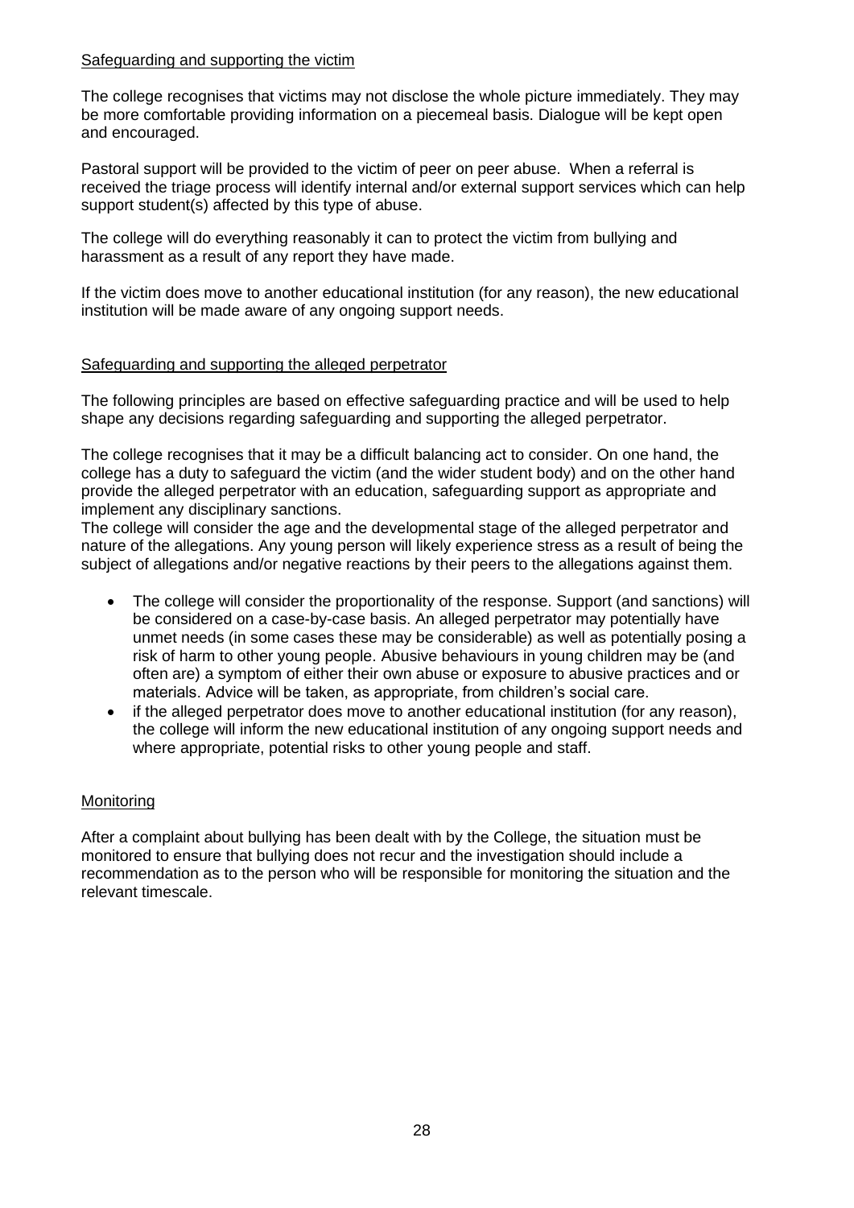<u>Safeguarding and supporting the victim</u>

The college recognises that victims may not disclose the whole picture immediately. They may be more comfortable providing information on a piecemeal basis. Dialogue will be kept open and encouraged.

Pastoral support will be provided to the victim of peer on peer abuse. When a referral is received the triage process will identify internal and/or external support services which can help support student(s) affected by this type of abuse.

The college will do everything reasonably it can to protect the victim from bullying and harassment as a result of any report they have made.

If the victim does move to another educational institution (for any reason), the new educational institution will be made aware of any ongoing support needs.

<u>Safeguarding and supporting the alleged perpetrator</u>

The following principles are based on effective safeguarding practice and will be used to help shape any decisions regarding safeguarding and supporting the alleged perpetrator.

The college recognises that it may be a difficult balancing act to consider. On one hand, the college has a duty to safeguard the victim (and the wider student body) and on the other hand provide the alleged perpetrator with an education, safeguarding support as appropriate and implement any disciplinary sanctions.
The college will consider the age and the developmental stage of the alleged perpetrator and nature of the allegations. Any young person will likely experience stress as a result of being the subject of allegations and/or negative reactions by their peers to the allegations against them.

- The college will consider the proportionality of the response. Support (and sanctions) will be considered on a case-by-case basis. An alleged perpetrator may potentially have unmet needs (in some cases these may be considerable) as well as potentially posing a risk of harm to other young people. Abusive behaviours in young children may be (and often are) a symptom of either their own abuse or exposure to abusive practices and or materials. Advice will be taken, as appropriate, from children's social care.
- if the alleged perpetrator does move to another educational institution (for any reason), the college will inform the new educational institution of any ongoing support needs and where appropriate, potential risks to other young people and staff.

<u>Monitoring</u>

After a complaint about bullying has been dealt with by the College, the situation must be monitored to ensure that bullying does not recur and the investigation should include a recommendation as to the person who will be responsible for monitoring the situation and the relevant timescale.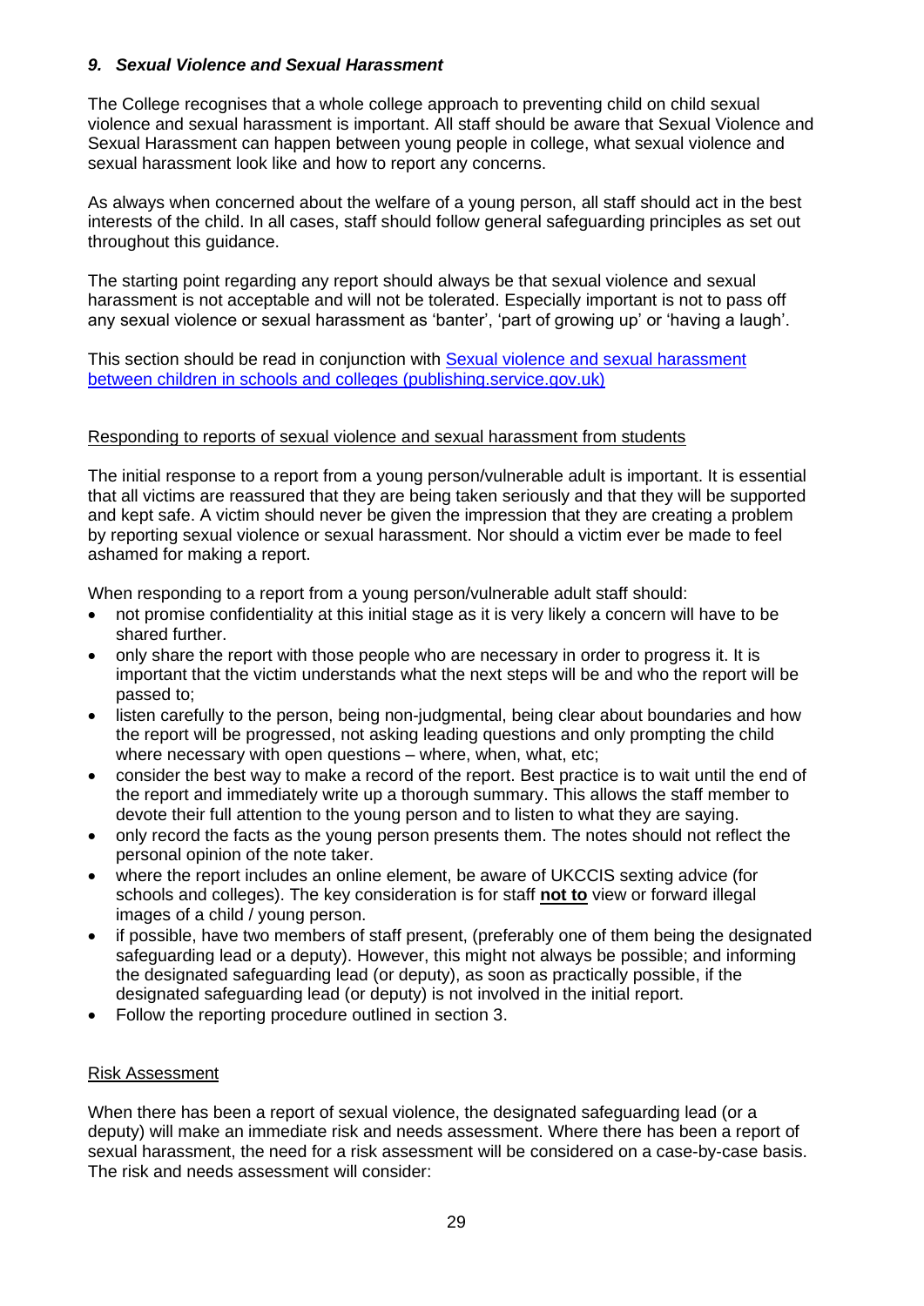### *9. Sexual Violence and Sexual Harassment*

The College recognises that a whole college approach to preventing child on child sexual violence and sexual harassment is important. All staff should be aware that Sexual Violence and Sexual Harassment can happen between young people in college, what sexual violence and sexual harassment look like and how to report any concerns.

As always when concerned about the welfare of a young person, all staff should act in the best interests of the child. In all cases, staff should follow general safeguarding principles as set out throughout this guidance.

The starting point regarding any report should always be that sexual violence and sexual harassment is not acceptable and will not be tolerated. Especially important is not to pass off any sexual violence or sexual harassment as 'banter', 'part of growing up' or 'having a laugh'.

This section should be read in conjunction with [Sexual violence and sexual harassment between children in schools and colleges (publishing.service.gov.uk)]()

Responding to reports of sexual violence and sexual harassment from students

The initial response to a report from a young person/vulnerable adult is important. It is essential that all victims are reassured that they are being taken seriously and that they will be supported and kept safe. A victim should never be given the impression that they are creating a problem by reporting sexual violence or sexual harassment. Nor should a victim ever be made to feel ashamed for making a report.

When responding to a report from a young person/vulnerable adult staff should:

- not promise confidentiality at this initial stage as it is very likely a concern will have to be shared further.
- only share the report with those people who are necessary in order to progress it. It is important that the victim understands what the next steps will be and who the report will be passed to;
- listen carefully to the person, being non-judgmental, being clear about boundaries and how the report will be progressed, not asking leading questions and only prompting the child where necessary with open questions – where, when, what, etc;
- consider the best way to make a record of the report. Best practice is to wait until the end of the report and immediately write up a thorough summary. This allows the staff member to devote their full attention to the young person and to listen to what they are saying.
- only record the facts as the young person presents them. The notes should not reflect the personal opinion of the note taker.
- where the report includes an online element, be aware of UKCCIS sexting advice (for schools and colleges). The key consideration is for staff **not to** view or forward illegal images of a child / young person.
- if possible, have two members of staff present, (preferably one of them being the designated safeguarding lead or a deputy). However, this might not always be possible; and informing the designated safeguarding lead (or deputy), as soon as practically possible, if the designated safeguarding lead (or deputy) is not involved in the initial report.
- Follow the reporting procedure outlined in section 3.

Risk Assessment

When there has been a report of sexual violence, the designated safeguarding lead (or a deputy) will make an immediate risk and needs assessment. Where there has been a report of sexual harassment, the need for a risk assessment will be considered on a case-by-case basis. The risk and needs assessment will consider: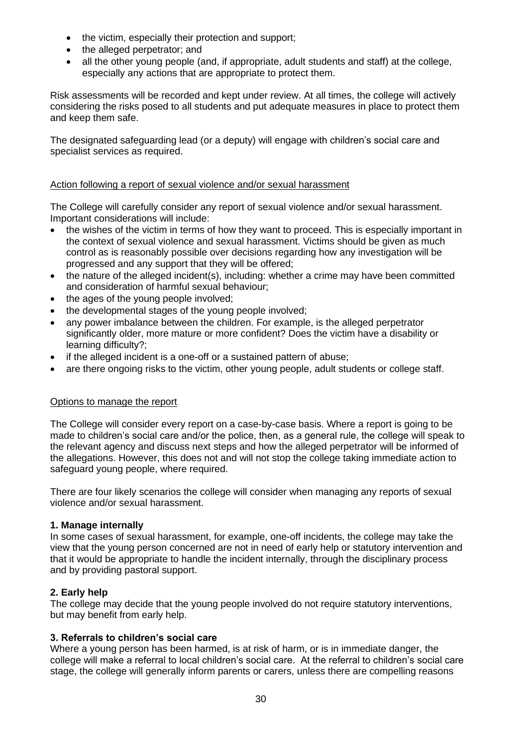- the victim, especially their protection and support;
- the alleged perpetrator; and
- all the other young people (and, if appropriate, adult students and staff) at the college, especially any actions that are appropriate to protect them.

Risk assessments will be recorded and kept under review. At all times, the college will actively considering the risks posed to all students and put adequate measures in place to protect them and keep them safe.

The designated safeguarding lead (or a deputy) will engage with children's social care and specialist services as required.

Action following a report of sexual violence and/or sexual harassment

The College will carefully consider any report of sexual violence and/or sexual harassment. Important considerations will include:

- the wishes of the victim in terms of how they want to proceed. This is especially important in the context of sexual violence and sexual harassment. Victims should be given as much control as is reasonably possible over decisions regarding how any investigation will be progressed and any support that they will be offered;
- the nature of the alleged incident(s), including: whether a crime may have been committed and consideration of harmful sexual behaviour;
- the ages of the young people involved;
- the developmental stages of the young people involved;
- any power imbalance between the children. For example, is the alleged perpetrator significantly older, more mature or more confident? Does the victim have a disability or learning difficulty?;
- if the alleged incident is a one-off or a sustained pattern of abuse;
- are there ongoing risks to the victim, other young people, adult students or college staff.

Options to manage the report

The College will consider every report on a case-by-case basis. Where a report is going to be made to children's social care and/or the police, then, as a general rule, the college will speak to the relevant agency and discuss next steps and how the alleged perpetrator will be informed of the allegations. However, this does not and will not stop the college taking immediate action to safeguard young people, where required.

There are four likely scenarios the college will consider when managing any reports of sexual violence and/or sexual harassment.

**1. Manage internally**

In some cases of sexual harassment, for example, one-off incidents, the college may take the view that the young person concerned are not in need of early help or statutory intervention and that it would be appropriate to handle the incident internally, through the disciplinary process and by providing pastoral support.

**2. Early help**

The college may decide that the young people involved do not require statutory interventions, but may benefit from early help.

**3. Referrals to children's social care**

Where a young person has been harmed, is at risk of harm, or is in immediate danger, the college will make a referral to local children's social care. At the referral to children's social care stage, the college will generally inform parents or carers, unless there are compelling reasons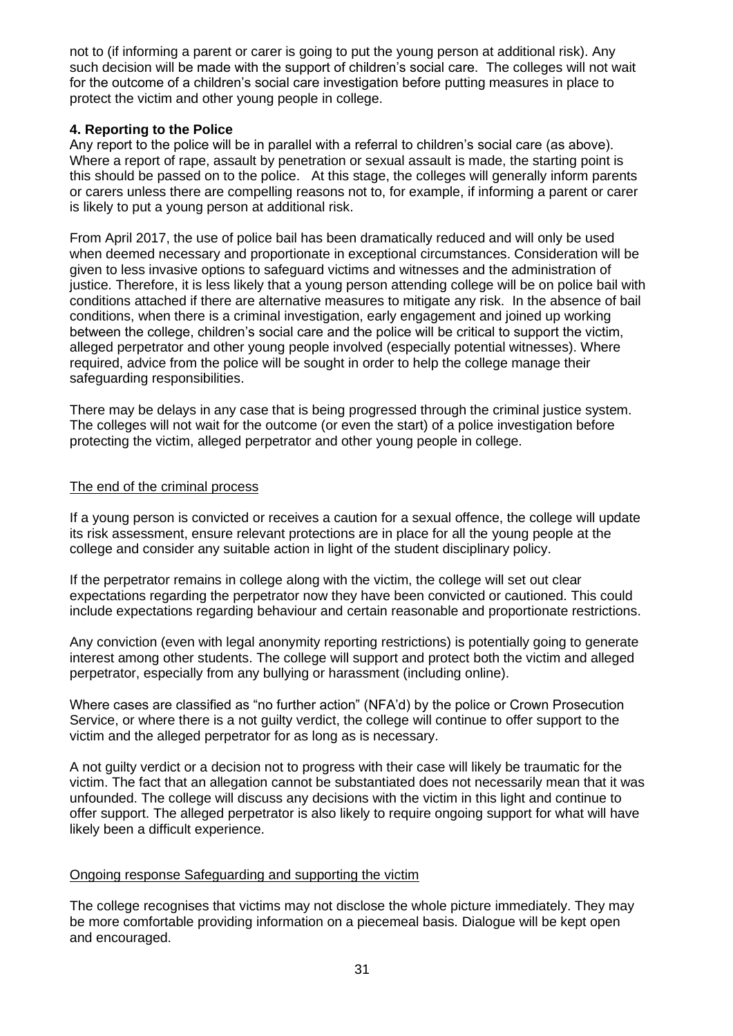not to (if informing a parent or carer is going to put the young person at additional risk). Any such decision will be made with the support of children's social care. The colleges will not wait for the outcome of a children's social care investigation before putting measures in place to protect the victim and other young people in college.

**4. Reporting to the Police**

Any report to the police will be in parallel with a referral to children's social care (as above). Where a report of rape, assault by penetration or sexual assault is made, the starting point is this should be passed on to the police. At this stage, the colleges will generally inform parents or carers unless there are compelling reasons not to, for example, if informing a parent or carer is likely to put a young person at additional risk.

From April 2017, the use of police bail has been dramatically reduced and will only be used when deemed necessary and proportionate in exceptional circumstances. Consideration will be given to less invasive options to safeguard victims and witnesses and the administration of justice. Therefore, it is less likely that a young person attending college will be on police bail with conditions attached if there are alternative measures to mitigate any risk. In the absence of bail conditions, when there is a criminal investigation, early engagement and joined up working between the college, children's social care and the police will be critical to support the victim, alleged perpetrator and other young people involved (especially potential witnesses). Where required, advice from the police will be sought in order to help the college manage their safeguarding responsibilities.

There may be delays in any case that is being progressed through the criminal justice system. The colleges will not wait for the outcome (or even the start) of a police investigation before protecting the victim, alleged perpetrator and other young people in college.

<u>The end of the criminal process</u>

If a young person is convicted or receives a caution for a sexual offence, the college will update its risk assessment, ensure relevant protections are in place for all the young people at the college and consider any suitable action in light of the student disciplinary policy.

If the perpetrator remains in college along with the victim, the college will set out clear expectations regarding the perpetrator now they have been convicted or cautioned. This could include expectations regarding behaviour and certain reasonable and proportionate restrictions.

Any conviction (even with legal anonymity reporting restrictions) is potentially going to generate interest among other students. The college will support and protect both the victim and alleged perpetrator, especially from any bullying or harassment (including online).

Where cases are classified as "no further action" (NFA'd) by the police or Crown Prosecution Service, or where there is a not guilty verdict, the college will continue to offer support to the victim and the alleged perpetrator for as long as is necessary.

A not guilty verdict or a decision not to progress with their case will likely be traumatic for the victim. The fact that an allegation cannot be substantiated does not necessarily mean that it was unfounded. The college will discuss any decisions with the victim in this light and continue to offer support. The alleged perpetrator is also likely to require ongoing support for what will have likely been a difficult experience.

<u>Ongoing response Safeguarding and supporting the victim</u>

The college recognises that victims may not disclose the whole picture immediately. They may be more comfortable providing information on a piecemeal basis. Dialogue will be kept open and encouraged.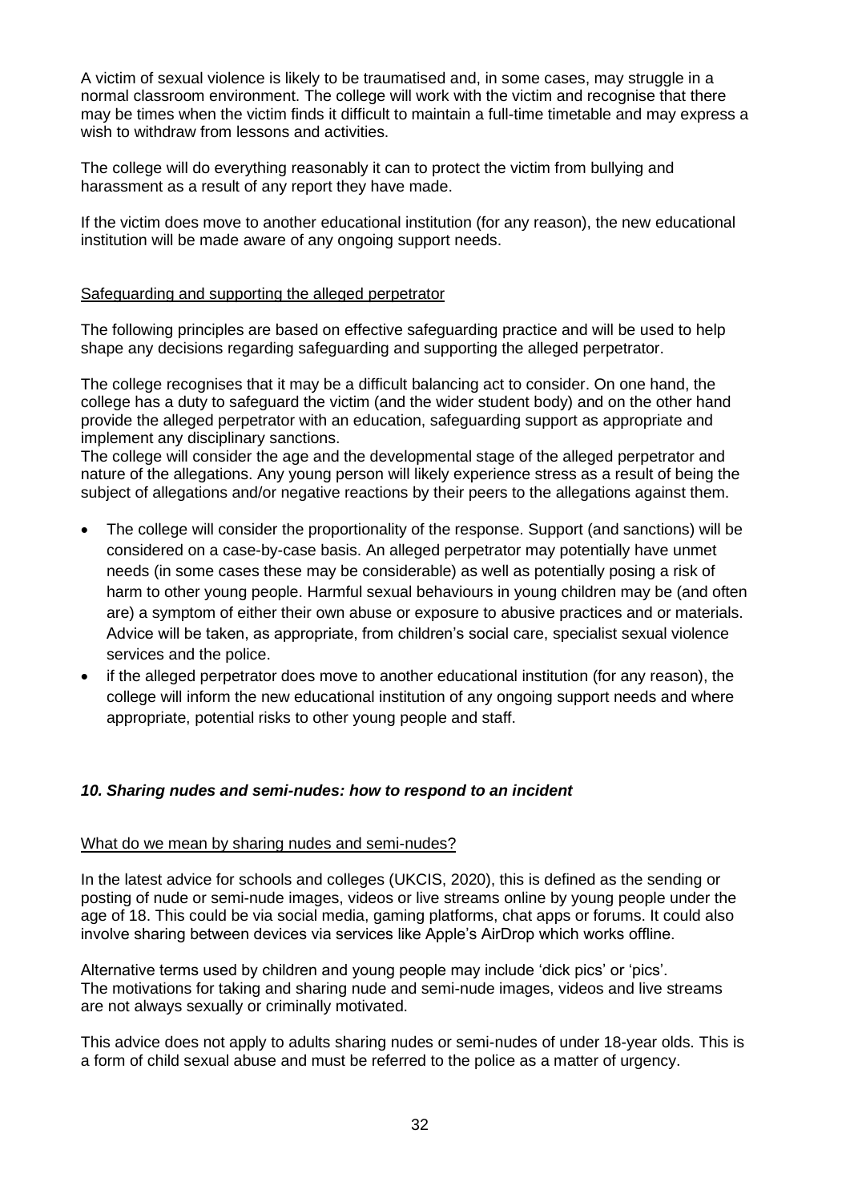A victim of sexual violence is likely to be traumatised and, in some cases, may struggle in a normal classroom environment. The college will work with the victim and recognise that there may be times when the victim finds it difficult to maintain a full-time timetable and may express a wish to withdraw from lessons and activities.

The college will do everything reasonably it can to protect the victim from bullying and harassment as a result of any report they have made.

If the victim does move to another educational institution (for any reason), the new educational institution will be made aware of any ongoing support needs.

<u>Safeguarding and supporting the alleged perpetrator</u>

The following principles are based on effective safeguarding practice and will be used to help shape any decisions regarding safeguarding and supporting the alleged perpetrator.

The college recognises that it may be a difficult balancing act to consider. On one hand, the college has a duty to safeguard the victim (and the wider student body) and on the other hand provide the alleged perpetrator with an education, safeguarding support as appropriate and implement any disciplinary sanctions.
The college will consider the age and the developmental stage of the alleged perpetrator and nature of the allegations. Any young person will likely experience stress as a result of being the subject of allegations and/or negative reactions by their peers to the allegations against them.

- The college will consider the proportionality of the response. Support (and sanctions) will be considered on a case-by-case basis. An alleged perpetrator may potentially have unmet needs (in some cases these may be considerable) as well as potentially posing a risk of harm to other young people. Harmful sexual behaviours in young children may be (and often are) a symptom of either their own abuse or exposure to abusive practices and or materials. Advice will be taken, as appropriate, from children's social care, specialist sexual violence services and the police.
- if the alleged perpetrator does move to another educational institution (for any reason), the college will inform the new educational institution of any ongoing support needs and where appropriate, potential risks to other young people and staff.

### ***10. Sharing nudes and semi-nudes: how to respond to an incident***

<u>What do we mean by sharing nudes and semi-nudes?</u>

In the latest advice for schools and colleges (UKCIS, 2020), this is defined as the sending or posting of nude or semi-nude images, videos or live streams online by young people under the age of 18. This could be via social media, gaming platforms, chat apps or forums. It could also involve sharing between devices via services like Apple's AirDrop which works offline.

Alternative terms used by children and young people may include 'dick pics' or 'pics'.
The motivations for taking and sharing nude and semi-nude images, videos and live streams are not always sexually or criminally motivated.

This advice does not apply to adults sharing nudes or semi-nudes of under 18-year olds. This is a form of child sexual abuse and must be referred to the police as a matter of urgency.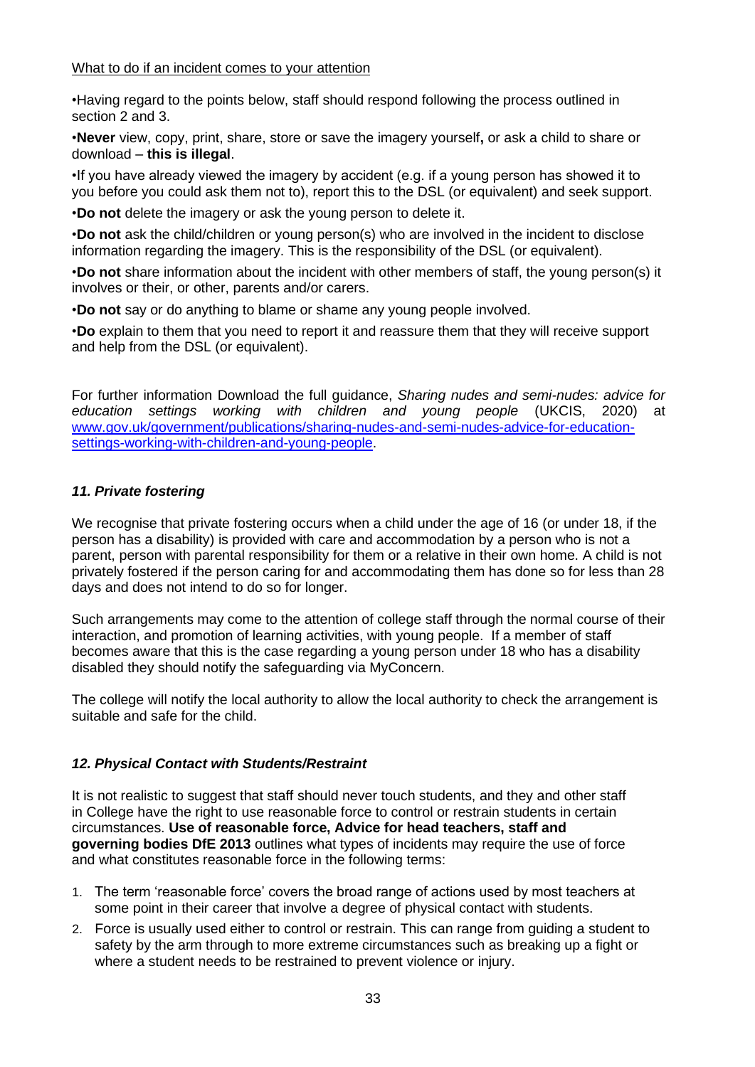What to do if an incident comes to your attention

•Having regard to the points below, staff should respond following the process outlined in section 2 and 3.

•**Never** view, copy, print, share, store or save the imagery yourself**,** or ask a child to share or download – **this is illegal**.

•If you have already viewed the imagery by accident (e.g. if a young person has showed it to you before you could ask them not to), report this to the DSL (or equivalent) and seek support.

•**Do not** delete the imagery or ask the young person to delete it.

•**Do not** ask the child/children or young person(s) who are involved in the incident to disclose information regarding the imagery. This is the responsibility of the DSL (or equivalent).

•**Do not** share information about the incident with other members of staff, the young person(s) it involves or their, or other, parents and/or carers.

•**Do not** say or do anything to blame or shame any young people involved.

•**Do** explain to them that you need to report it and reassure them that they will receive support and help from the DSL (or equivalent).

For further information Download the full guidance, *Sharing nudes and semi-nudes: advice for education settings working with children and young people* (UKCIS, 2020) at [www.gov.uk/government/publications/sharing-nudes-and-semi-nudes-advice-for-education-settings-working-with-children-and-young-people](www.gov.uk/government/publications/sharing-nudes-and-semi-nudes-advice-for-education-settings-working-with-children-and-young-people).

### *11. Private fostering*

We recognise that private fostering occurs when a child under the age of 16 (or under 18, if the person has a disability) is provided with care and accommodation by a person who is not a parent, person with parental responsibility for them or a relative in their own home. A child is not privately fostered if the person caring for and accommodating them has done so for less than 28 days and does not intend to do so for longer.

Such arrangements may come to the attention of college staff through the normal course of their interaction, and promotion of learning activities, with young people. If a member of staff becomes aware that this is the case regarding a young person under 18 who has a disability disabled they should notify the safeguarding via MyConcern.

The college will notify the local authority to allow the local authority to check the arrangement is suitable and safe for the child.

### *12. Physical Contact with Students/Restraint*

It is not realistic to suggest that staff should never touch students, and they and other staff in College have the right to use reasonable force to control or restrain students in certain circumstances. **Use of reasonable force, Advice for head teachers, staff and governing bodies DfE 2013** outlines what types of incidents may require the use of force and what constitutes reasonable force in the following terms:

1. The term 'reasonable force' covers the broad range of actions used by most teachers at some point in their career that involve a degree of physical contact with students.
2. Force is usually used either to control or restrain. This can range from guiding a student to safety by the arm through to more extreme circumstances such as breaking up a fight or where a student needs to be restrained to prevent violence or injury.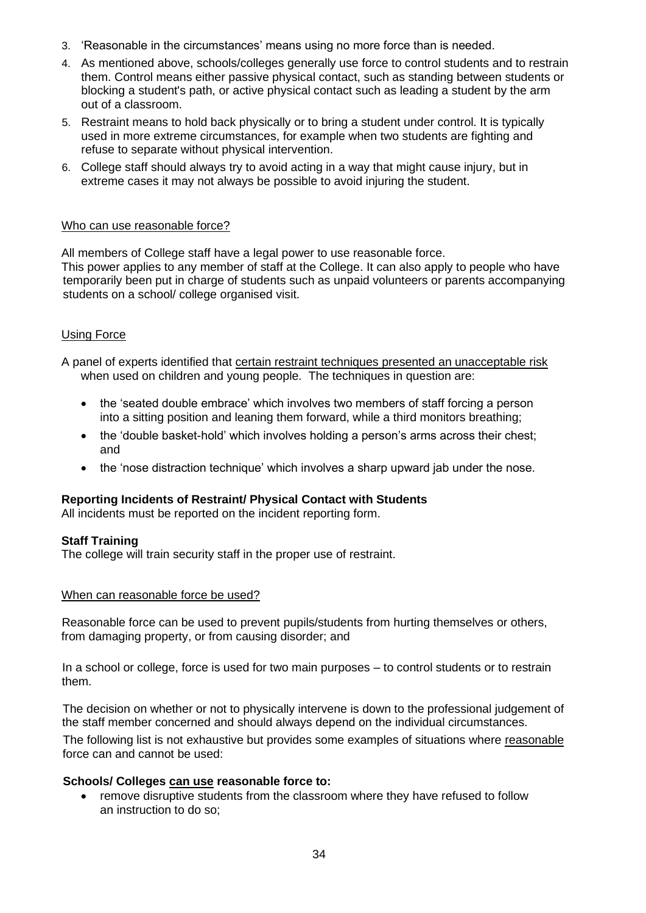3. 'Reasonable in the circumstances' means using no more force than is needed.
4. As mentioned above, schools/colleges generally use force to control students and to restrain them. Control means either passive physical contact, such as standing between students or blocking a student's path, or active physical contact such as leading a student by the arm out of a classroom.
5. Restraint means to hold back physically or to bring a student under control. It is typically used in more extreme circumstances, for example when two students are fighting and refuse to separate without physical intervention.
6. College staff should always try to avoid acting in a way that might cause injury, but in extreme cases it may not always be possible to avoid injuring the student.

Who can use reasonable force?

All members of College staff have a legal power to use reasonable force.
This power applies to any member of staff at the College. It can also apply to people who have temporarily been put in charge of students such as unpaid volunteers or parents accompanying students on a school/ college organised visit.

Using Force

A panel of experts identified that certain restraint techniques presented an unacceptable risk when used on children and young people. The techniques in question are:

- the 'seated double embrace' which involves two members of staff forcing a person into a sitting position and leaning them forward, while a third monitors breathing;
- the 'double basket-hold' which involves holding a person's arms across their chest; and
- the 'nose distraction technique' which involves a sharp upward jab under the nose.

**Reporting Incidents of Restraint/ Physical Contact with Students**
All incidents must be reported on the incident reporting form.

**Staff Training**
The college will train security staff in the proper use of restraint.

When can reasonable force be used?

Reasonable force can be used to prevent pupils/students from hurting themselves or others, from damaging property, or from causing disorder; and

In a school or college, force is used for two main purposes – to control students or to restrain them.

The decision on whether or not to physically intervene is down to the professional judgement of the staff member concerned and should always depend on the individual circumstances.

The following list is not exhaustive but provides some examples of situations where reasonable force can and cannot be used:

**Schools/ Colleges can use reasonable force to:**

- remove disruptive students from the classroom where they have refused to follow an instruction to do so;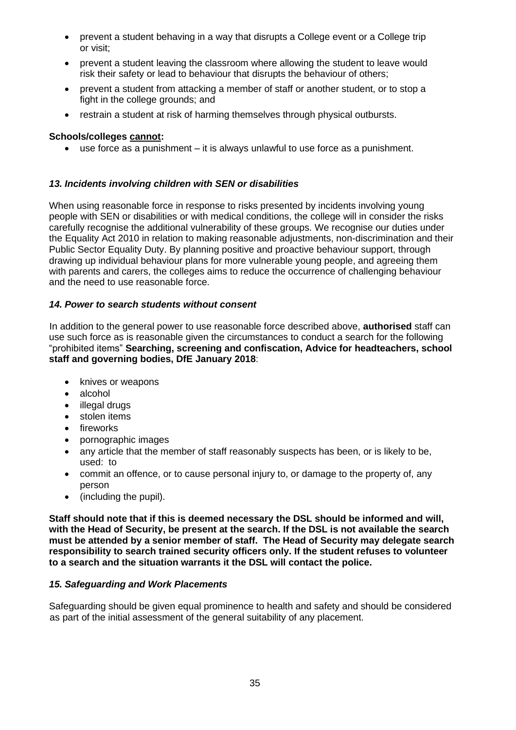- prevent a student behaving in a way that disrupts a College event or a College trip or visit;
- prevent a student leaving the classroom where allowing the student to leave would risk their safety or lead to behaviour that disrupts the behaviour of others;
- prevent a student from attacking a member of staff or another student, or to stop a fight in the college grounds; and
- restrain a student at risk of harming themselves through physical outbursts.

**Schools/colleges <u>cannot</u>:**

- use force as a punishment – it is always unlawful to use force as a punishment.

### *13. Incidents involving children with SEN or disabilities*

When using reasonable force in response to risks presented by incidents involving young people with SEN or disabilities or with medical conditions, the college will in consider the risks carefully recognise the additional vulnerability of these groups. We recognise our duties under the Equality Act 2010 in relation to making reasonable adjustments, non-discrimination and their Public Sector Equality Duty. By planning positive and proactive behaviour support, through drawing up individual behaviour plans for more vulnerable young people, and agreeing them with parents and carers, the colleges aims to reduce the occurrence of challenging behaviour and the need to use reasonable force.

### *14. Power to search students without consent*

In addition to the general power to use reasonable force described above, **authorised** staff can use such force as is reasonable given the circumstances to conduct a search for the following "prohibited items" **Searching, screening and confiscation, Advice for headteachers, school staff and governing bodies, DfE January 2018**:

- knives or weapons
- alcohol
- illegal drugs
- stolen items
- fireworks
- pornographic images
- any article that the member of staff reasonably suspects has been, or is likely to be, used: to
- commit an offence, or to cause personal injury to, or damage to the property of, any person
- (including the pupil).

**Staff should note that if this is deemed necessary the DSL should be informed and will, with the Head of Security, be present at the search. If the DSL is not available the search must be attended by a senior member of staff. The Head of Security may delegate search responsibility to search trained security officers only. If the student refuses to volunteer to a search and the situation warrants it the DSL will contact the police.**

### *15. Safeguarding and Work Placements*

Safeguarding should be given equal prominence to health and safety and should be considered as part of the initial assessment of the general suitability of any placement.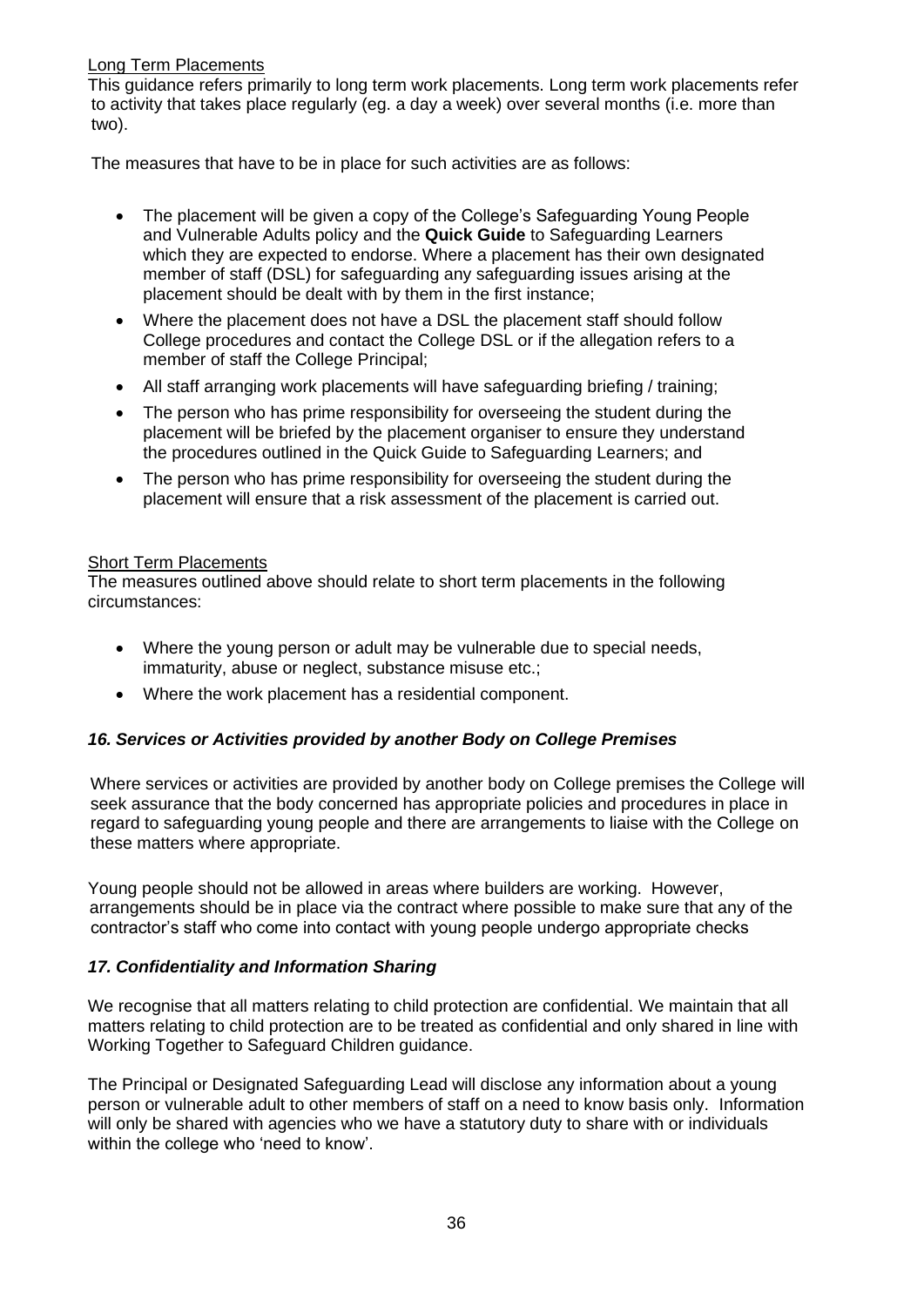Long Term Placements

This guidance refers primarily to long term work placements. Long term work placements refer to activity that takes place regularly (eg. a day a week) over several months (i.e. more than two).

The measures that have to be in place for such activities are as follows:

- The placement will be given a copy of the College's Safeguarding Young People and Vulnerable Adults policy and the **Quick Guide** to Safeguarding Learners which they are expected to endorse. Where a placement has their own designated member of staff (DSL) for safeguarding any safeguarding issues arising at the placement should be dealt with by them in the first instance;
- Where the placement does not have a DSL the placement staff should follow College procedures and contact the College DSL or if the allegation refers to a member of staff the College Principal;
- All staff arranging work placements will have safeguarding briefing / training;
- The person who has prime responsibility for overseeing the student during the placement will be briefed by the placement organiser to ensure they understand the procedures outlined in the Quick Guide to Safeguarding Learners; and
- The person who has prime responsibility for overseeing the student during the placement will ensure that a risk assessment of the placement is carried out.

Short Term Placements

The measures outlined above should relate to short term placements in the following circumstances:

- Where the young person or adult may be vulnerable due to special needs, immaturity, abuse or neglect, substance misuse etc.;
- Where the work placement has a residential component.

### *16. Services or Activities provided by another Body on College Premises*

Where services or activities are provided by another body on College premises the College will seek assurance that the body concerned has appropriate policies and procedures in place in regard to safeguarding young people and there are arrangements to liaise with the College on these matters where appropriate.

Young people should not be allowed in areas where builders are working. However, arrangements should be in place via the contract where possible to make sure that any of the contractor's staff who come into contact with young people undergo appropriate checks

### *17. Confidentiality and Information Sharing*

We recognise that all matters relating to child protection are confidential. We maintain that all matters relating to child protection are to be treated as confidential and only shared in line with Working Together to Safeguard Children guidance.

The Principal or Designated Safeguarding Lead will disclose any information about a young person or vulnerable adult to other members of staff on a need to know basis only. Information will only be shared with agencies who we have a statutory duty to share with or individuals within the college who 'need to know'.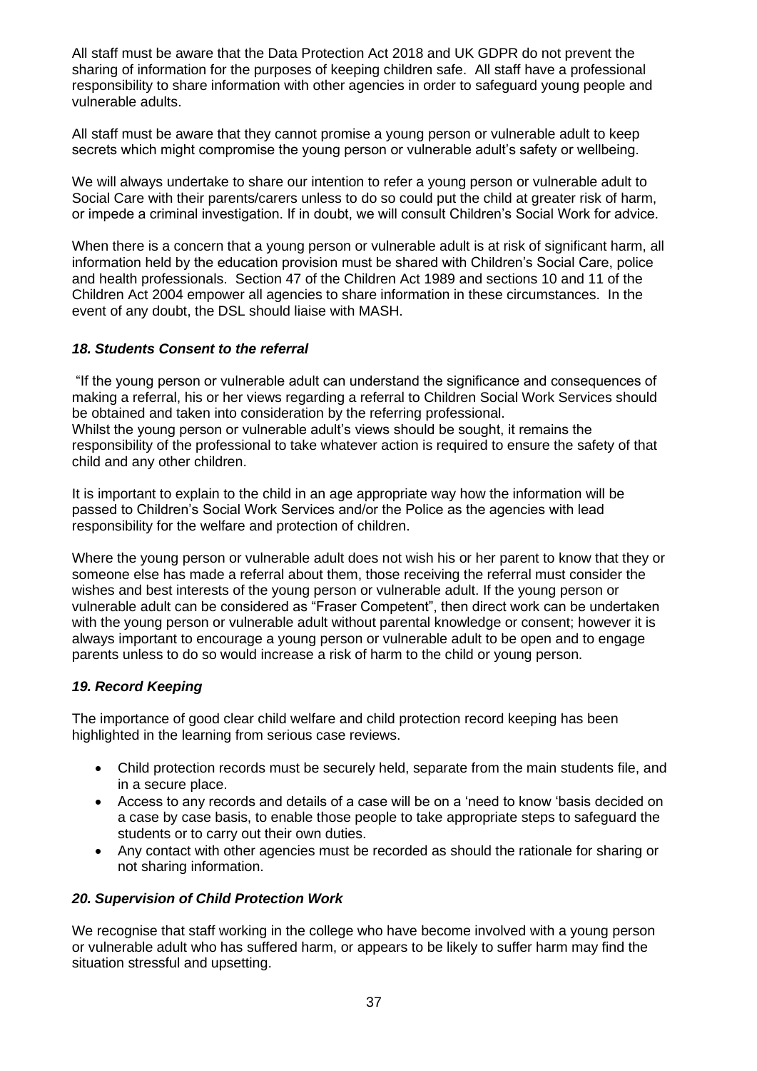All staff must be aware that the Data Protection Act 2018 and UK GDPR do not prevent the sharing of information for the purposes of keeping children safe. All staff have a professional responsibility to share information with other agencies in order to safeguard young people and vulnerable adults.

All staff must be aware that they cannot promise a young person or vulnerable adult to keep secrets which might compromise the young person or vulnerable adult's safety or wellbeing.

We will always undertake to share our intention to refer a young person or vulnerable adult to Social Care with their parents/carers unless to do so could put the child at greater risk of harm, or impede a criminal investigation. If in doubt, we will consult Children's Social Work for advice.

When there is a concern that a young person or vulnerable adult is at risk of significant harm, all information held by the education provision must be shared with Children's Social Care, police and health professionals. Section 47 of the Children Act 1989 and sections 10 and 11 of the Children Act 2004 empower all agencies to share information in these circumstances. In the event of any doubt, the DSL should liaise with MASH.

### *18. Students Consent to the referral*

"If the young person or vulnerable adult can understand the significance and consequences of making a referral, his or her views regarding a referral to Children Social Work Services should be obtained and taken into consideration by the referring professional.
Whilst the young person or vulnerable adult's views should be sought, it remains the responsibility of the professional to take whatever action is required to ensure the safety of that child and any other children.

It is important to explain to the child in an age appropriate way how the information will be passed to Children's Social Work Services and/or the Police as the agencies with lead responsibility for the welfare and protection of children.

Where the young person or vulnerable adult does not wish his or her parent to know that they or someone else has made a referral about them, those receiving the referral must consider the wishes and best interests of the young person or vulnerable adult. If the young person or vulnerable adult can be considered as "Fraser Competent", then direct work can be undertaken with the young person or vulnerable adult without parental knowledge or consent; however it is always important to encourage a young person or vulnerable adult to be open and to engage parents unless to do so would increase a risk of harm to the child or young person.

### *19. Record Keeping*

The importance of good clear child welfare and child protection record keeping has been highlighted in the learning from serious case reviews.

- Child protection records must be securely held, separate from the main students file, and in a secure place.
- Access to any records and details of a case will be on a 'need to know 'basis decided on a case by case basis, to enable those people to take appropriate steps to safeguard the students or to carry out their own duties.
- Any contact with other agencies must be recorded as should the rationale for sharing or not sharing information.

### *20. Supervision of Child Protection Work*

We recognise that staff working in the college who have become involved with a young person or vulnerable adult who has suffered harm, or appears to be likely to suffer harm may find the situation stressful and upsetting.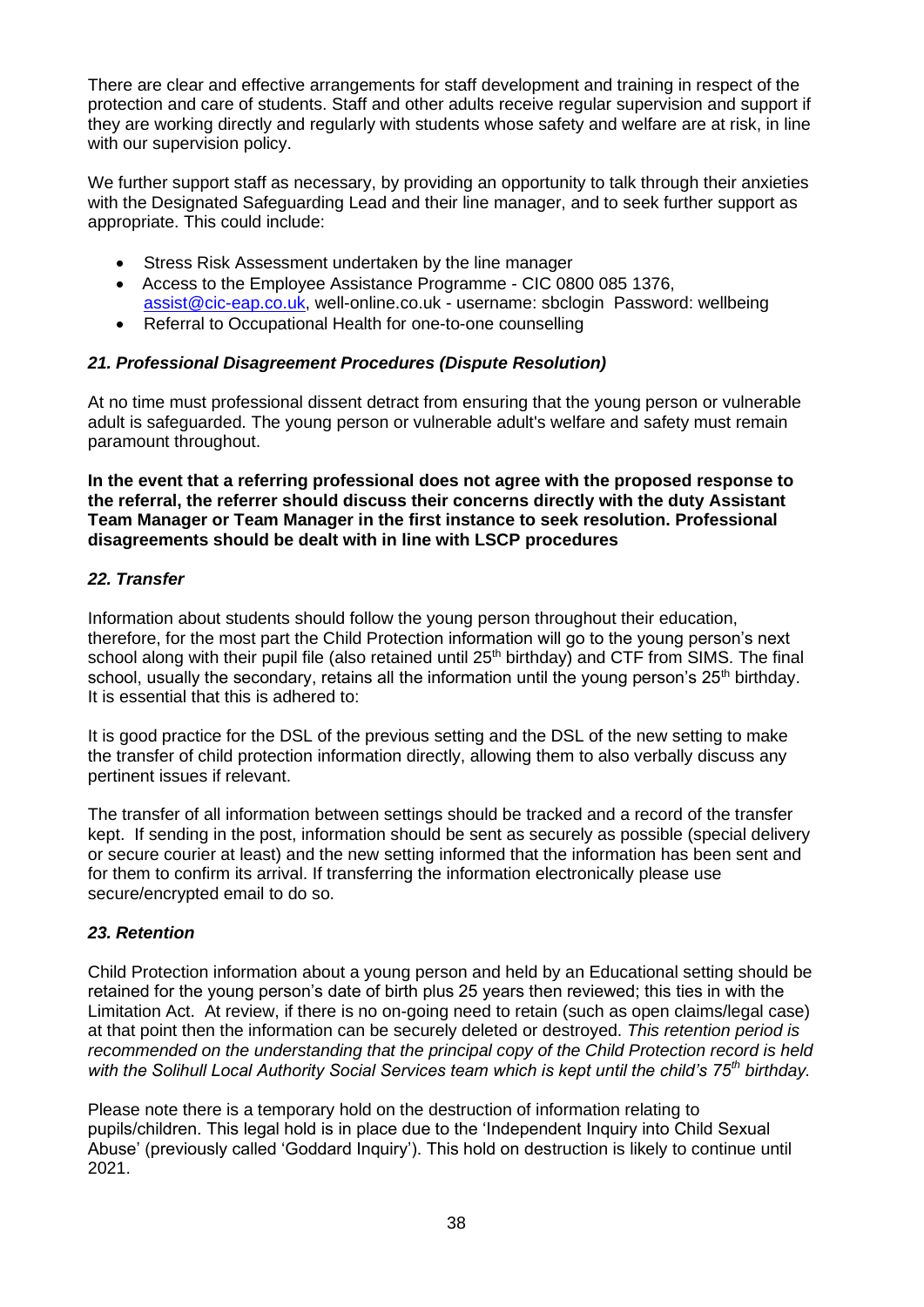There are clear and effective arrangements for staff development and training in respect of the protection and care of students. Staff and other adults receive regular supervision and support if they are working directly and regularly with students whose safety and welfare are at risk, in line with our supervision policy.

We further support staff as necessary, by providing an opportunity to talk through their anxieties with the Designated Safeguarding Lead and their line manager, and to seek further support as appropriate. This could include:

- Stress Risk Assessment undertaken by the line manager
- Access to the Employee Assistance Programme - CIC 0800 085 1376, assist@cic-eap.co.uk, well-online.co.uk - username: sbclogin Password: wellbeing
- Referral to Occupational Health for one-to-one counselling

### *21. Professional Disagreement Procedures (Dispute Resolution)*

At no time must professional dissent detract from ensuring that the young person or vulnerable adult is safeguarded. The young person or vulnerable adult's welfare and safety must remain paramount throughout.

**In the event that a referring professional does not agree with the proposed response to the referral, the referrer should discuss their concerns directly with the duty Assistant Team Manager or Team Manager in the first instance to seek resolution. Professional disagreements should be dealt with in line with LSCP procedures**

### *22. Transfer*

Information about students should follow the young person throughout their education, therefore, for the most part the Child Protection information will go to the young person's next school along with their pupil file (also retained until 25th birthday) and CTF from SIMS. The final school, usually the secondary, retains all the information until the young person's 25th birthday. It is essential that this is adhered to:

It is good practice for the DSL of the previous setting and the DSL of the new setting to make the transfer of child protection information directly, allowing them to also verbally discuss any pertinent issues if relevant.

The transfer of all information between settings should be tracked and a record of the transfer kept. If sending in the post, information should be sent as securely as possible (special delivery or secure courier at least) and the new setting informed that the information has been sent and for them to confirm its arrival. If transferring the information electronically please use secure/encrypted email to do so.

### *23. Retention*

Child Protection information about a young person and held by an Educational setting should be retained for the young person's date of birth plus 25 years then reviewed; this ties in with the Limitation Act. At review, if there is no on-going need to retain (such as open claims/legal case) at that point then the information can be securely deleted or destroyed. *This retention period is recommended on the understanding that the principal copy of the Child Protection record is held with the Solihull Local Authority Social Services team which is kept until the child's 75th birthday.*

Please note there is a temporary hold on the destruction of information relating to pupils/children. This legal hold is in place due to the 'Independent Inquiry into Child Sexual Abuse' (previously called 'Goddard Inquiry'). This hold on destruction is likely to continue until 2021.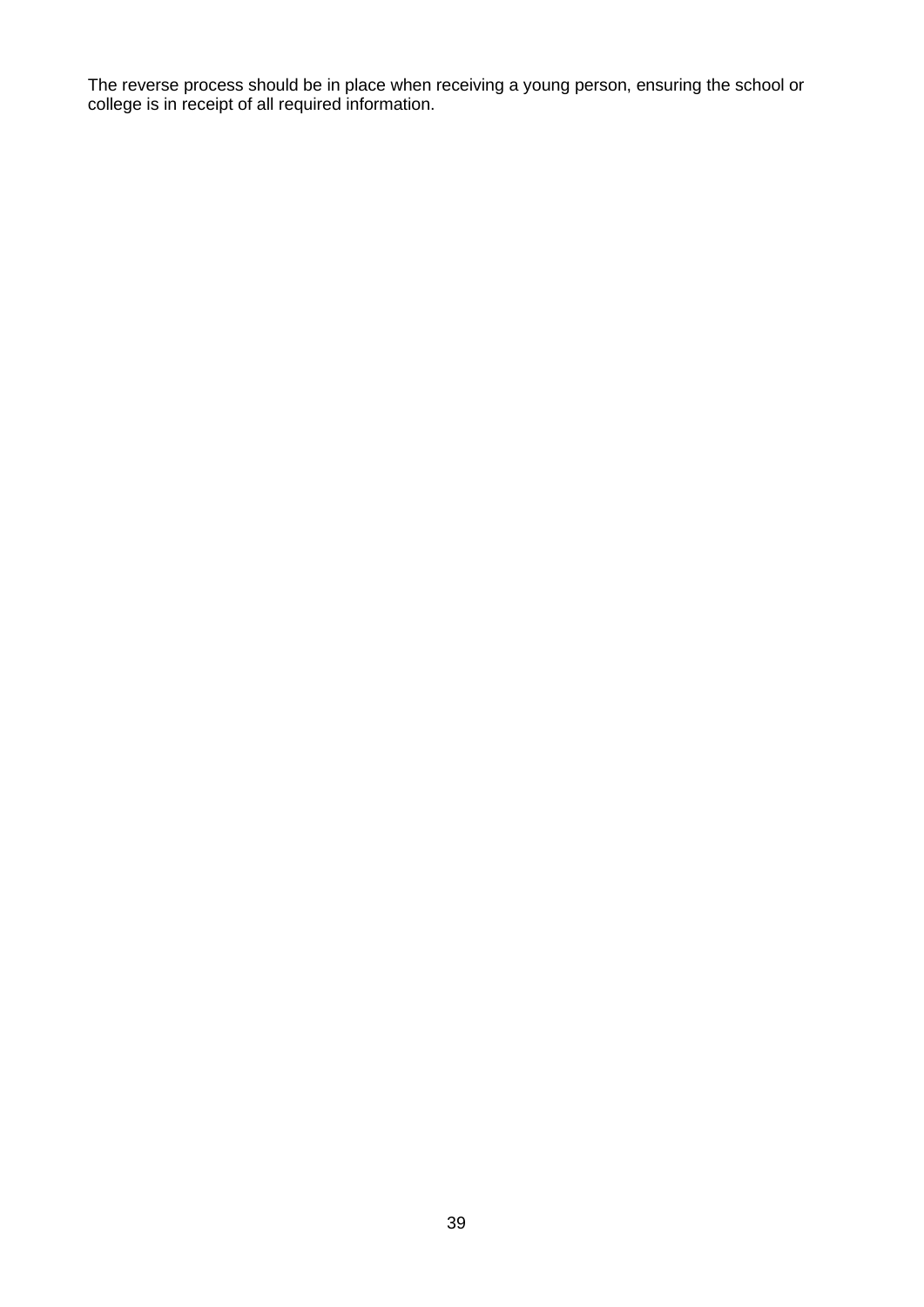The reverse process should be in place when receiving a young person, ensuring the school or college is in receipt of all required information.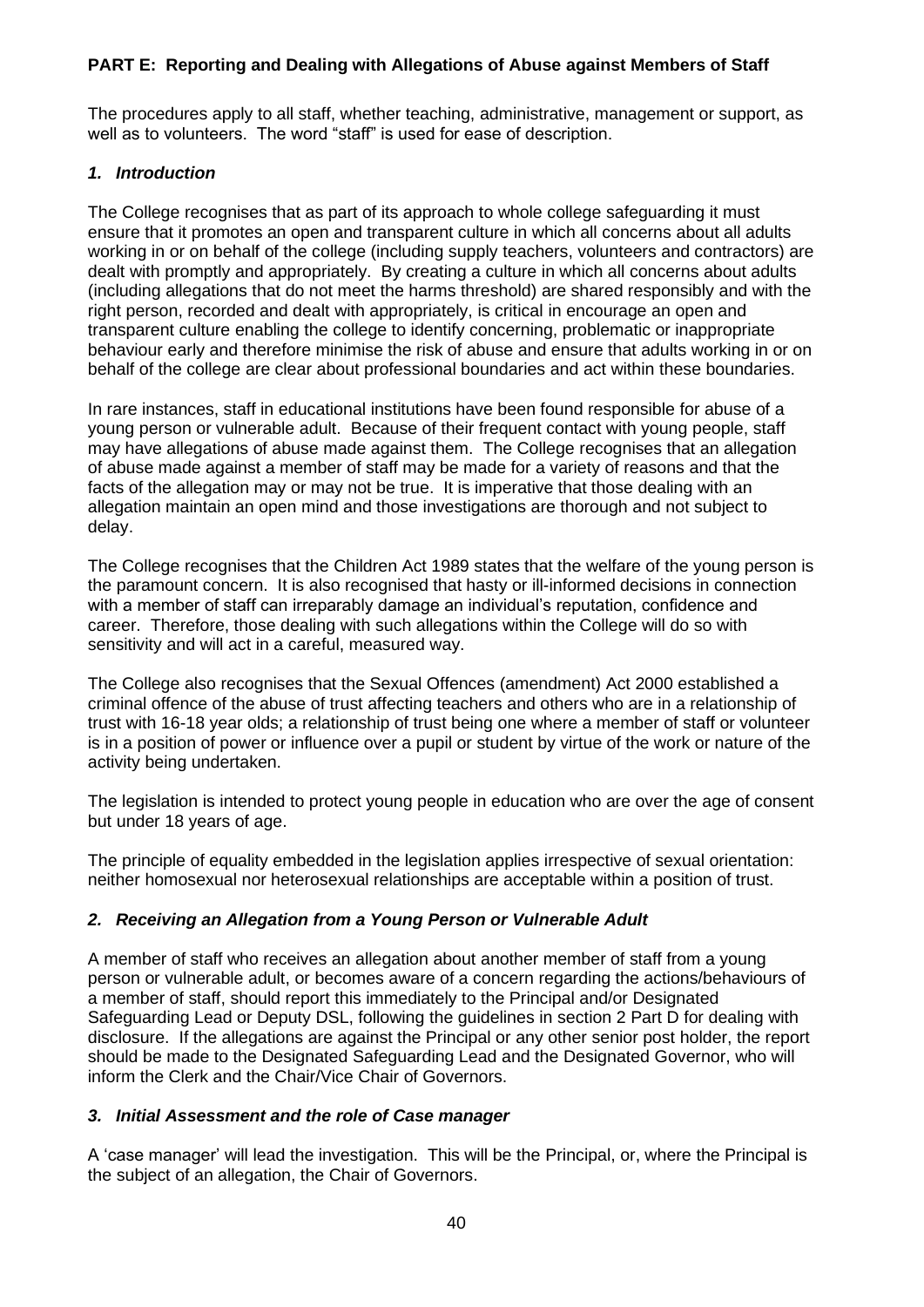**PART E: Reporting and Dealing with Allegations of Abuse against Members of Staff**

The procedures apply to all staff, whether teaching, administrative, management or support, as well as to volunteers. The word "staff" is used for ease of description.

### *1. Introduction*

The College recognises that as part of its approach to whole college safeguarding it must ensure that it promotes an open and transparent culture in which all concerns about all adults working in or on behalf of the college (including supply teachers, volunteers and contractors) are dealt with promptly and appropriately. By creating a culture in which all concerns about adults (including allegations that do not meet the harms threshold) are shared responsibly and with the right person, recorded and dealt with appropriately, is critical in encourage an open and transparent culture enabling the college to identify concerning, problematic or inappropriate behaviour early and therefore minimise the risk of abuse and ensure that adults working in or on behalf of the college are clear about professional boundaries and act within these boundaries.

In rare instances, staff in educational institutions have been found responsible for abuse of a young person or vulnerable adult. Because of their frequent contact with young people, staff may have allegations of abuse made against them. The College recognises that an allegation of abuse made against a member of staff may be made for a variety of reasons and that the facts of the allegation may or may not be true. It is imperative that those dealing with an allegation maintain an open mind and those investigations are thorough and not subject to delay.

The College recognises that the Children Act 1989 states that the welfare of the young person is the paramount concern. It is also recognised that hasty or ill-informed decisions in connection with a member of staff can irreparably damage an individual's reputation, confidence and career. Therefore, those dealing with such allegations within the College will do so with sensitivity and will act in a careful, measured way.

The College also recognises that the Sexual Offences (amendment) Act 2000 established a criminal offence of the abuse of trust affecting teachers and others who are in a relationship of trust with 16-18 year olds; a relationship of trust being one where a member of staff or volunteer is in a position of power or influence over a pupil or student by virtue of the work or nature of the activity being undertaken.

The legislation is intended to protect young people in education who are over the age of consent but under 18 years of age.

The principle of equality embedded in the legislation applies irrespective of sexual orientation: neither homosexual nor heterosexual relationships are acceptable within a position of trust.

### *2. Receiving an Allegation from a Young Person or Vulnerable Adult*

A member of staff who receives an allegation about another member of staff from a young person or vulnerable adult, or becomes aware of a concern regarding the actions/behaviours of a member of staff, should report this immediately to the Principal and/or Designated Safeguarding Lead or Deputy DSL, following the guidelines in section 2 Part D for dealing with disclosure. If the allegations are against the Principal or any other senior post holder, the report should be made to the Designated Safeguarding Lead and the Designated Governor, who will inform the Clerk and the Chair/Vice Chair of Governors.

### *3. Initial Assessment and the role of Case manager*

A 'case manager' will lead the investigation. This will be the Principal, or, where the Principal is the subject of an allegation, the Chair of Governors.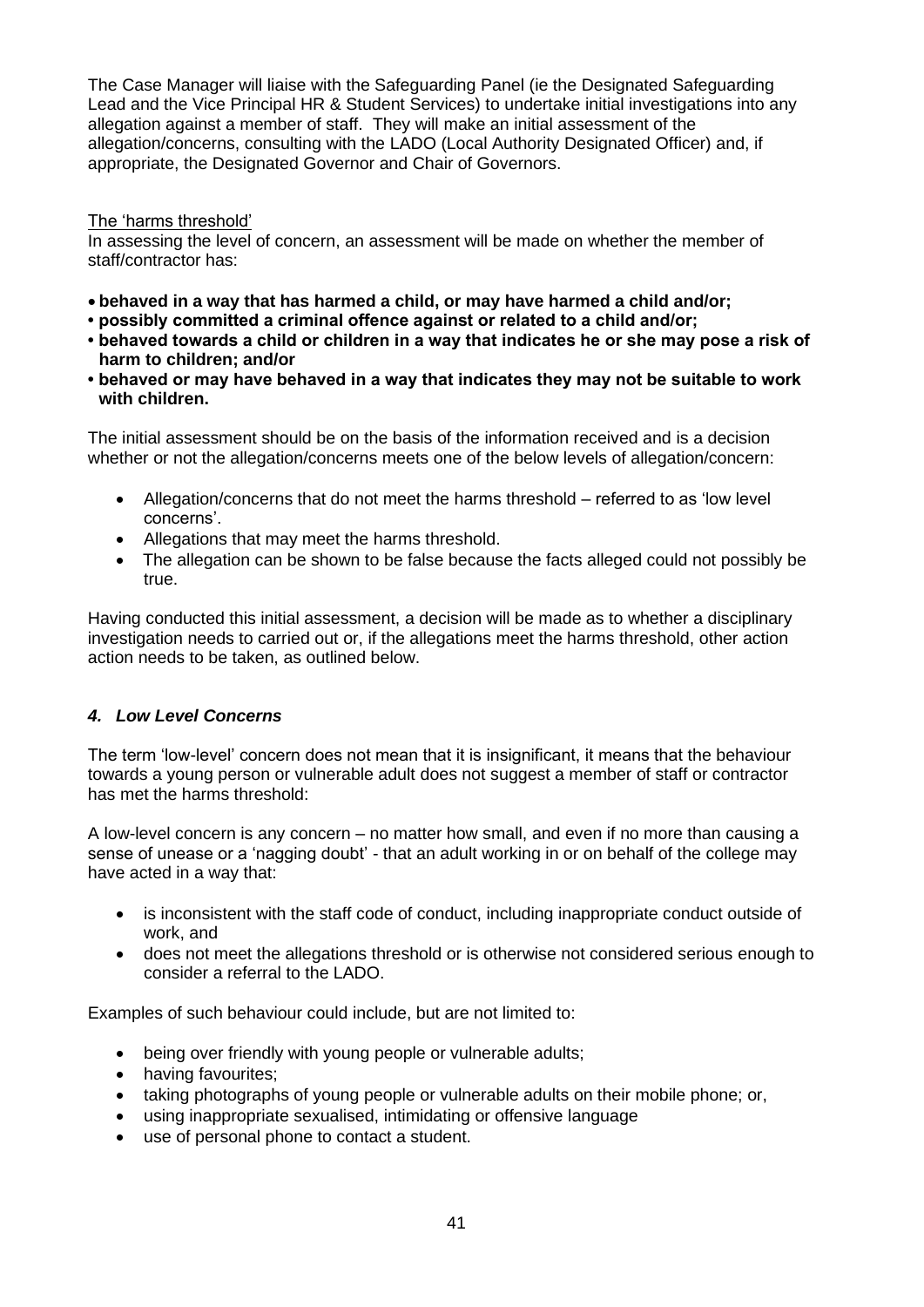The Case Manager will liaise with the Safeguarding Panel (ie the Designated Safeguarding Lead and the Vice Principal HR & Student Services) to undertake initial investigations into any allegation against a member of staff. They will make an initial assessment of the allegation/concerns, consulting with the LADO (Local Authority Designated Officer) and, if appropriate, the Designated Governor and Chair of Governors.

<u>The 'harms threshold'</u>

In assessing the level of concern, an assessment will be made on whether the member of staff/contractor has:

- **behaved in a way that has harmed a child, or may have harmed a child and/or;**
- **possibly committed a criminal offence against or related to a child and/or;**
- **behaved towards a child or children in a way that indicates he or she may pose a risk of harm to children; and/or**
- **behaved or may have behaved in a way that indicates they may not be suitable to work with children.**

The initial assessment should be on the basis of the information received and is a decision whether or not the allegation/concerns meets one of the below levels of allegation/concern:

- Allegation/concerns that do not meet the harms threshold – referred to as 'low level concerns'.
- Allegations that may meet the harms threshold.
- The allegation can be shown to be false because the facts alleged could not possibly be true.

Having conducted this initial assessment, a decision will be made as to whether a disciplinary investigation needs to carried out or, if the allegations meet the harms threshold, other action action needs to be taken, as outlined below.

### *4. Low Level Concerns*

The term 'low-level' concern does not mean that it is insignificant, it means that the behaviour towards a young person or vulnerable adult does not suggest a member of staff or contractor has met the harms threshold:

A low-level concern is any concern – no matter how small, and even if no more than causing a sense of unease or a 'nagging doubt' - that an adult working in or on behalf of the college may have acted in a way that:

- is inconsistent with the staff code of conduct, including inappropriate conduct outside of work, and
- does not meet the allegations threshold or is otherwise not considered serious enough to consider a referral to the LADO.

Examples of such behaviour could include, but are not limited to:

- being over friendly with young people or vulnerable adults;
- having favourites;
- taking photographs of young people or vulnerable adults on their mobile phone; or,
- using inappropriate sexualised, intimidating or offensive language
- use of personal phone to contact a student.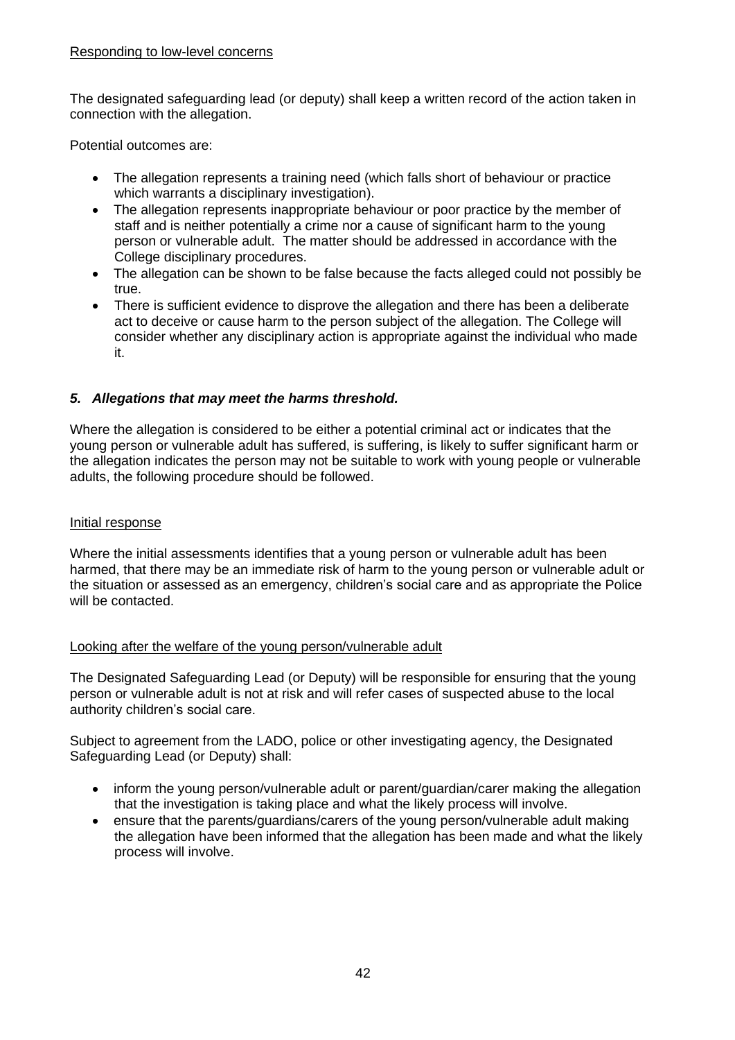Responding to low-level concerns

The designated safeguarding lead (or deputy) shall keep a written record of the action taken in connection with the allegation.

Potential outcomes are:

- The allegation represents a training need (which falls short of behaviour or practice which warrants a disciplinary investigation).
- The allegation represents inappropriate behaviour or poor practice by the member of staff and is neither potentially a crime nor a cause of significant harm to the young person or vulnerable adult. The matter should be addressed in accordance with the College disciplinary procedures.
- The allegation can be shown to be false because the facts alleged could not possibly be true.
- There is sufficient evidence to disprove the allegation and there has been a deliberate act to deceive or cause harm to the person subject of the allegation. The College will consider whether any disciplinary action is appropriate against the individual who made it.

### *5. Allegations that may meet the harms threshold.*

Where the allegation is considered to be either a potential criminal act or indicates that the young person or vulnerable adult has suffered, is suffering, is likely to suffer significant harm or the allegation indicates the person may not be suitable to work with young people or vulnerable adults, the following procedure should be followed.

Initial response

Where the initial assessments identifies that a young person or vulnerable adult has been harmed, that there may be an immediate risk of harm to the young person or vulnerable adult or the situation or assessed as an emergency, children's social care and as appropriate the Police will be contacted.

Looking after the welfare of the young person/vulnerable adult

The Designated Safeguarding Lead (or Deputy) will be responsible for ensuring that the young person or vulnerable adult is not at risk and will refer cases of suspected abuse to the local authority children's social care.

Subject to agreement from the LADO, police or other investigating agency, the Designated Safeguarding Lead (or Deputy) shall:

- inform the young person/vulnerable adult or parent/guardian/carer making the allegation that the investigation is taking place and what the likely process will involve.
- ensure that the parents/guardians/carers of the young person/vulnerable adult making the allegation have been informed that the allegation has been made and what the likely process will involve.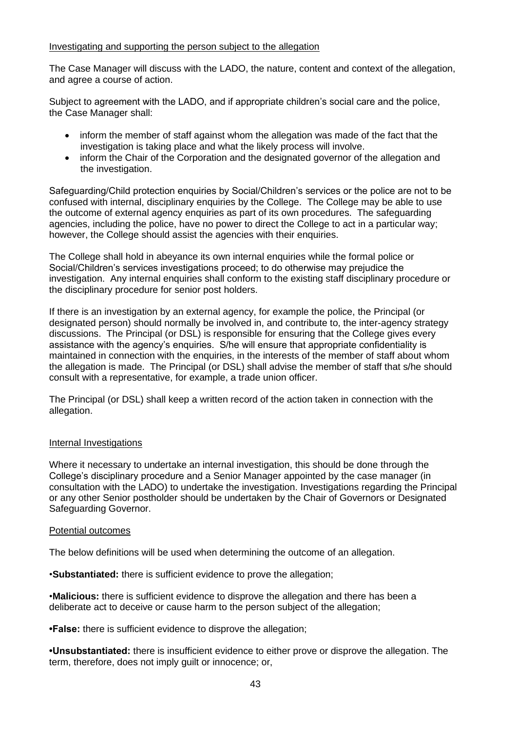Investigating and supporting the person subject to the allegation

The Case Manager will discuss with the LADO, the nature, content and context of the allegation, and agree a course of action.

Subject to agreement with the LADO, and if appropriate children's social care and the police, the Case Manager shall:

- inform the member of staff against whom the allegation was made of the fact that the investigation is taking place and what the likely process will involve.
- inform the Chair of the Corporation and the designated governor of the allegation and the investigation.

Safeguarding/Child protection enquiries by Social/Children's services or the police are not to be confused with internal, disciplinary enquiries by the College. The College may be able to use the outcome of external agency enquiries as part of its own procedures. The safeguarding agencies, including the police, have no power to direct the College to act in a particular way; however, the College should assist the agencies with their enquiries.

The College shall hold in abeyance its own internal enquiries while the formal police or Social/Children's services investigations proceed; to do otherwise may prejudice the investigation. Any internal enquiries shall conform to the existing staff disciplinary procedure or the disciplinary procedure for senior post holders.

If there is an investigation by an external agency, for example the police, the Principal (or designated person) should normally be involved in, and contribute to, the inter-agency strategy discussions. The Principal (or DSL) is responsible for ensuring that the College gives every assistance with the agency's enquiries. S/he will ensure that appropriate confidentiality is maintained in connection with the enquiries, in the interests of the member of staff about whom the allegation is made. The Principal (or DSL) shall advise the member of staff that s/he should consult with a representative, for example, a trade union officer.

The Principal (or DSL) shall keep a written record of the action taken in connection with the allegation.

Internal Investigations

Where it necessary to undertake an internal investigation, this should be done through the College's disciplinary procedure and a Senior Manager appointed by the case manager (in consultation with the LADO) to undertake the investigation. Investigations regarding the Principal or any other Senior postholder should be undertaken by the Chair of Governors or Designated Safeguarding Governor.

Potential outcomes

The below definitions will be used when determining the outcome of an allegation.

•**Substantiated:** there is sufficient evidence to prove the allegation;

•**Malicious:** there is sufficient evidence to disprove the allegation and there has been a deliberate act to deceive or cause harm to the person subject of the allegation;

**•False:** there is sufficient evidence to disprove the allegation;

**•Unsubstantiated:** there is insufficient evidence to either prove or disprove the allegation. The term, therefore, does not imply guilt or innocence; or,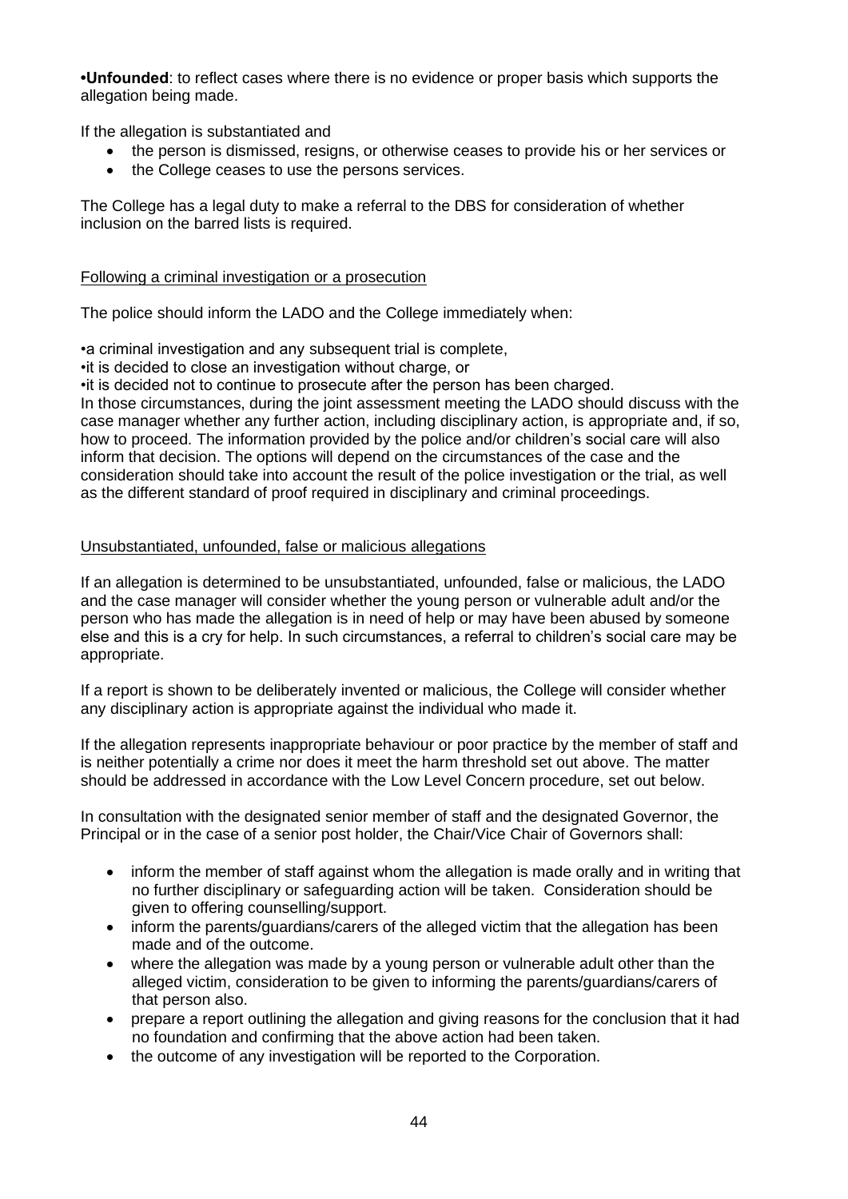•**Unfounded**: to reflect cases where there is no evidence or proper basis which supports the allegation being made.

If the allegation is substantiated and

- the person is dismissed, resigns, or otherwise ceases to provide his or her services or
- the College ceases to use the persons services.

The College has a legal duty to make a referral to the DBS for consideration of whether inclusion on the barred lists is required.

Following a criminal investigation or a prosecution

The police should inform the LADO and the College immediately when:

•a criminal investigation and any subsequent trial is complete,
•it is decided to close an investigation without charge, or
•it is decided not to continue to prosecute after the person has been charged.
In those circumstances, during the joint assessment meeting the LADO should discuss with the case manager whether any further action, including disciplinary action, is appropriate and, if so, how to proceed. The information provided by the police and/or children's social care will also inform that decision. The options will depend on the circumstances of the case and the consideration should take into account the result of the police investigation or the trial, as well as the different standard of proof required in disciplinary and criminal proceedings.

Unsubstantiated, unfounded, false or malicious allegations

If an allegation is determined to be unsubstantiated, unfounded, false or malicious, the LADO and the case manager will consider whether the young person or vulnerable adult and/or the person who has made the allegation is in need of help or may have been abused by someone else and this is a cry for help. In such circumstances, a referral to children's social care may be appropriate.

If a report is shown to be deliberately invented or malicious, the College will consider whether any disciplinary action is appropriate against the individual who made it.

If the allegation represents inappropriate behaviour or poor practice by the member of staff and is neither potentially a crime nor does it meet the harm threshold set out above. The matter should be addressed in accordance with the Low Level Concern procedure, set out below.

In consultation with the designated senior member of staff and the designated Governor, the Principal or in the case of a senior post holder, the Chair/Vice Chair of Governors shall:

- inform the member of staff against whom the allegation is made orally and in writing that no further disciplinary or safeguarding action will be taken. Consideration should be given to offering counselling/support.
- inform the parents/guardians/carers of the alleged victim that the allegation has been made and of the outcome.
- where the allegation was made by a young person or vulnerable adult other than the alleged victim, consideration to be given to informing the parents/guardians/carers of that person also.
- prepare a report outlining the allegation and giving reasons for the conclusion that it had no foundation and confirming that the above action had been taken.
- the outcome of any investigation will be reported to the Corporation.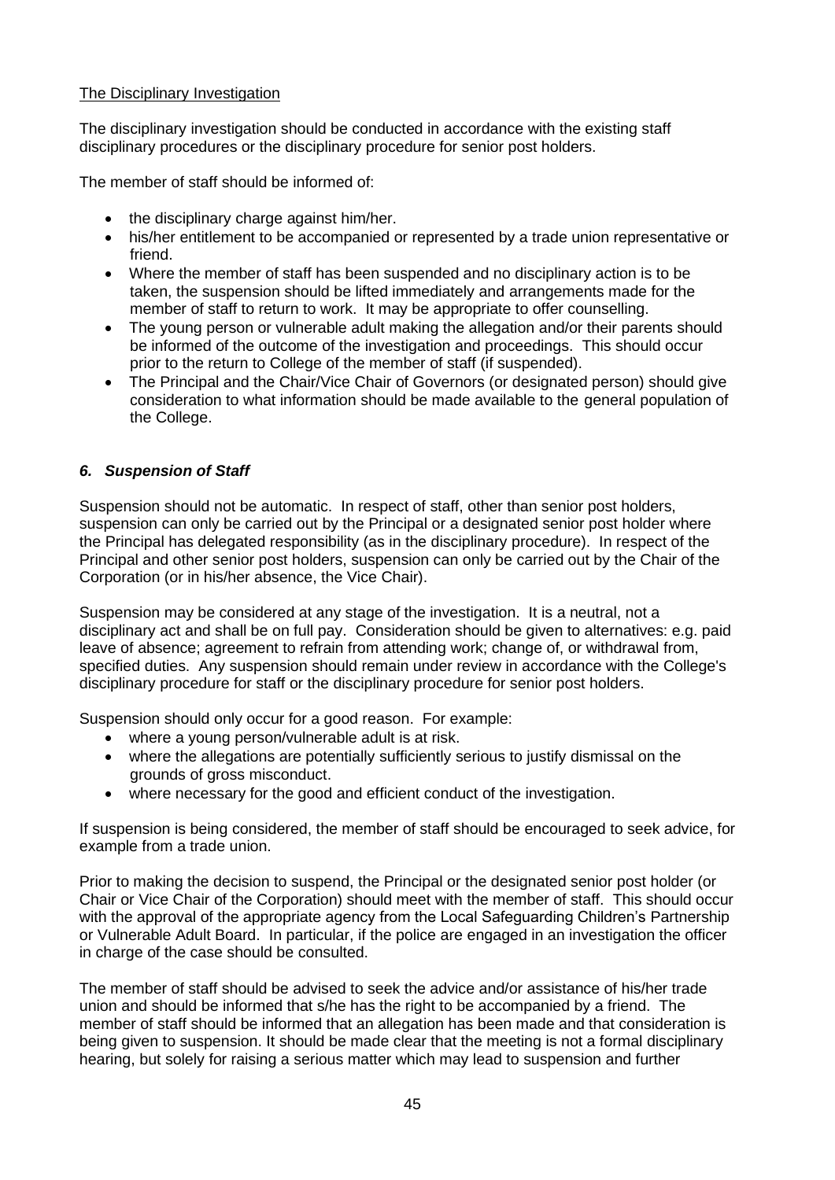The Disciplinary Investigation

The disciplinary investigation should be conducted in accordance with the existing staff disciplinary procedures or the disciplinary procedure for senior post holders.

The member of staff should be informed of:

- the disciplinary charge against him/her.
- his/her entitlement to be accompanied or represented by a trade union representative or friend.
- Where the member of staff has been suspended and no disciplinary action is to be taken, the suspension should be lifted immediately and arrangements made for the member of staff to return to work. It may be appropriate to offer counselling.
- The young person or vulnerable adult making the allegation and/or their parents should be informed of the outcome of the investigation and proceedings. This should occur prior to the return to College of the member of staff (if suspended).
- The Principal and the Chair/Vice Chair of Governors (or designated person) should give consideration to what information should be made available to the general population of the College.

### *6. Suspension of Staff*

Suspension should not be automatic. In respect of staff, other than senior post holders, suspension can only be carried out by the Principal or a designated senior post holder where the Principal has delegated responsibility (as in the disciplinary procedure). In respect of the Principal and other senior post holders, suspension can only be carried out by the Chair of the Corporation (or in his/her absence, the Vice Chair).

Suspension may be considered at any stage of the investigation. It is a neutral, not a disciplinary act and shall be on full pay. Consideration should be given to alternatives: e.g. paid leave of absence; agreement to refrain from attending work; change of, or withdrawal from, specified duties. Any suspension should remain under review in accordance with the College's disciplinary procedure for staff or the disciplinary procedure for senior post holders.

Suspension should only occur for a good reason. For example:

- where a young person/vulnerable adult is at risk.
- where the allegations are potentially sufficiently serious to justify dismissal on the grounds of gross misconduct.
- where necessary for the good and efficient conduct of the investigation.

If suspension is being considered, the member of staff should be encouraged to seek advice, for example from a trade union.

Prior to making the decision to suspend, the Principal or the designated senior post holder (or Chair or Vice Chair of the Corporation) should meet with the member of staff. This should occur with the approval of the appropriate agency from the Local Safeguarding Children's Partnership or Vulnerable Adult Board. In particular, if the police are engaged in an investigation the officer in charge of the case should be consulted.

The member of staff should be advised to seek the advice and/or assistance of his/her trade union and should be informed that s/he has the right to be accompanied by a friend. The member of staff should be informed that an allegation has been made and that consideration is being given to suspension. It should be made clear that the meeting is not a formal disciplinary hearing, but solely for raising a serious matter which may lead to suspension and further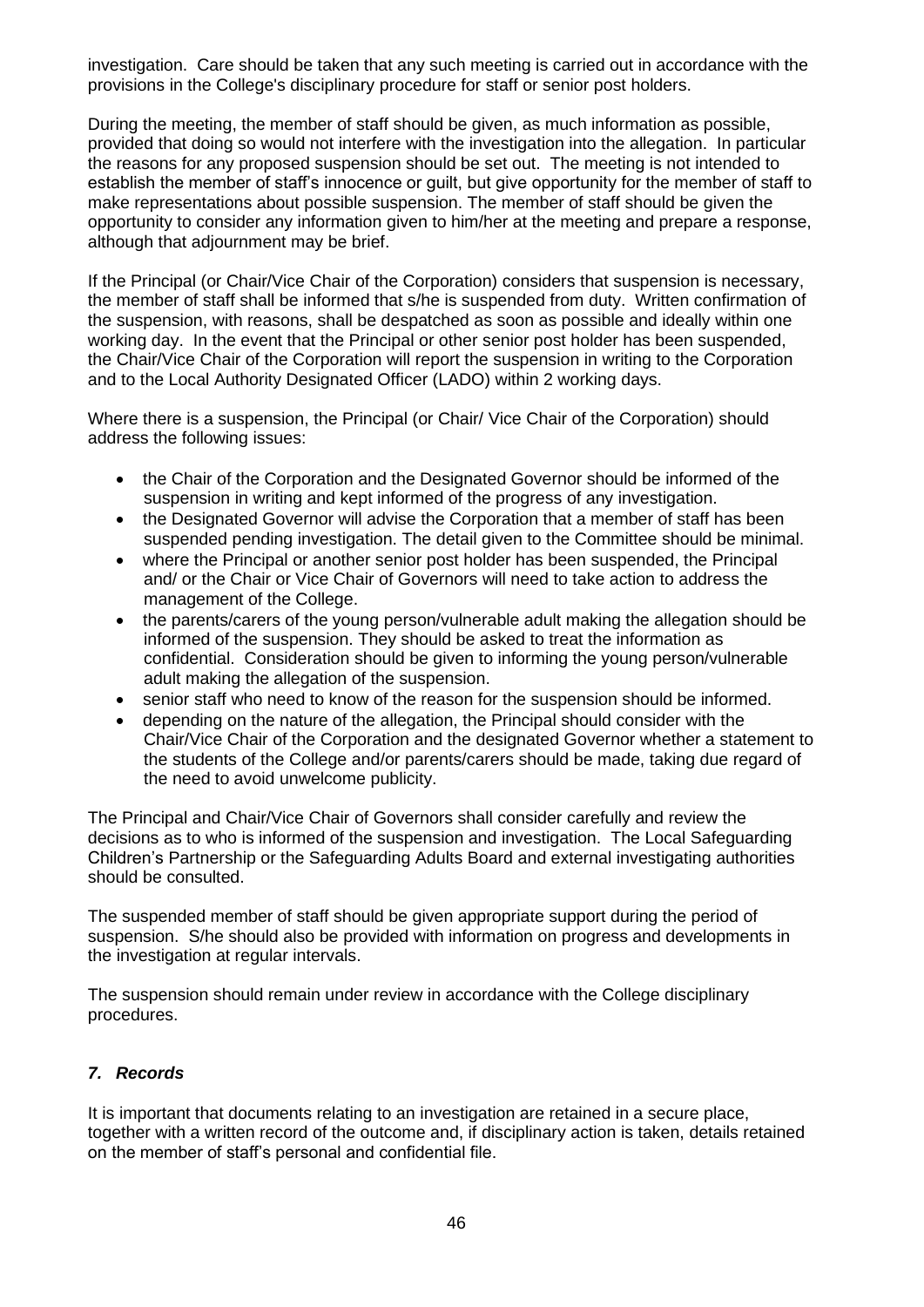investigation. Care should be taken that any such meeting is carried out in accordance with the provisions in the College's disciplinary procedure for staff or senior post holders.

During the meeting, the member of staff should be given, as much information as possible, provided that doing so would not interfere with the investigation into the allegation. In particular the reasons for any proposed suspension should be set out. The meeting is not intended to establish the member of staff's innocence or guilt, but give opportunity for the member of staff to make representations about possible suspension. The member of staff should be given the opportunity to consider any information given to him/her at the meeting and prepare a response, although that adjournment may be brief.

If the Principal (or Chair/Vice Chair of the Corporation) considers that suspension is necessary, the member of staff shall be informed that s/he is suspended from duty. Written confirmation of the suspension, with reasons, shall be despatched as soon as possible and ideally within one working day. In the event that the Principal or other senior post holder has been suspended, the Chair/Vice Chair of the Corporation will report the suspension in writing to the Corporation and to the Local Authority Designated Officer (LADO) within 2 working days.

Where there is a suspension, the Principal (or Chair/ Vice Chair of the Corporation) should address the following issues:

- the Chair of the Corporation and the Designated Governor should be informed of the suspension in writing and kept informed of the progress of any investigation.
- the Designated Governor will advise the Corporation that a member of staff has been suspended pending investigation. The detail given to the Committee should be minimal.
- where the Principal or another senior post holder has been suspended, the Principal and/ or the Chair or Vice Chair of Governors will need to take action to address the management of the College.
- the parents/carers of the young person/vulnerable adult making the allegation should be informed of the suspension. They should be asked to treat the information as confidential. Consideration should be given to informing the young person/vulnerable adult making the allegation of the suspension.
- senior staff who need to know of the reason for the suspension should be informed.
- depending on the nature of the allegation, the Principal should consider with the Chair/Vice Chair of the Corporation and the designated Governor whether a statement to the students of the College and/or parents/carers should be made, taking due regard of the need to avoid unwelcome publicity.

The Principal and Chair/Vice Chair of Governors shall consider carefully and review the decisions as to who is informed of the suspension and investigation. The Local Safeguarding Children's Partnership or the Safeguarding Adults Board and external investigating authorities should be consulted.

The suspended member of staff should be given appropriate support during the period of suspension. S/he should also be provided with information on progress and developments in the investigation at regular intervals.

The suspension should remain under review in accordance with the College disciplinary procedures.

### *7. Records*

It is important that documents relating to an investigation are retained in a secure place, together with a written record of the outcome and, if disciplinary action is taken, details retained on the member of staff's personal and confidential file.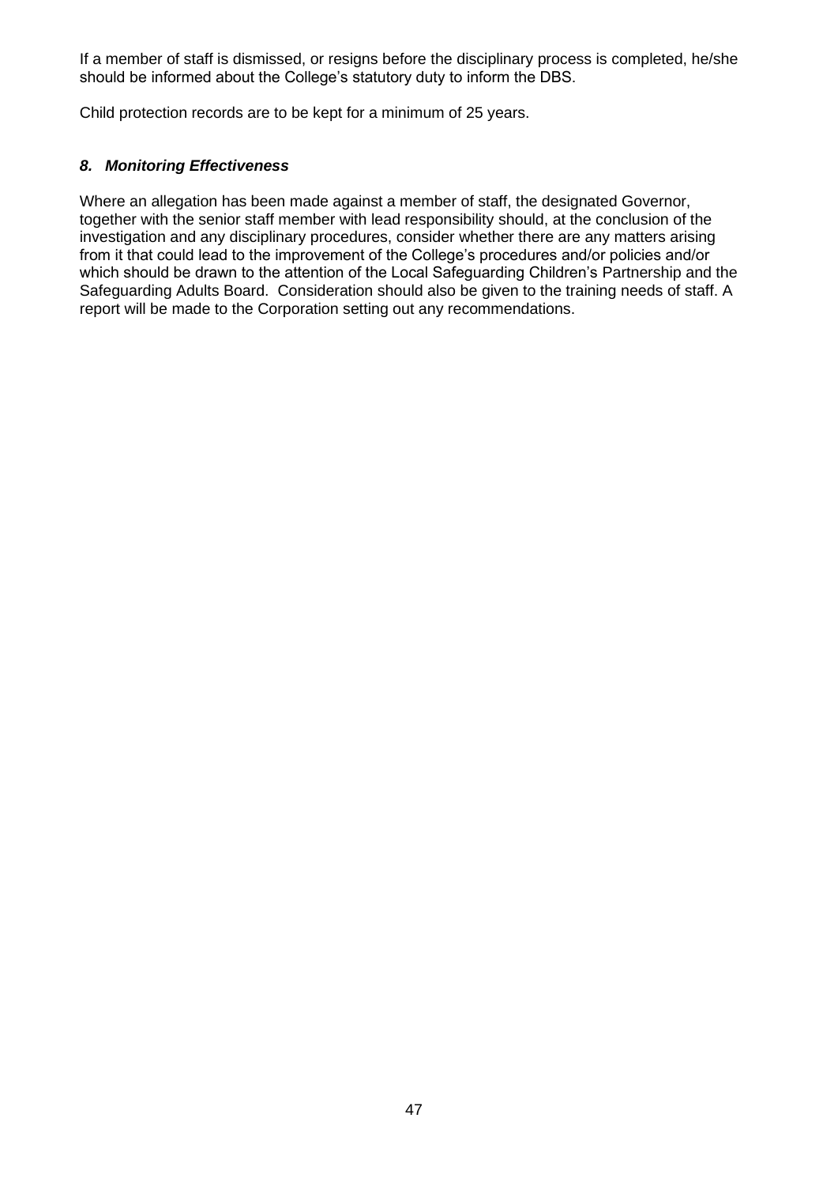If a member of staff is dismissed, or resigns before the disciplinary process is completed, he/she should be informed about the College's statutory duty to inform the DBS.

Child protection records are to be kept for a minimum of 25 years.

### *8. Monitoring Effectiveness*

Where an allegation has been made against a member of staff, the designated Governor, together with the senior staff member with lead responsibility should, at the conclusion of the investigation and any disciplinary procedures, consider whether there are any matters arising from it that could lead to the improvement of the College's procedures and/or policies and/or which should be drawn to the attention of the Local Safeguarding Children's Partnership and the Safeguarding Adults Board. Consideration should also be given to the training needs of staff. A report will be made to the Corporation setting out any recommendations.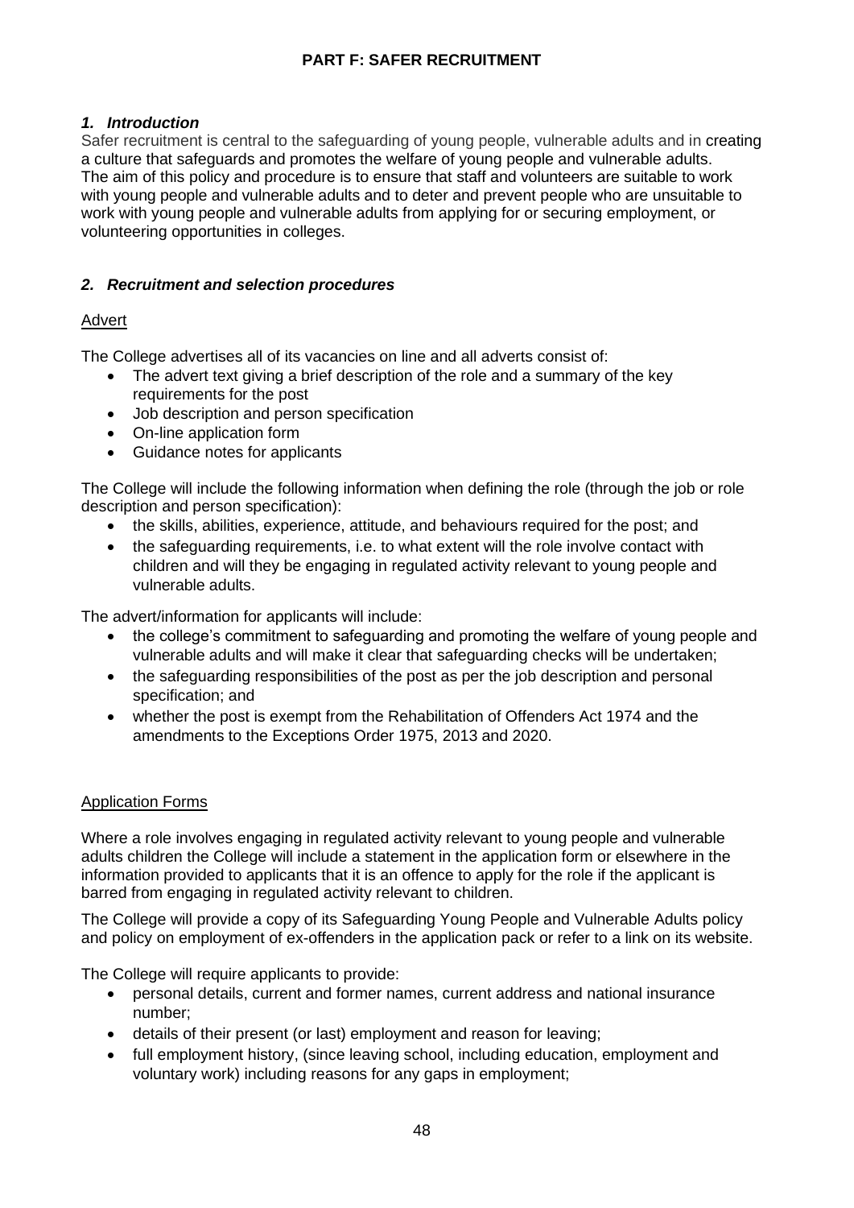## PART F: SAFER RECRUITMENT

### *1. Introduction*

Safer recruitment is central to the safeguarding of young people, vulnerable adults and in creating a culture that safeguards and promotes the welfare of young people and vulnerable adults. The aim of this policy and procedure is to ensure that staff and volunteers are suitable to work with young people and vulnerable adults and to deter and prevent people who are unsuitable to work with young people and vulnerable adults from applying for or securing employment, or volunteering opportunities in colleges.

### *2. Recruitment and selection procedures*

<u>Advert</u>

The College advertises all of its vacancies on line and all adverts consist of:

- The advert text giving a brief description of the role and a summary of the key requirements for the post
- Job description and person specification
- On-line application form
- Guidance notes for applicants

The College will include the following information when defining the role (through the job or role description and person specification):

- the skills, abilities, experience, attitude, and behaviours required for the post; and
- the safeguarding requirements, i.e. to what extent will the role involve contact with children and will they be engaging in regulated activity relevant to young people and vulnerable adults.

The advert/information for applicants will include:

- the college's commitment to safeguarding and promoting the welfare of young people and vulnerable adults and will make it clear that safeguarding checks will be undertaken;
- the safeguarding responsibilities of the post as per the job description and personal specification; and
- whether the post is exempt from the Rehabilitation of Offenders Act 1974 and the amendments to the Exceptions Order 1975, 2013 and 2020.

<u>Application Forms</u>

Where a role involves engaging in regulated activity relevant to young people and vulnerable adults children the College will include a statement in the application form or elsewhere in the information provided to applicants that it is an offence to apply for the role if the applicant is barred from engaging in regulated activity relevant to children.

The College will provide a copy of its Safeguarding Young People and Vulnerable Adults policy and policy on employment of ex-offenders in the application pack or refer to a link on its website.

The College will require applicants to provide:

- personal details, current and former names, current address and national insurance number;
- details of their present (or last) employment and reason for leaving;
- full employment history, (since leaving school, including education, employment and voluntary work) including reasons for any gaps in employment;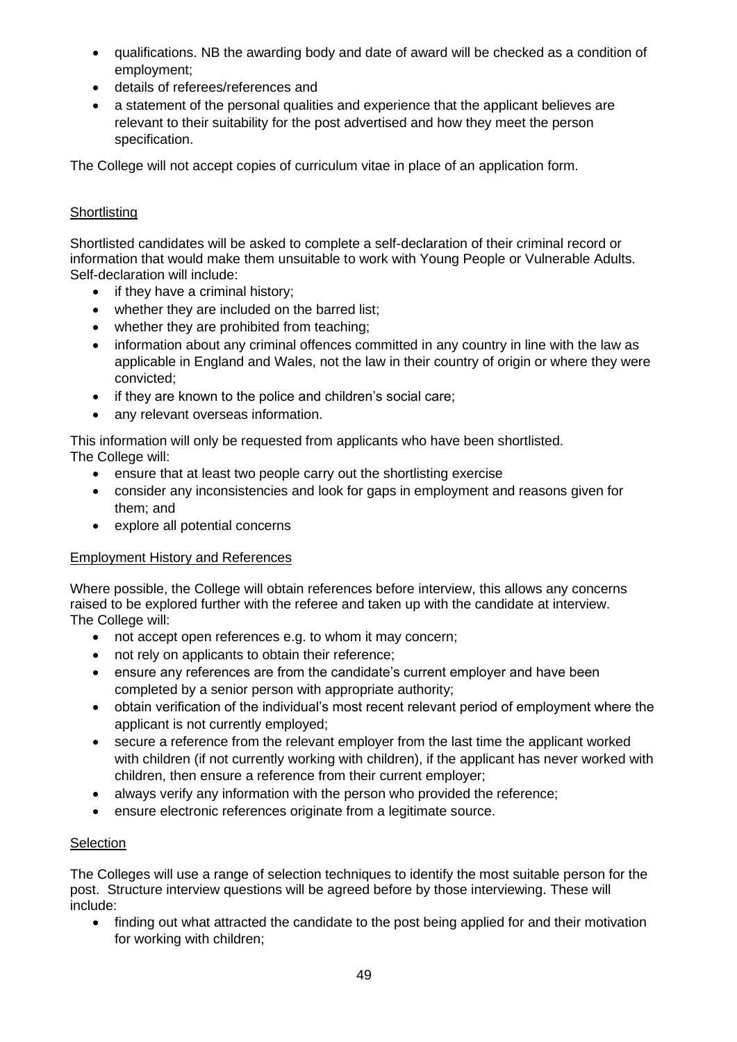- qualifications. NB the awarding body and date of award will be checked as a condition of employment;
- details of referees/references and
- a statement of the personal qualities and experience that the applicant believes are relevant to their suitability for the post advertised and how they meet the person specification.

The College will not accept copies of curriculum vitae in place of an application form.

<u>Shortlisting</u>

Shortlisted candidates will be asked to complete a self-declaration of their criminal record or information that would make them unsuitable to work with Young People or Vulnerable Adults. Self-declaration will include:

- if they have a criminal history;
- whether they are included on the barred list;
- whether they are prohibited from teaching;
- information about any criminal offences committed in any country in line with the law as applicable in England and Wales, not the law in their country of origin or where they were convicted;
- if they are known to the police and children's social care;
- any relevant overseas information.

This information will only be requested from applicants who have been shortlisted.
The College will:

- ensure that at least two people carry out the shortlisting exercise
- consider any inconsistencies and look for gaps in employment and reasons given for them; and
- explore all potential concerns

<u>Employment History and References</u>

Where possible, the College will obtain references before interview, this allows any concerns raised to be explored further with the referee and taken up with the candidate at interview.
The College will:

- not accept open references e.g. to whom it may concern;
- not rely on applicants to obtain their reference;
- ensure any references are from the candidate's current employer and have been completed by a senior person with appropriate authority;
- obtain verification of the individual's most recent relevant period of employment where the applicant is not currently employed;
- secure a reference from the relevant employer from the last time the applicant worked with children (if not currently working with children), if the applicant has never worked with children, then ensure a reference from their current employer;
- always verify any information with the person who provided the reference;
- ensure electronic references originate from a legitimate source.

<u>Selection</u>

The Colleges will use a range of selection techniques to identify the most suitable person for the post. Structure interview questions will be agreed before by those interviewing. These will include:

- finding out what attracted the candidate to the post being applied for and their motivation for working with children;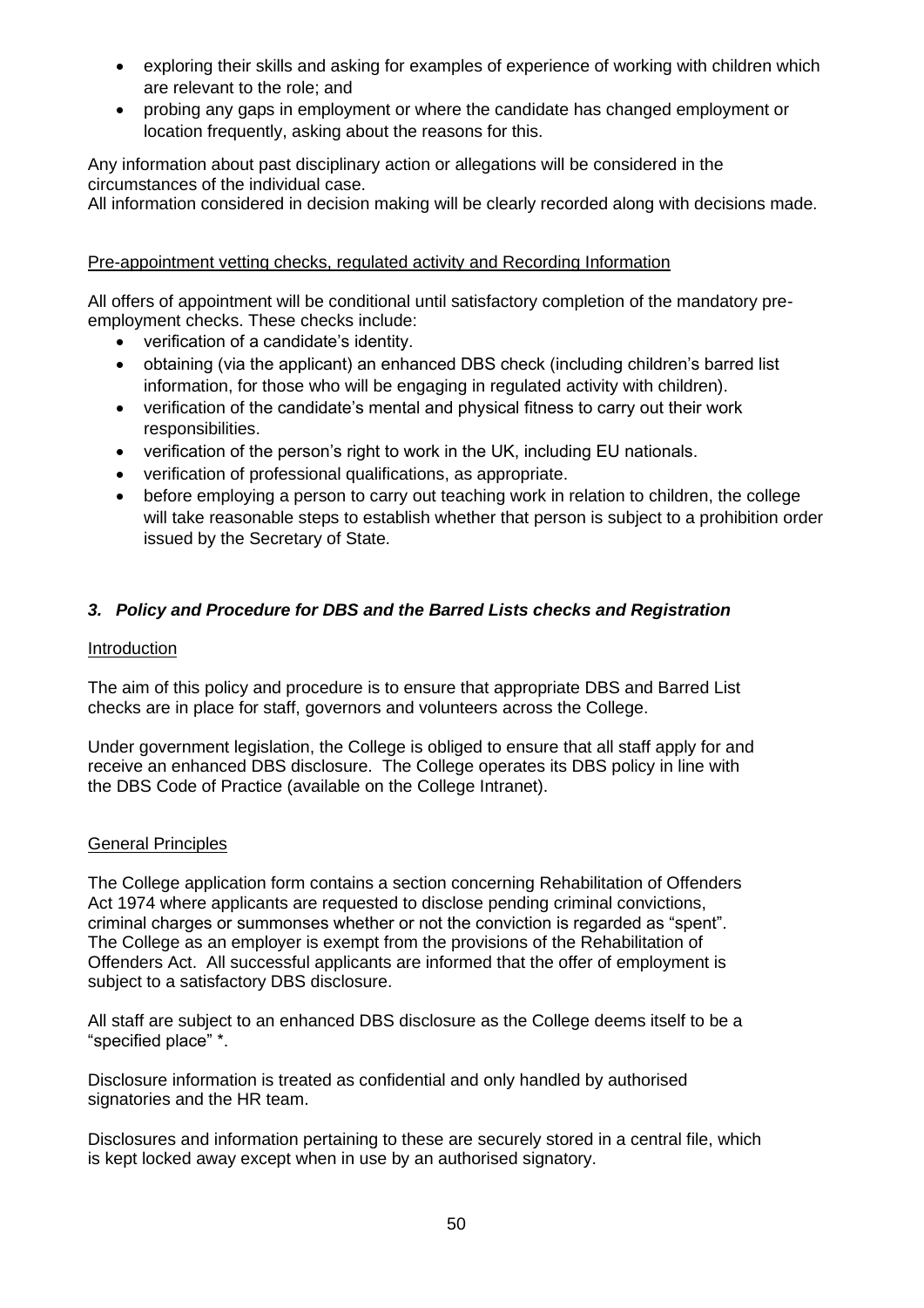- exploring their skills and asking for examples of experience of working with children which are relevant to the role; and
- probing any gaps in employment or where the candidate has changed employment or location frequently, asking about the reasons for this.

Any information about past disciplinary action or allegations will be considered in the circumstances of the individual case.
All information considered in decision making will be clearly recorded along with decisions made.

<u>Pre-appointment vetting checks, regulated activity and Recording Information</u>

All offers of appointment will be conditional until satisfactory completion of the mandatory pre-employment checks. These checks include:

- verification of a candidate's identity.
- obtaining (via the applicant) an enhanced DBS check (including children's barred list information, for those who will be engaging in regulated activity with children).
- verification of the candidate's mental and physical fitness to carry out their work responsibilities.
- verification of the person's right to work in the UK, including EU nationals.
- verification of professional qualifications, as appropriate.
- before employing a person to carry out teaching work in relation to children, the college will take reasonable steps to establish whether that person is subject to a prohibition order issued by the Secretary of State.

### *3. Policy and Procedure for DBS and the Barred Lists checks and Registration*

<u>Introduction</u>

The aim of this policy and procedure is to ensure that appropriate DBS and Barred List checks are in place for staff, governors and volunteers across the College.

Under government legislation, the College is obliged to ensure that all staff apply for and receive an enhanced DBS disclosure. The College operates its DBS policy in line with the DBS Code of Practice (available on the College Intranet).

<u>General Principles</u>

The College application form contains a section concerning Rehabilitation of Offenders Act 1974 where applicants are requested to disclose pending criminal convictions, criminal charges or summonses whether or not the conviction is regarded as "spent". The College as an employer is exempt from the provisions of the Rehabilitation of Offenders Act. All successful applicants are informed that the offer of employment is subject to a satisfactory DBS disclosure.

All staff are subject to an enhanced DBS disclosure as the College deems itself to be a "specified place" *.

Disclosure information is treated as confidential and only handled by authorised signatories and the HR team.

Disclosures and information pertaining to these are securely stored in a central file, which is kept locked away except when in use by an authorised signatory.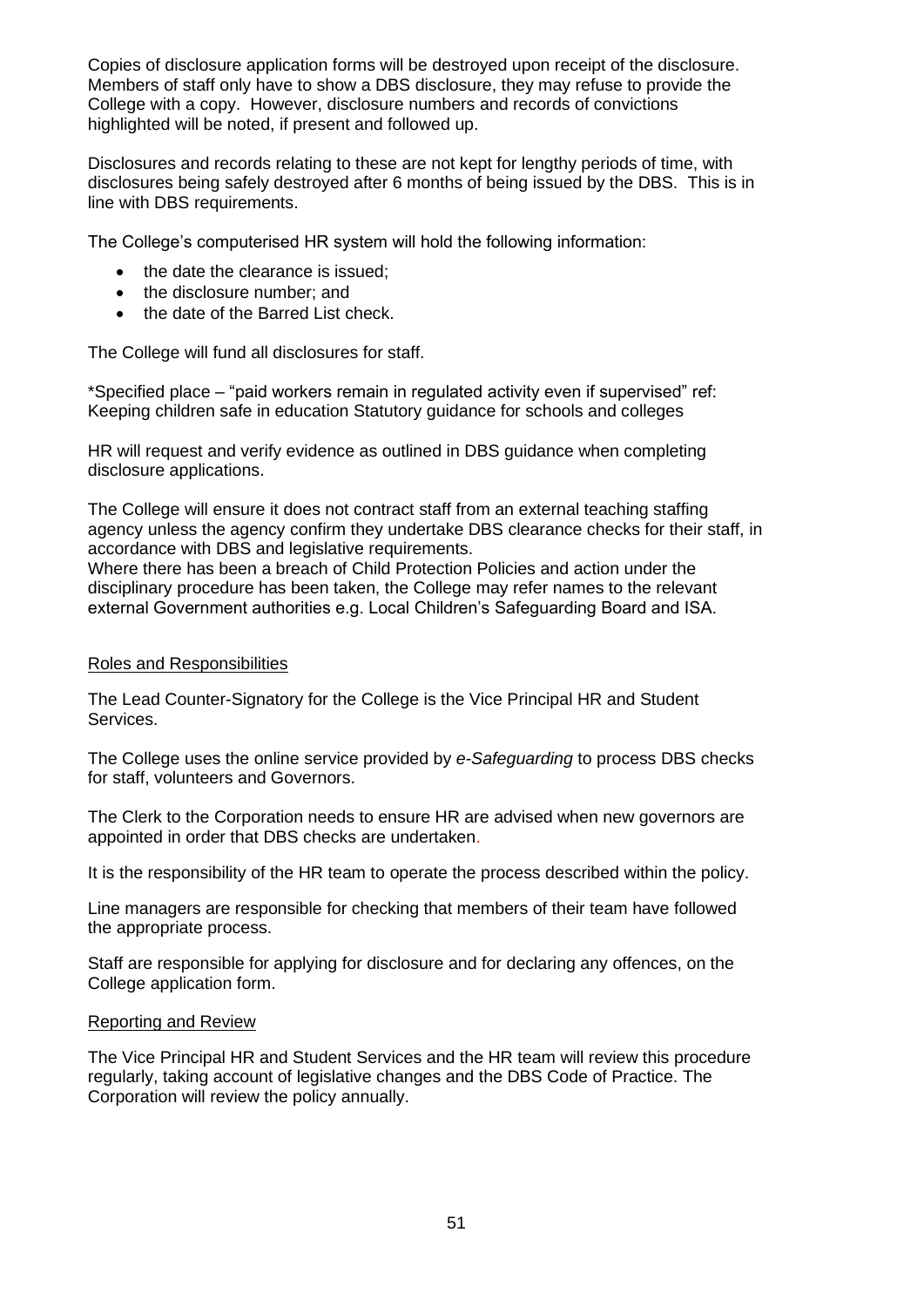Copies of disclosure application forms will be destroyed upon receipt of the disclosure. Members of staff only have to show a DBS disclosure, they may refuse to provide the College with a copy. However, disclosure numbers and records of convictions highlighted will be noted, if present and followed up.

Disclosures and records relating to these are not kept for lengthy periods of time, with disclosures being safely destroyed after 6 months of being issued by the DBS. This is in line with DBS requirements.

The College's computerised HR system will hold the following information:

- the date the clearance is issued;
- the disclosure number; and
- the date of the Barred List check.

The College will fund all disclosures for staff.

*Specified place – "paid workers remain in regulated activity even if supervised" ref: Keeping children safe in education Statutory guidance for schools and colleges

HR will request and verify evidence as outlined in DBS guidance when completing disclosure applications.

The College will ensure it does not contract staff from an external teaching staffing agency unless the agency confirm they undertake DBS clearance checks for their staff, in accordance with DBS and legislative requirements.
Where there has been a breach of Child Protection Policies and action under the disciplinary procedure has been taken, the College may refer names to the relevant external Government authorities e.g. Local Children's Safeguarding Board and ISA.

## Roles and Responsibilities

The Lead Counter-Signatory for the College is the Vice Principal HR and Student Services.

The College uses the online service provided by *e-Safeguarding* to process DBS checks for staff, volunteers and Governors.

The Clerk to the Corporation needs to ensure HR are advised when new governors are appointed in order that DBS checks are undertaken.

It is the responsibility of the HR team to operate the process described within the policy.

Line managers are responsible for checking that members of their team have followed the appropriate process.

Staff are responsible for applying for disclosure and for declaring any offences, on the College application form.

## Reporting and Review

The Vice Principal HR and Student Services and the HR team will review this procedure regularly, taking account of legislative changes and the DBS Code of Practice. The Corporation will review the policy annually.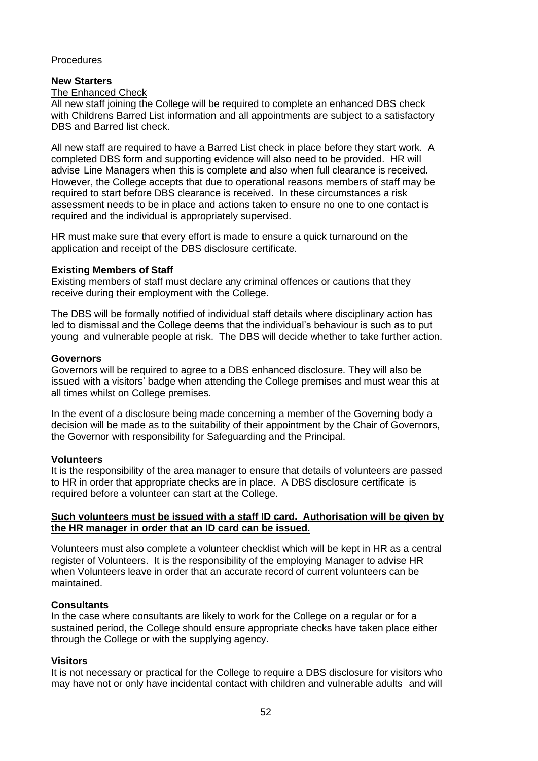<u>Procedures</u>

**New Starters**

<u>The Enhanced Check</u>

All new staff joining the College will be required to complete an enhanced DBS check with Childrens Barred List information and all appointments are subject to a satisfactory DBS and Barred list check.

All new staff are required to have a Barred List check in place before they start work. A completed DBS form and supporting evidence will also need to be provided. HR will advise Line Managers when this is complete and also when full clearance is received. However, the College accepts that due to operational reasons members of staff may be required to start before DBS clearance is received. In these circumstances a risk assessment needs to be in place and actions taken to ensure no one to one contact is required and the individual is appropriately supervised.

HR must make sure that every effort is made to ensure a quick turnaround on the application and receipt of the DBS disclosure certificate.

**Existing Members of Staff**

Existing members of staff must declare any criminal offences or cautions that they receive during their employment with the College.

The DBS will be formally notified of individual staff details where disciplinary action has led to dismissal and the College deems that the individual's behaviour is such as to put young and vulnerable people at risk. The DBS will decide whether to take further action.

**Governors**

Governors will be required to agree to a DBS enhanced disclosure. They will also be issued with a visitors' badge when attending the College premises and must wear this at all times whilst on College premises.

In the event of a disclosure being made concerning a member of the Governing body a decision will be made as to the suitability of their appointment by the Chair of Governors, the Governor with responsibility for Safeguarding and the Principal.

**Volunteers**

It is the responsibility of the area manager to ensure that details of volunteers are passed to HR in order that appropriate checks are in place. A DBS disclosure certificate is required before a volunteer can start at the College.

<u>**Such volunteers must be issued with a staff ID card. Authorisation will be given by the HR manager in order that an ID card can be issued.**</u>

Volunteers must also complete a volunteer checklist which will be kept in HR as a central register of Volunteers. It is the responsibility of the employing Manager to advise HR when Volunteers leave in order that an accurate record of current volunteers can be maintained.

**Consultants**

In the case where consultants are likely to work for the College on a regular or for a sustained period, the College should ensure appropriate checks have taken place either through the College or with the supplying agency.

**Visitors**

It is not necessary or practical for the College to require a DBS disclosure for visitors who may have not or only have incidental contact with children and vulnerable adults and will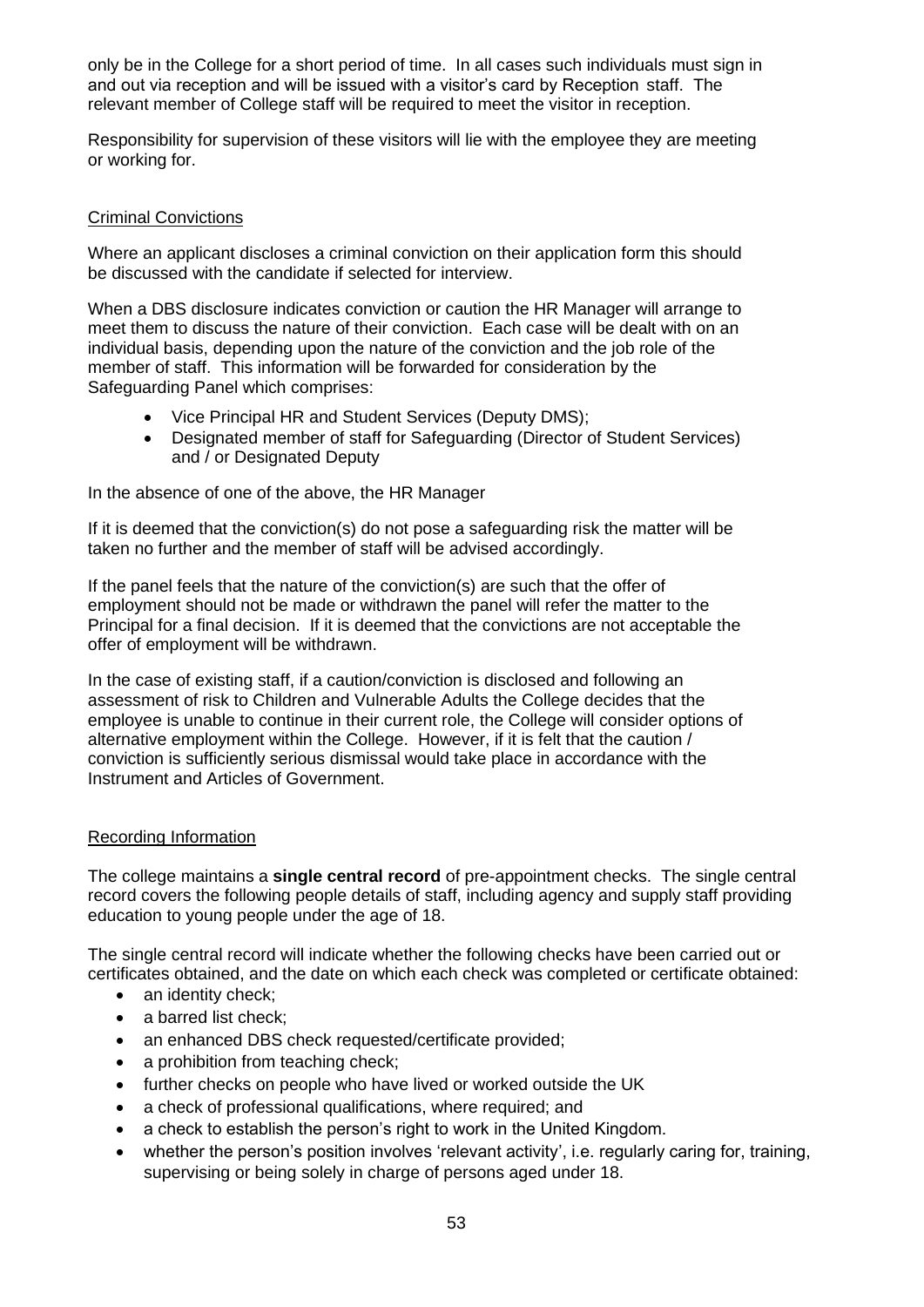only be in the College for a short period of time. In all cases such individuals must sign in and out via reception and will be issued with a visitor's card by Reception staff. The relevant member of College staff will be required to meet the visitor in reception.

Responsibility for supervision of these visitors will lie with the employee they are meeting or working for.

### Criminal Convictions

Where an applicant discloses a criminal conviction on their application form this should be discussed with the candidate if selected for interview.

When a DBS disclosure indicates conviction or caution the HR Manager will arrange to meet them to discuss the nature of their conviction. Each case will be dealt with on an individual basis, depending upon the nature of the conviction and the job role of the member of staff. This information will be forwarded for consideration by the Safeguarding Panel which comprises:

- Vice Principal HR and Student Services (Deputy DMS);
- Designated member of staff for Safeguarding (Director of Student Services) and / or Designated Deputy

In the absence of one of the above, the HR Manager

If it is deemed that the conviction(s) do not pose a safeguarding risk the matter will be taken no further and the member of staff will be advised accordingly.

If the panel feels that the nature of the conviction(s) are such that the offer of employment should not be made or withdrawn the panel will refer the matter to the Principal for a final decision. If it is deemed that the convictions are not acceptable the offer of employment will be withdrawn.

In the case of existing staff, if a caution/conviction is disclosed and following an assessment of risk to Children and Vulnerable Adults the College decides that the employee is unable to continue in their current role, the College will consider options of alternative employment within the College. However, if it is felt that the caution / conviction is sufficiently serious dismissal would take place in accordance with the Instrument and Articles of Government.

### Recording Information

The college maintains a **single central record** of pre-appointment checks. The single central record covers the following people details of staff, including agency and supply staff providing education to young people under the age of 18.

The single central record will indicate whether the following checks have been carried out or certificates obtained, and the date on which each check was completed or certificate obtained:

- an identity check;
- a barred list check;
- an enhanced DBS check requested/certificate provided;
- a prohibition from teaching check;
- further checks on people who have lived or worked outside the UK
- a check of professional qualifications, where required; and
- a check to establish the person's right to work in the United Kingdom.
- whether the person's position involves 'relevant activity', i.e. regularly caring for, training, supervising or being solely in charge of persons aged under 18.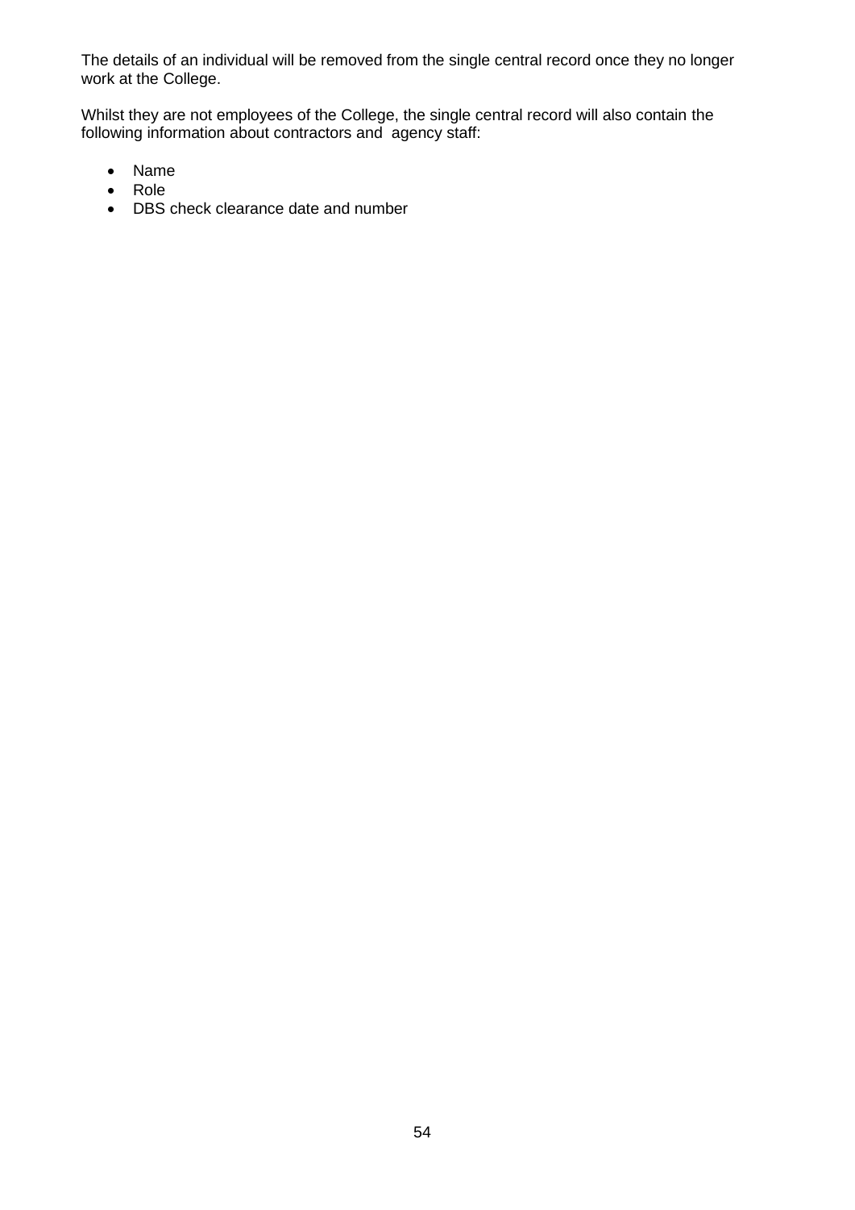The details of an individual will be removed from the single central record once they no longer work at the College.

Whilst they are not employees of the College, the single central record will also contain the following information about contractors and agency staff:

- Name
- Role
- DBS check clearance date and number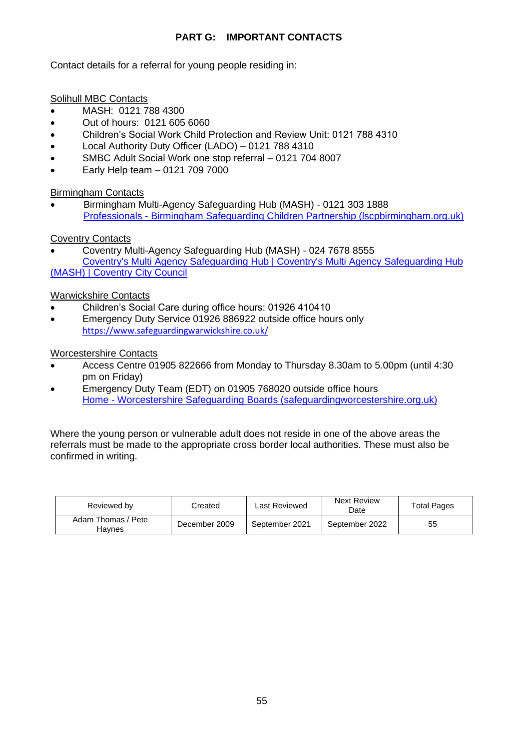## PART G: IMPORTANT CONTACTS

Contact details for a referral for young people residing in:

Solihull MBC Contacts

- MASH: 0121 788 4300
- Out of hours: 0121 605 6060
- Children's Social Work Child Protection and Review Unit: 0121 788 4310
- Local Authority Duty Officer (LADO) – 0121 788 4310
- SMBC Adult Social Work one stop referral – 0121 704 8007
- Early Help team – 0121 709 7000

Birmingham Contacts

- Birmingham Multi-Agency Safeguarding Hub (MASH) - 0121 303 1888
  Professionals - Birmingham Safeguarding Children Partnership (lscpbirmingham.org.uk)

Coventry Contacts

- Coventry Multi-Agency Safeguarding Hub (MASH) - 024 7678 8555
  Coventry's Multi Agency Safeguarding Hub | Coventry's Multi Agency Safeguarding Hub (MASH) | Coventry City Council

Warwickshire Contacts

- Children's Social Care during office hours: 01926 410410
- Emergency Duty Service 01926 886922 outside office hours only
  https://www.safeguardingwarwickshire.co.uk/

Worcestershire Contacts

- Access Centre 01905 822666 from Monday to Thursday 8.30am to 5.00pm (until 4:30 pm on Friday)
- Emergency Duty Team (EDT) on 01905 768020 outside office hours
  Home - Worcestershire Safeguarding Boards (safeguardingworcestershire.org.uk)

Where the young person or vulnerable adult does not reside in one of the above areas the referrals must be made to the appropriate cross border local authorities. These must also be confirmed in writing.

| Reviewed by | Created | Last Reviewed | Next Review Date | Total Pages |
|---|---|---|---|---|
| Adam Thomas / Pete Haynes | December 2009 | September 2021 | September 2022 | 55 |